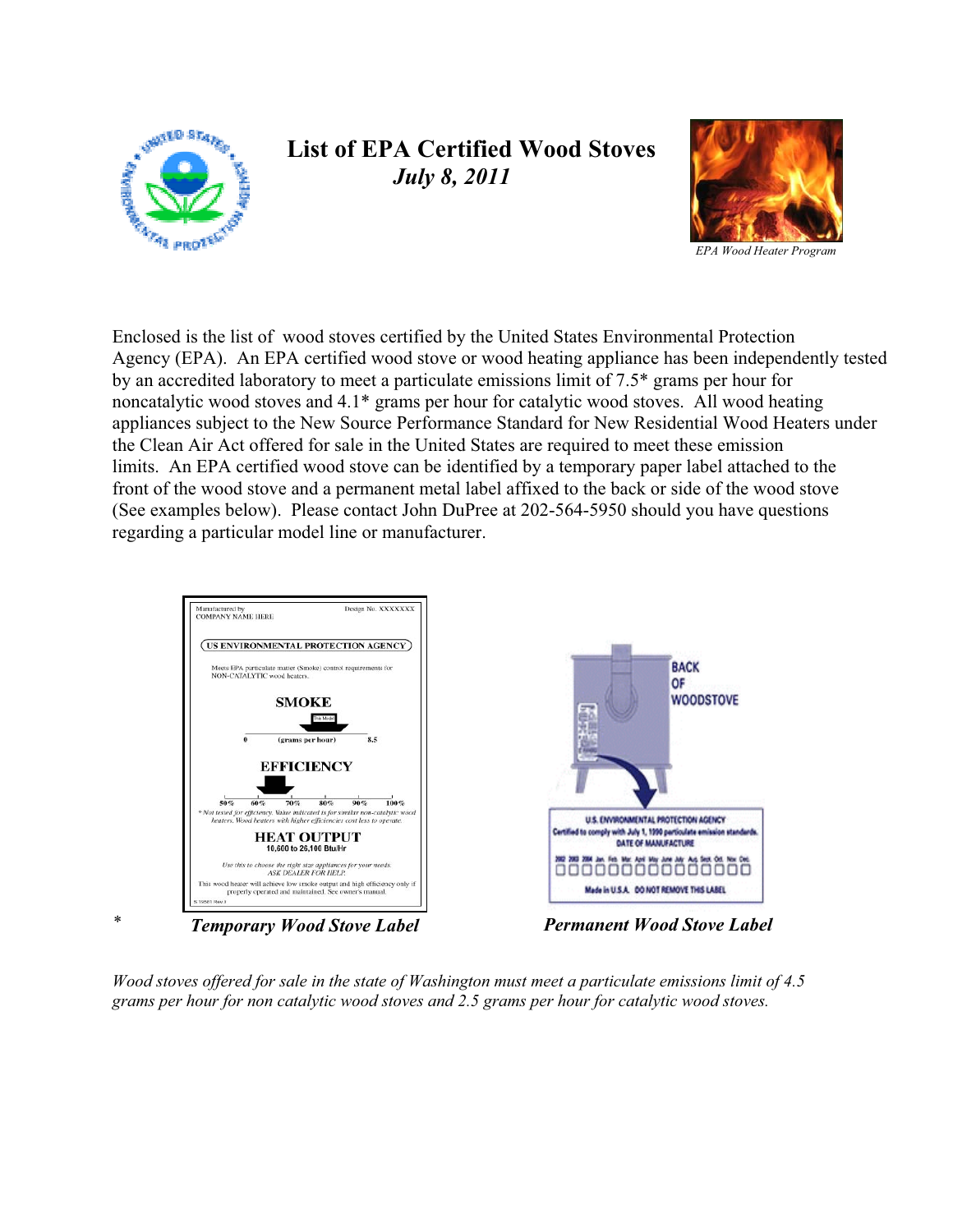# List of EPA Certified Wood Stoves

## *July 8, 2011*

*EPA Wood Heater Program*

Enclosed is the list of wood stoves certified by the United States Environmental Protection Agency (EPA). An EPA certified wood stove or wood heating appliance has been independently tested by an accredited laboratory to meet a particulate emissions limit of 7.5* grams per hour for noncatalytic wood stoves and 4.1* grams per hour for catalytic wood stoves. All wood heating appliances subject to the New Source Performance Standard for New Residential Wood Heaters under the Clean Air Act offered for sale in the United States are required to meet these emission limits. An EPA certified wood stove can be identified by a temporary paper label attached to the front of the wood stove and a permanent metal label affixed to the back or side of the wood stove (See examples below). Please contact John DuPree at 202-564-5950 should you have questions regarding a particular model line or manufacturer.

Manufactured by COMPANY NAME HERE — Design No. XXXXXXX

US ENVIRONMENTAL PROTECTION AGENCY

Meets EPA particulate matter (Smoke) control requirements for NON-CATALYTIC wood heaters.

**SMOKE**

This Model

0 (grams per hour) 8.5

**EFFICIENCY**

50% 60% 70% 80% 90% 100%

* Not tested for efficiency. Value indicated is for similar non-catalytic wood heaters. Wood heaters with higher efficiencies cost less to operate.

**HEAT OUTPUT**

10,600 to 26,100 Btu/Hr

Use this to choose the right size appliances for your needs. ASK DEALER FOR HELP.

This wood heater will achieve low smoke output and high efficiency only if properly operated and maintained. See owner's manual.

BACK OF WOODSTOVE

U.S. ENVIRONMENTAL PROTECTION AGENCY

Certified to comply with July 1, 1990 particulate emission standards.

DATE OF MANUFACTURE

2002 2003 2004 Jan. Feb. Mar. April May June July Aug. Sept. Oct. Nov. Dec.

Made in U.S.A. DO NOT REMOVE THIS LABEL

\* ***Temporary Wood Stove Label*** ***Permanent Wood Stove Label***

*Wood stoves offered for sale in the state of Washington must meet a particulate emissions limit of 4.5 grams per hour for non catalytic wood stoves and 2.5 grams per hour for catalytic wood stoves.*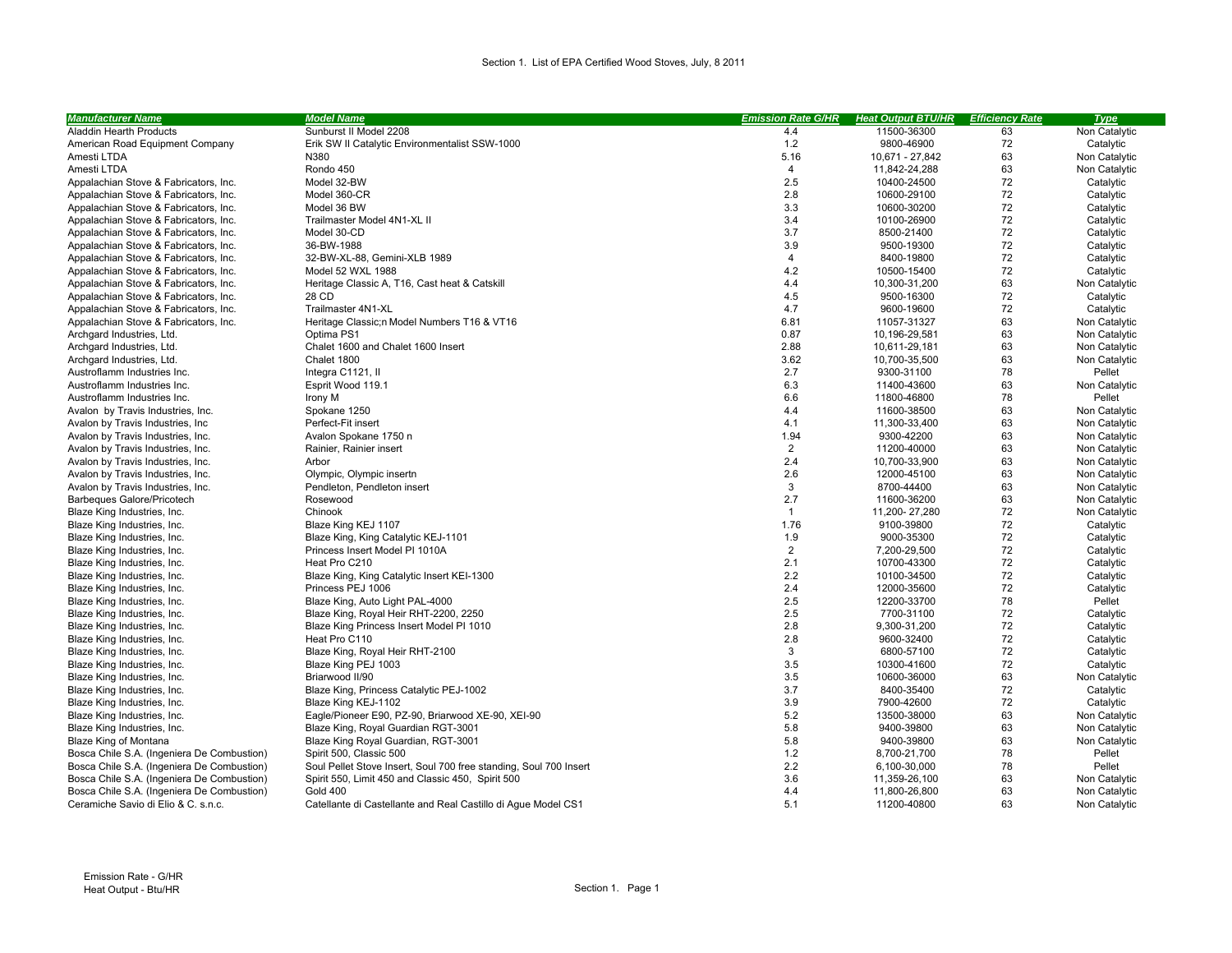Section 1. List of EPA Certified Wood Stoves, July, 8 2011

| Manufacturer Name | Model Name | Emission Rate G/HR | Heat Output BTU/HR | Efficiency Rate | Type |
|---|---|---|---|---|---|
| Aladdin Hearth Products | Sunburst II Model 2208 | 4.4 | 11500-36300 | 63 | Non Catalytic |
| American Road Equipment Company | Erik SW II Catalytic Environmentalist SSW-1000 | 1.2 | 9800-46900 | 72 | Catalytic |
| Amesti LTDA | N380 | 5.16 | 10,671 - 27,842 | 63 | Non Catalytic |
| Amesti LTDA | Rondo 450 | 4 | 11,842-24,288 | 63 | Non Catalytic |
| Appalachian Stove & Fabricators, Inc. | Model 32-BW | 2.5 | 10400-24500 | 72 | Catalytic |
| Appalachian Stove & Fabricators, Inc. | Model 360-CR | 2.8 | 10600-29100 | 72 | Catalytic |
| Appalachian Stove & Fabricators, Inc. | Model 36 BW | 3.3 | 10600-30200 | 72 | Catalytic |
| Appalachian Stove & Fabricators, Inc. | Trailmaster Model 4N1-XL II | 3.4 | 10100-26900 | 72 | Catalytic |
| Appalachian Stove & Fabricators, Inc. | Model 30-CD | 3.7 | 8500-21400 | 72 | Catalytic |
| Appalachian Stove & Fabricators, Inc. | 36-BW-1988 | 3.9 | 9500-19300 | 72 | Catalytic |
| Appalachian Stove & Fabricators, Inc. | 32-BW-XL-88, Gemini-XLB 1989 | 4 | 8400-19800 | 72 | Catalytic |
| Appalachian Stove & Fabricators, Inc. | Model 52 WXL 1988 | 4.2 | 10500-15400 | 72 | Catalytic |
| Appalachian Stove & Fabricators, Inc. | Heritage Classic A, T16, Cast heat & Catskill | 4.4 | 10,300-31,200 | 63 | Non Catalytic |
| Appalachian Stove & Fabricators, Inc. | 28 CD | 4.5 | 9500-16300 | 72 | Catalytic |
| Appalachian Stove & Fabricators, Inc. | Trailmaster 4N1-XL | 4.7 | 9600-19600 | 72 | Catalytic |
| Appalachian Stove & Fabricators, Inc. | Heritage Classic;n Model Numbers T16 & VT16 | 6.81 | 11057-31327 | 63 | Non Catalytic |
| Archgard Industries, Ltd. | Optima PS1 | 0.87 | 10,196-29,581 | 63 | Non Catalytic |
| Archgard Industries, Ltd. | Chalet 1600 and Chalet 1600 Insert | 2.88 | 10,611-29,181 | 63 | Non Catalytic |
| Archgard Industries, Ltd. | Chalet 1800 | 3.62 | 10,700-35,500 | 63 | Non Catalytic |
| Austroflamm Industries Inc. | Integra C1121, II | 2.7 | 9300-31100 | 78 | Pellet |
| Austroflamm Industries Inc. | Esprit Wood 119.1 | 6.3 | 11400-43600 | 63 | Non Catalytic |
| Austroflamm Industries Inc. | Irony M | 6.6 | 11800-46800 | 78 | Pellet |
| Avalon by Travis Industries, Inc. | Spokane 1250 | 4.4 | 11600-38500 | 63 | Non Catalytic |
| Avalon by Travis Industries, Inc | Perfect-Fit insert | 4.1 | 11,300-33,400 | 63 | Non Catalytic |
| Avalon by Travis Industries, Inc. | Avalon Spokane 1750 n | 1.94 | 9300-42200 | 63 | Non Catalytic |
| Avalon by Travis Industries, Inc. | Rainier, Rainier insert | 2 | 11200-40000 | 63 | Non Catalytic |
| Avalon by Travis Industries, Inc. | Arbor | 2.4 | 10,700-33,900 | 63 | Non Catalytic |
| Avalon by Travis Industries, Inc. | Olympic, Olympic insertn | 2.6 | 12000-45100 | 63 | Non Catalytic |
| Avalon by Travis Industries, Inc. | Pendleton, Pendleton insert | 3 | 8700-44400 | 63 | Non Catalytic |
| Barbeques Galore/Pricotech | Rosewood | 2.7 | 11600-36200 | 63 | Non Catalytic |
| Blaze King Industries, Inc. | Chinook | 1 | 11,200- 27,280 | 72 | Non Catalytic |
| Blaze King Industries, Inc. | Blaze King KEJ 1107 | 1.76 | 9100-39800 | 72 | Catalytic |
| Blaze King Industries, Inc. | Blaze King, King Catalytic KEJ-1101 | 1.9 | 9000-35300 | 72 | Catalytic |
| Blaze King Industries, Inc. | Princess Insert Model PI 1010A | 2 | 7,200-29,500 | 72 | Catalytic |
| Blaze King Industries, Inc. | Heat Pro C210 | 2.1 | 10700-43300 | 72 | Catalytic |
| Blaze King Industries, Inc. | Blaze King, King Catalytic Insert KEI-1300 | 2.2 | 10100-34500 | 72 | Catalytic |
| Blaze King Industries, Inc. | Princess PEJ 1006 | 2.4 | 12000-35600 | 72 | Catalytic |
| Blaze King Industries, Inc. | Blaze King, Auto Light PAL-4000 | 2.5 | 12200-33700 | 78 | Pellet |
| Blaze King Industries, Inc. | Blaze King, Royal Heir RHT-2200, 2250 | 2.5 | 7700-31100 | 72 | Catalytic |
| Blaze King Industries, Inc. | Blaze King Princess Insert Model PI 1010 | 2.8 | 9,300-31,200 | 72 | Catalytic |
| Blaze King Industries, Inc. | Heat Pro C110 | 2.8 | 9600-32400 | 72 | Catalytic |
| Blaze King Industries, Inc. | Blaze King, Royal Heir RHT-2100 | 3 | 6800-57100 | 72 | Catalytic |
| Blaze King Industries, Inc. | Blaze King PEJ 1003 | 3.5 | 10300-41600 | 72 | Catalytic |
| Blaze King Industries, Inc. | Briarwood II/90 | 3.5 | 10600-36000 | 63 | Non Catalytic |
| Blaze King Industries, Inc. | Blaze King, Princess Catalytic PEJ-1002 | 3.7 | 8400-35400 | 72 | Catalytic |
| Blaze King Industries, Inc. | Blaze King KEJ-1102 | 3.9 | 7900-42600 | 72 | Catalytic |
| Blaze King Industries, Inc. | Eagle/Pioneer E90, PZ-90, Briarwood XE-90, XEI-90 | 5.2 | 13500-38000 | 63 | Non Catalytic |
| Blaze King Industries, Inc. | Blaze King, Royal Guardian RGT-3001 | 5.8 | 9400-39800 | 63 | Non Catalytic |
| Blaze King of Montana | Blaze King Royal Guardian, RGT-3001 | 5.8 | 9400-39800 | 63 | Non Catalytic |
| Bosca Chile S.A. (Ingeniera De Combustion) | Spirit 500, Classic 500 | 1.2 | 8,700-21,700 | 78 | Pellet |
| Bosca Chile S.A. (Ingeniera De Combustion) | Soul Pellet Stove Insert, Soul 700 free standing, Soul 700 Insert | 2.2 | 6,100-30,000 | 78 | Pellet |
| Bosca Chile S.A. (Ingeniera De Combustion) | Spirit 550, Limit 450 and Classic 450, Spirit 500 | 3.6 | 11,359-26,100 | 63 | Non Catalytic |
| Bosca Chile S.A. (Ingeniera De Combustion) | Gold 400 | 4.4 | 11,800-26,800 | 63 | Non Catalytic |
| Ceramiche Savio di Elio & C. s.n.c. | Catellante di Castellante and Real Castillo di Ague Model CS1 | 5.1 | 11200-40800 | 63 | Non Catalytic |

Emission Rate - G/HR
Heat Output - Btu/HR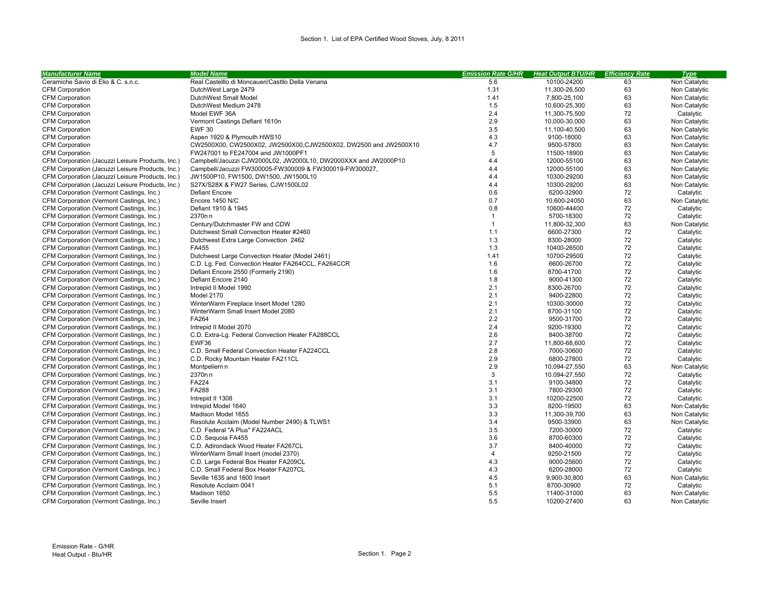Section 1. List of EPA Certified Wood Stoves, July, 8 2011

| Manufacturer Name | Model Name | Emission Rate G/HR | Heat Output BTU/HR | Efficiency Rate | Type |
|---|---|---|---|---|---|
| Ceramiche Savio di Elio & C. s.n.c. | Real Castelllo di Moncaueri/Castllo Della Venaria | 5.6 | 10100-24200 | 63 | Non Catalytic |
| CFM Corporation | DutchWest Large 2479 | 1.31 | 11,300-26,500 | 63 | Non Catalytic |
| CFM Corporation | DutchWest Small Model | 1.41 | 7,800-25,100 | 63 | Non Catalytic |
| CFM Corporation | DutchWest Medium 2478 | 1.5 | 10,600-25,300 | 63 | Non Catalytic |
| CFM Corporation | Model EWF 36A | 2.4 | 11,300-75,500 | 72 | Catalytic |
| CFM Corporation | Vermont Castings Defiant 1610n | 2.9 | 10,000-30,000 | 63 | Non Catalytic |
| CFM Corporation | EWF 30 | 3.5 | 11,100-40,500 | 63 | Non Catalytic |
| CFM Corporation | Aspen 1920 & Plymouth HWS10 | 4.3 | 9100-18000 | 63 | Non Catalytic |
| CFM Corporation | CW2500X00, CW2500X02, JW2500X00,CJW2500X02, DW2500 and JW2500X10 | 4.7 | 9500-57800 | 63 | Non Catalytic |
| CFM Corporation | FW247001 to FE247004 and JW1000PF1 | 5 | 11500-18900 | 63 | Non Catalytic |
| CFM Corporation (Jacuzzi Leisure Products, Inc.) | Campbell/Jacuzzi CJW2000L02, JW2000L10, DW2000XXX and JW2000P10 | 4.4 | 12000-55100 | 63 | Non Catalytic |
| CFM Corporation (Jacuzzi Leisure Products, Inc.) | Campbell/Jacuzzi FW300005-FW300009 & FW300019-FW300027, | 4.4 | 12000-55100 | 63 | Non Catalytic |
| CFM Corporation (Jacuzzi Leisure Products, Inc.) | JW1500P10, FW1500, DW1500, JW1500L10 | 4.4 | 10300-29200 | 63 | Non Catalytic |
| CFM Corporation (Jacuzzi Leisure Products, Inc.) | S27X/S28X & FW27 Series, CJW1500L02 | 4.4 | 10300-29200 | 63 | Non Catalytic |
| CFM Corporation (Vermont Castings, Inc.) | Defiant Encore | 0.6 | 6200-32900 | 72 | Catalytic |
| CFM Corporation (Vermont Castings, Inc.) | Encore 1450 N/C | 0.7 | 10,600-24050 | 63 | Non Catalytic |
| CFM Corporation (Vermont Castings, Inc.) | Defiant 1910 & 1945 | 0.8 | 10600-44400 | 72 | Catalytic |
| CFM Corporation (Vermont Castings, Inc.) | 2370n n | 1 | 5700-18300 | 72 | Catalytic |
| CFM Corporation (Vermont Castings, Inc.) | Century/Dutchmaster FW and CDW | 1 | 11,800-32,300 | 63 | Non Catalytic |
| CFM Corporation (Vermont Castings, Inc.) | Dutchwest Small Convection Heater #2460 | 1.1 | 6600-27300 | 72 | Catalytic |
| CFM Corporation (Vermont Castings, Inc.) | Dutchwest Extra Large Convection 2462 | 1.3 | 8300-28000 | 72 | Catalytic |
| CFM Corporation (Vermont Castings, Inc.) | FA455 | 1.3 | 10400-26500 | 72 | Catalytic |
| CFM Corporation (Vermont Castings, Inc.) | Dutchwest Large Convection Heater (Model 2461) | 1.41 | 10700-29500 | 72 | Catalytic |
| CFM Corporation (Vermont Castings, Inc.) | C.D. Lg. Fed. Convection Heater FA264CCL, FA264CCR | 1.6 | 6600-26700 | 72 | Catalytic |
| CFM Corporation (Vermont Castings, Inc.) | Defiant Encore 2550 (Formerly 2190) | 1.6 | 8700-41700 | 72 | Catalytic |
| CFM Corporation (Vermont Castings, Inc.) | Defiant Encore 2140 | 1.8 | 9000-41300 | 72 | Catalytic |
| CFM Corporation (Vermont Castings, Inc.) | Intrepid II Model 1990 | 2.1 | 8300-26700 | 72 | Catalytic |
| CFM Corporation (Vermont Castings, Inc.) | Model 2170 | 2.1 | 9400-22800 | 72 | Catalytic |
| CFM Corporation (Vermont Castings, Inc.) | WinterWarm Fireplace Insert Model 1280 | 2.1 | 10300-30000 | 72 | Catalytic |
| CFM Corporation (Vermont Castings, Inc.) | WinterWarm Small Insert Model 2080 | 2.1 | 8700-31100 | 72 | Catalytic |
| CFM Corporation (Vermont Castings, Inc.) | FA264 | 2.2 | 9500-31700 | 72 | Catalytic |
| CFM Corporation (Vermont Castings, Inc.) | Intrepid II Model 2070 | 2.4 | 9200-19300 | 72 | Catalytic |
| CFM Corporation (Vermont Castings, Inc.) | C.D. Extra-Lg. Federal Convection Heater FA288CCL | 2.6 | 8400-38700 | 72 | Catalytic |
| CFM Corporation (Vermont Castings, Inc.) | EWF36 | 2.7 | 11,800-68,600 | 72 | Catalytic |
| CFM Corporation (Vermont Castings, Inc.) | C.D. Small Federal Convection Heater FA224CCL | 2.8 | 7000-30600 | 72 | Catalytic |
| CFM Corporation (Vermont Castings, Inc.) | C.D. Rocky Mountain Heater FA211CL | 2.9 | 6800-27800 | 72 | Catalytic |
| CFM Corporation (Vermont Castings, Inc.) | Montpeliern n | 2.9 | 10,094-27,550 | 63 | Non Catalytic |
| CFM Corporation (Vermont Castings, Inc.) | 2370n n | 3 | 10.094-27,550 | 72 | Catalytic |
| CFM Corporation (Vermont Castings, Inc.) | FA224 | 3.1 | 9100-34800 | 72 | Catalytic |
| CFM Corporation (Vermont Castings, Inc.) | FA288 | 3.1 | 7800-29300 | 72 | Catalytic |
| CFM Corporation (Vermont Castings, Inc.) | Intrepid II 1308 | 3.1 | 10200-22500 | 72 | Catalytic |
| CFM Corporation (Vermont Castings, Inc.) | Intrepid Model 1640 | 3.3 | 8200-19500 | 63 | Non Catalytic |
| CFM Corporation (Vermont Castings, Inc.) | Madison Model 1655 | 3.3 | 11,300-39,700 | 63 | Non Catalytic |
| CFM Corporation (Vermont Castings, Inc.) | Resolute Acclaim (Model Number 2490) & TLWS1 | 3.4 | 9500-33900 | 63 | Non Catalytic |
| CFM Corporation (Vermont Castings, Inc.) | C.D. Federal "A Plus" FA224ACL | 3.5 | 7200-30000 | 72 | Catalytic |
| CFM Corporation (Vermont Castings, Inc.) | C.D. Sequoia FA455 | 3.6 | 8700-60300 | 72 | Catalytic |
| CFM Corporation (Vermont Castings, Inc.) | C.D. Adirondack Wood Heater FA267CL | 3.7 | 8400-40000 | 72 | Catalytic |
| CFM Corporation (Vermont Castings, Inc.) | WinterWarm Small Insert (model 2370) | 4 | 9250-21500 | 72 | Catalytic |
| CFM Corporation (Vermont Castings, Inc.) | C.D. Large Federal Box Heater FA209CL | 4.3 | 9000-25600 | 72 | Catalytic |
| CFM Corporation (Vermont Castings, Inc.) | C.D. Small Federal Box Heater FA207CL | 4.3 | 6200-28000 | 72 | Catalytic |
| CFM Corporation (Vermont Castings, Inc.) | Seville 1635 and 1600 Insert | 4.5 | 9,900-30,800 | 63 | Non Catalytic |
| CFM Corporation (Vermont Castings, Inc.) | Resolute Acclaim 0041 | 5.1 | 8700-30900 | 72 | Catalytic |
| CFM Corporation (Vermont Castings, Inc.) | Madison 1650 | 5.5 | 11400-31000 | 63 | Non Catalytic |
| CFM Corporation (Vermont Castings, Inc.) | Seville Insert | 5.5 | 10200-27400 | 63 | Non Catalytic |

Emission Rate - G/HR
Heat Output - Btu/HR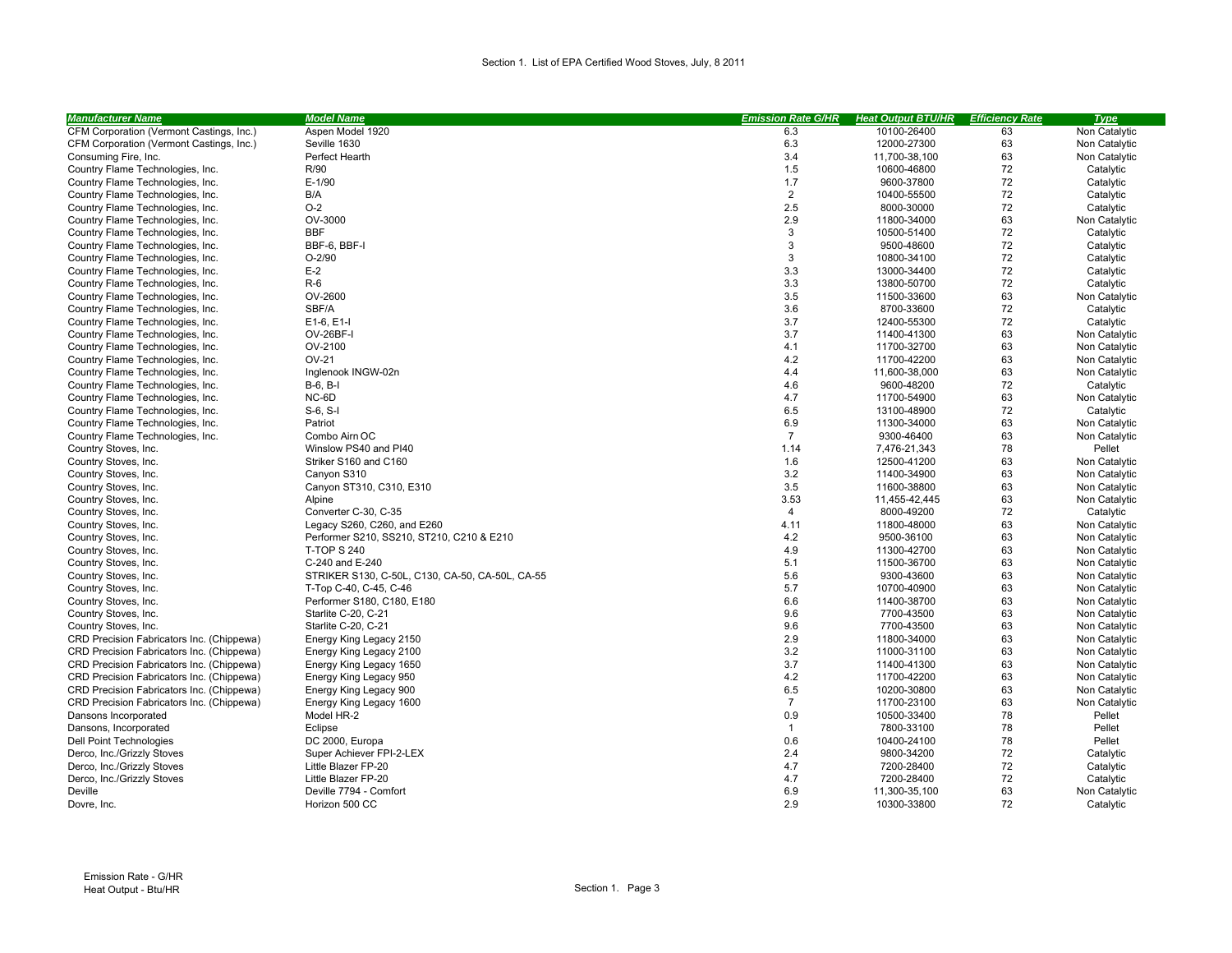Section 1. List of EPA Certified Wood Stoves, July, 8 2011

| Manufacturer Name | Model Name | Emission Rate G/HR | Heat Output BTU/HR | Efficiency Rate | Type |
|---|---|---|---|---|---|
| CFM Corporation (Vermont Castings, Inc.) | Aspen Model 1920 | 6.3 | 10100-26400 | 63 | Non Catalytic |
| CFM Corporation (Vermont Castings, Inc.) | Seville 1630 | 6.3 | 12000-27300 | 63 | Non Catalytic |
| Consuming Fire, Inc. | Perfect Hearth | 3.4 | 11,700-38,100 | 63 | Non Catalytic |
| Country Flame Technologies, Inc. | R/90 | 1.5 | 10600-46800 | 72 | Catalytic |
| Country Flame Technologies, Inc. | E-1/90 | 1.7 | 9600-37800 | 72 | Catalytic |
| Country Flame Technologies, Inc. | B/A | 2 | 10400-55500 | 72 | Catalytic |
| Country Flame Technologies, Inc. | O-2 | 2.5 | 8000-30000 | 72 | Catalytic |
| Country Flame Technologies, Inc. | OV-3000 | 2.9 | 11800-34000 | 63 | Non Catalytic |
| Country Flame Technologies, Inc. | BBF | 3 | 10500-51400 | 72 | Catalytic |
| Country Flame Technologies, Inc. | BBF-6, BBF-I | 3 | 9500-48600 | 72 | Catalytic |
| Country Flame Technologies, Inc. | O-2/90 | 3 | 10800-34100 | 72 | Catalytic |
| Country Flame Technologies, Inc. | E-2 | 3.3 | 13000-34400 | 72 | Catalytic |
| Country Flame Technologies, Inc. | R-6 | 3.3 | 13800-50700 | 72 | Catalytic |
| Country Flame Technologies, Inc. | OV-2600 | 3.5 | 11500-33600 | 63 | Non Catalytic |
| Country Flame Technologies, Inc. | SBF/A | 3.6 | 8700-33600 | 72 | Catalytic |
| Country Flame Technologies, Inc. | E1-6, E1-I | 3.7 | 12400-55300 | 72 | Catalytic |
| Country Flame Technologies, Inc. | OV-26BF-I | 3.7 | 11400-41300 | 63 | Non Catalytic |
| Country Flame Technologies, Inc. | OV-2100 | 4.1 | 11700-32700 | 63 | Non Catalytic |
| Country Flame Technologies, Inc. | OV-21 | 4.2 | 11700-42200 | 63 | Non Catalytic |
| Country Flame Technologies, Inc. | Inglenook INGW-02n | 4.4 | 11,600-38,000 | 63 | Non Catalytic |
| Country Flame Technologies, Inc. | B-6, B-I | 4.6 | 9600-48200 | 72 | Catalytic |
| Country Flame Technologies, Inc. | NC-6D | 4.7 | 11700-54900 | 63 | Non Catalytic |
| Country Flame Technologies, Inc. | S-6, S-I | 6.5 | 13100-48900 | 72 | Catalytic |
| Country Flame Technologies, Inc. | Patriot | 6.9 | 11300-34000 | 63 | Non Catalytic |
| Country Flame Technologies, Inc. | Combo Airn OC | 7 | 9300-46400 | 63 | Non Catalytic |
| Country Stoves, Inc. | Winslow PS40 and PI40 | 1.14 | 7,476-21,343 | 78 | Pellet |
| Country Stoves, Inc. | Striker S160 and C160 | 1.6 | 12500-41200 | 63 | Non Catalytic |
| Country Stoves, Inc. | Canyon S310 | 3.2 | 11400-34900 | 63 | Non Catalytic |
| Country Stoves, Inc. | Canyon ST310, C310, E310 | 3.5 | 11600-38800 | 63 | Non Catalytic |
| Country Stoves, Inc. | Alpine | 3.53 | 11,455-42,445 | 63 | Non Catalytic |
| Country Stoves, Inc. | Converter C-30, C-35 | 4 | 8000-49200 | 72 | Catalytic |
| Country Stoves, Inc. | Legacy S260, C260, and E260 | 4.11 | 11800-48000 | 63 | Non Catalytic |
| Country Stoves, Inc. | Performer S210, SS210, ST210, C210 & E210 | 4.2 | 9500-36100 | 63 | Non Catalytic |
| Country Stoves, Inc. | T-TOP S 240 | 4.9 | 11300-42700 | 63 | Non Catalytic |
| Country Stoves, Inc. | C-240 and E-240 | 5.1 | 11500-36700 | 63 | Non Catalytic |
| Country Stoves, Inc. | STRIKER S130, C-50L, C130, CA-50, CA-50L, CA-55 | 5.6 | 9300-43600 | 63 | Non Catalytic |
| Country Stoves, Inc. | T-Top C-40, C-45, C-46 | 5.7 | 10700-40900 | 63 | Non Catalytic |
| Country Stoves, Inc. | Performer S180, C180, E180 | 6.6 | 11400-38700 | 63 | Non Catalytic |
| Country Stoves, Inc. | Starlite C-20, C-21 | 9.6 | 7700-43500 | 63 | Non Catalytic |
| Country Stoves, Inc. | Starlite C-20, C-21 | 9.6 | 7700-43500 | 63 | Non Catalytic |
| CRD Precision Fabricators Inc. (Chippewa) | Energy King Legacy 2150 | 2.9 | 11800-34000 | 63 | Non Catalytic |
| CRD Precision Fabricators Inc. (Chippewa) | Energy King Legacy 2100 | 3.2 | 11000-31100 | 63 | Non Catalytic |
| CRD Precision Fabricators Inc. (Chippewa) | Energy King Legacy 1650 | 3.7 | 11400-41300 | 63 | Non Catalytic |
| CRD Precision Fabricators Inc. (Chippewa) | Energy King Legacy 950 | 4.2 | 11700-42200 | 63 | Non Catalytic |
| CRD Precision Fabricators Inc. (Chippewa) | Energy King Legacy 900 | 6.5 | 10200-30800 | 63 | Non Catalytic |
| CRD Precision Fabricators Inc. (Chippewa) | Energy King Legacy 1600 | 7 | 11700-23100 | 63 | Non Catalytic |
| Dansons Incorporated | Model HR-2 | 0.9 | 10500-33400 | 78 | Pellet |
| Dansons, Incorporated | Eclipse | 1 | 7800-33100 | 78 | Pellet |
| Dell Point Technologies | DC 2000, Europa | 0.6 | 10400-24100 | 78 | Pellet |
| Derco, Inc./Grizzly Stoves | Super Achiever FPI-2-LEX | 2.4 | 9800-34200 | 72 | Catalytic |
| Derco, Inc./Grizzly Stoves | Little Blazer FP-20 | 4.7 | 7200-28400 | 72 | Catalytic |
| Derco, Inc./Grizzly Stoves | Little Blazer FP-20 | 4.7 | 7200-28400 | 72 | Catalytic |
| Deville | Deville 7794 - Comfort | 6.9 | 11,300-35,100 | 63 | Non Catalytic |
| Dovre, Inc. | Horizon 500 CC | 2.9 | 10300-33800 | 72 | Catalytic |

Emission Rate - G/HR
Heat Output - Btu/HR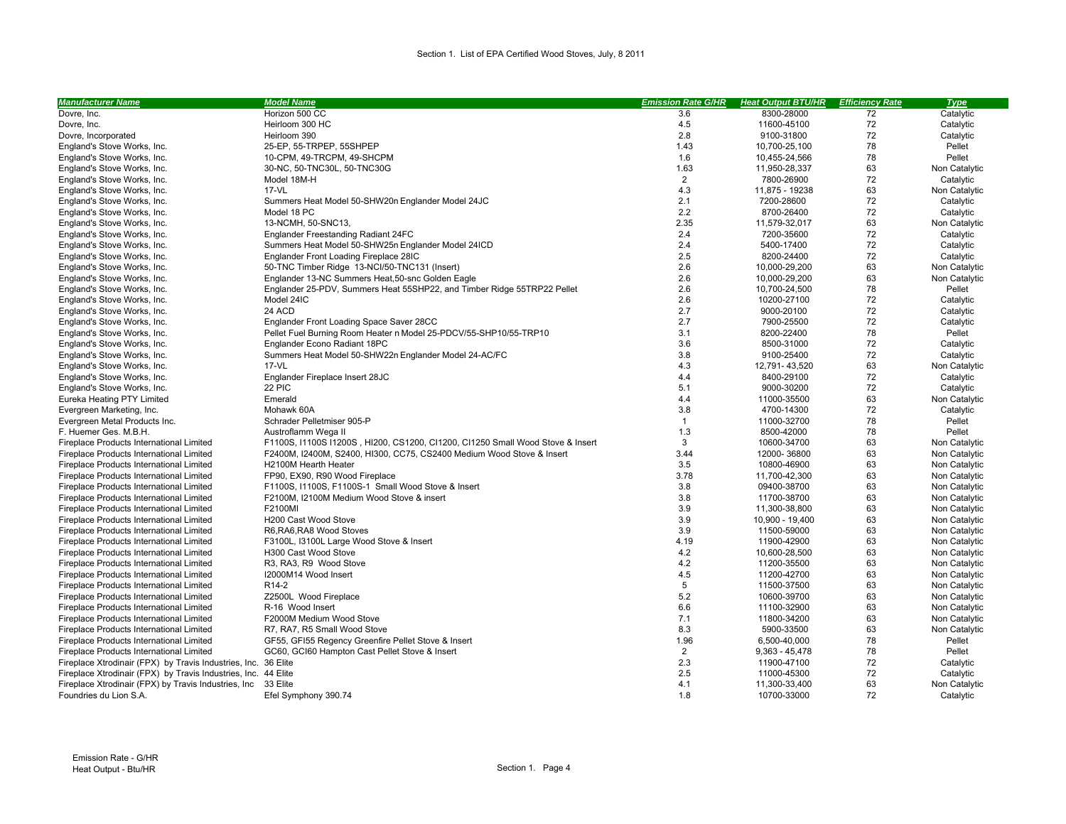Section 1. List of EPA Certified Wood Stoves, July, 8 2011

| Manufacturer Name | Model Name | Emission Rate G/HR | Heat Output BTU/HR | Efficiency Rate | Type |
|---|---|---|---|---|---|
| Dovre, Inc. | Horizon 500 CC | 3.6 | 8300-28000 | 72 | Catalytic |
| Dovre, Inc. | Heirloom 300 HC | 4.5 | 11600-45100 | 72 | Catalytic |
| Dovre, Incorporated | Heirloom 390 | 2.8 | 9100-31800 | 72 | Catalytic |
| England's Stove Works, Inc. | 25-EP, 55-TRPEP, 55SHPEP | 1.43 | 10,700-25,100 | 78 | Pellet |
| England's Stove Works, Inc. | 10-CPM, 49-TRCPM, 49-SHCPM | 1.6 | 10,455-24,566 | 78 | Pellet |
| England's Stove Works, Inc. | 30-NC, 50-TNC30L, 50-TNC30G | 1.63 | 11,950-28,337 | 63 | Non Catalytic |
| England's Stove Works, Inc. | Model 18M-H | 2 | 7800-26900 | 72 | Catalytic |
| England's Stove Works, Inc. | 17-VL | 4.3 | 11,875 - 19238 | 63 | Non Catalytic |
| England's Stove Works, Inc. | Summers Heat Model 50-SHW20n Englander Model 24JC | 2.1 | 7200-28600 | 72 | Catalytic |
| England's Stove Works, Inc. | Model 18 PC | 2.2 | 8700-26400 | 72 | Catalytic |
| England's Stove Works, Inc. | 13-NCMH, 50-SNC13, | 2.35 | 11,579-32,017 | 63 | Non Catalytic |
| England's Stove Works, Inc. | Englander Freestanding Radiant 24FC | 2.4 | 7200-35600 | 72 | Catalytic |
| England's Stove Works, Inc. | Summers Heat Model 50-SHW25n Englander Model 24ICD | 2.4 | 5400-17400 | 72 | Catalytic |
| England's Stove Works, Inc. | Englander Front Loading Fireplace 28IC | 2.5 | 8200-24400 | 72 | Catalytic |
| England's Stove Works, Inc. | 50-TNC Timber Ridge 13-NCI/50-TNC131 (Insert) | 2.6 | 10,000-29,200 | 63 | Non Catalytic |
| England's Stove Works, Inc. | Englander 13-NC Summers Heat,50-snc Golden Eagle | 2.6 | 10,000-29,200 | 63 | Non Catalytic |
| England's Stove Works, Inc. | Englander 25-PDV, Summers Heat 55SHP22, and Timber Ridge 55TRP22 Pellet | 2.6 | 10,700-24,500 | 78 | Pellet |
| England's Stove Works, Inc. | Model 24IC | 2.6 | 10200-27100 | 72 | Catalytic |
| England's Stove Works, Inc. | 24 ACD | 2.7 | 9000-20100 | 72 | Catalytic |
| England's Stove Works, Inc. | Englander Front Loading Space Saver 28CC | 2.7 | 7900-25500 | 72 | Catalytic |
| England's Stove Works, Inc. | Pellet Fuel Burning Room Heater n Model 25-PDCV/55-SHP10/55-TRP10 | 3.1 | 8200-22400 | 78 | Pellet |
| England's Stove Works, Inc. | Englander Econo Radiant 18PC | 3.6 | 8500-31000 | 72 | Catalytic |
| England's Stove Works, Inc. | Summers Heat Model 50-SHW22n Englander Model 24-AC/FC | 3.8 | 9100-25400 | 72 | Catalytic |
| England's Stove Works, Inc. | 17-VL | 4.3 | 12,791- 43,520 | 63 | Non Catalytic |
| England's Stove Works, Inc. | Englander Fireplace Insert 28JC | 4.4 | 8400-29100 | 72 | Catalytic |
| England's Stove Works, Inc. | 22 PIC | 5.1 | 9000-30200 | 72 | Catalytic |
| Eureka Heating PTY Limited | Emerald | 4.4 | 11000-35500 | 63 | Non Catalytic |
| Evergreen Marketing, Inc. | Mohawk 60A | 3.8 | 4700-14300 | 72 | Catalytic |
| Evergreen Metal Products Inc. | Schrader Pelletmiser 905-P | 1 | 11000-32700 | 78 | Pellet |
| F. Huemer Ges. M.B.H. | Austroflamm Wega II | 1.3 | 8500-42000 | 78 | Pellet |
| Fireplace Products International Limited | F1100S, I1100S I1200S , HI200, CS1200, CI1200, CI1250 Small Wood Stove & Insert | 3 | 10600-34700 | 63 | Non Catalytic |
| Fireplace Products International Limited | F2400M, I2400M, S2400, HI300, CC75, CS2400 Medium Wood Stove & Insert | 3.44 | 12000- 36800 | 63 | Non Catalytic |
| Fireplace Products International Limited | H2100M Hearth Heater | 3.5 | 10800-46900 | 63 | Non Catalytic |
| Fireplace Products International Limited | FP90, EX90, R90 Wood Fireplace | 3.78 | 11,700-42,300 | 63 | Non Catalytic |
| Fireplace Products International Limited | F1100S, I1100S, F1100S-1 Small Wood Stove & Insert | 3.8 | 09400-38700 | 63 | Non Catalytic |
| Fireplace Products International Limited | F2100M, I2100M Medium Wood Stove & insert | 3.8 | 11700-38700 | 63 | Non Catalytic |
| Fireplace Products International Limited | F2100MI | 3.9 | 11,300-38,800 | 63 | Non Catalytic |
| Fireplace Products International Limited | H200 Cast Wood Stove | 3.9 | 10,900 - 19,400 | 63 | Non Catalytic |
| Fireplace Products International Limited | R6,RA6,RA8 Wood Stoves | 3.9 | 11500-59000 | 63 | Non Catalytic |
| Fireplace Products International Limited | F3100L, I3100L Large Wood Stove & Insert | 4.19 | 11900-42900 | 63 | Non Catalytic |
| Fireplace Products International Limited | H300 Cast Wood Stove | 4.2 | 10,600-28,500 | 63 | Non Catalytic |
| Fireplace Products International Limited | R3, RA3, R9 Wood Stove | 4.2 | 11200-35500 | 63 | Non Catalytic |
| Fireplace Products International Limited | I2000M14 Wood Insert | 4.5 | 11200-42700 | 63 | Non Catalytic |
| Fireplace Products International Limited | R14-2 | 5 | 11500-37500 | 63 | Non Catalytic |
| Fireplace Products International Limited | Z2500L Wood Fireplace | 5.2 | 10600-39700 | 63 | Non Catalytic |
| Fireplace Products International Limited | R-16 Wood Insert | 6.6 | 11100-32900 | 63 | Non Catalytic |
| Fireplace Products International Limited | F2000M Medium Wood Stove | 7.1 | 11800-34200 | 63 | Non Catalytic |
| Fireplace Products International Limited | R7, RA7, R5 Small Wood Stove | 8.3 | 5900-33500 | 63 | Non Catalytic |
| Fireplace Products International Limited | GF55, GFI55 Regency Greenfire Pellet Stove & Insert | 1.96 | 6,500-40,000 | 78 | Pellet |
| Fireplace Products International Limited | GC60, GCI60 Hampton Cast Pellet Stove & Insert | 2 | 9,363 - 45,478 | 78 | Pellet |
| Fireplace Xtrodinair (FPX) by Travis Industries, Inc. | 36 Elite | 2.3 | 11900-47100 | 72 | Catalytic |
| Fireplace Xtrodinair (FPX) by Travis Industries, Inc. | 44 Elite | 2.5 | 11000-45300 | 72 | Catalytic |
| Fireplace Xtrodinair (FPX) by Travis Industries, Inc | 33 Elite | 4.1 | 11,300-33,400 | 63 | Non Catalytic |
| Foundries du Lion S.A. | Efel Symphony 390.74 | 1.8 | 10700-33000 | 72 | Catalytic |

Emission Rate - G/HR
Heat Output - Btu/HR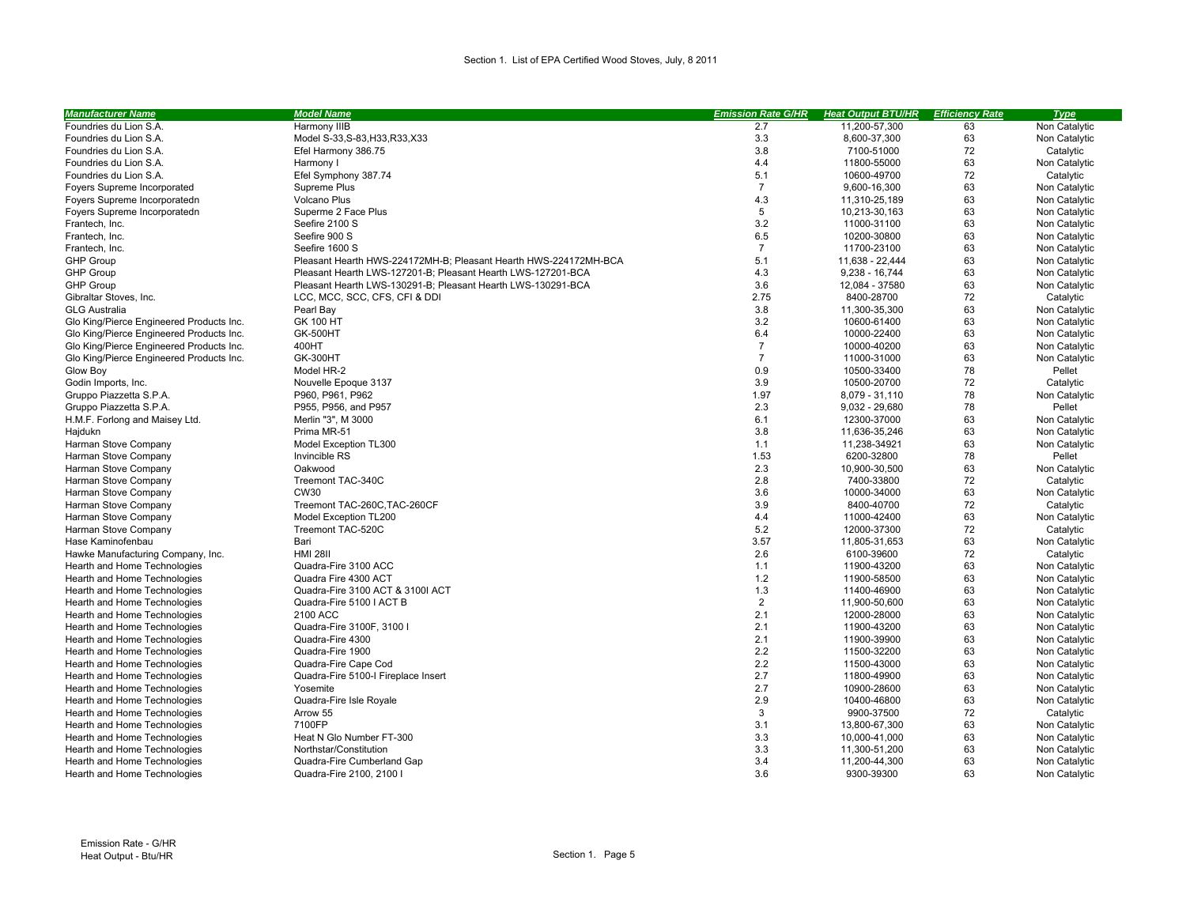Section 1. List of EPA Certified Wood Stoves, July, 8 2011

| Manufacturer Name | Model Name | Emission Rate G/HR | Heat Output BTU/HR | Efficiency Rate | Type |
|---|---|---|---|---|---|
| Foundries du Lion S.A. | Harmony IIIB | 2.7 | 11,200-57,300 | 63 | Non Catalytic |
| Foundries du Lion S.A. | Model S-33,S-83,H33,R33,X33 | 3.3 | 8,600-37,300 | 63 | Non Catalytic |
| Foundries du Lion S.A. | Efel Harmony 386.75 | 3.8 | 7100-51000 | 72 | Catalytic |
| Foundries du Lion S.A. | Harmony I | 4.4 | 11800-55000 | 63 | Non Catalytic |
| Foundries du Lion S.A. | Efel Symphony 387.74 | 5.1 | 10600-49700 | 72 | Catalytic |
| Foyers Supreme Incorporated | Supreme Plus | 7 | 9,600-16,300 | 63 | Non Catalytic |
| Foyers Supreme Incorporatedn | Volcano Plus | 4.3 | 11,310-25,189 | 63 | Non Catalytic |
| Foyers Supreme Incorporatedn | Superme 2 Face Plus | 5 | 10,213-30,163 | 63 | Non Catalytic |
| Frantech, Inc. | Seefire 2100 S | 3.2 | 11000-31100 | 63 | Non Catalytic |
| Frantech, Inc. | Seefire 900 S | 6.5 | 10200-30800 | 63 | Non Catalytic |
| Frantech, Inc. | Seefire 1600 S | 7 | 11700-23100 | 63 | Non Catalytic |
| GHP Group | Pleasant Hearth HWS-224172MH-B; Pleasant Hearth HWS-224172MH-BCA | 5.1 | 11,638 - 22,444 | 63 | Non Catalytic |
| GHP Group | Pleasant Hearth LWS-127201-B; Pleasant Hearth LWS-127201-BCA | 4.3 | 9,238 - 16,744 | 63 | Non Catalytic |
| GHP Group | Pleasant Hearth LWS-130291-B; Pleasant Hearth LWS-130291-BCA | 3.6 | 12,084 - 37580 | 63 | Non Catalytic |
| Gibraltar Stoves, Inc. | LCC, MCC, SCC, CFS, CFI & DDI | 2.75 | 8400-28700 | 72 | Catalytic |
| GLG Australia | Pearl Bay | 3.8 | 11,300-35,300 | 63 | Non Catalytic |
| Glo King/Pierce Engineered Products Inc. | GK 100 HT | 3.2 | 10600-61400 | 63 | Non Catalytic |
| Glo King/Pierce Engineered Products Inc. | GK-500HT | 6.4 | 10000-22400 | 63 | Non Catalytic |
| Glo King/Pierce Engineered Products Inc. | 400HT | 7 | 10000-40200 | 63 | Non Catalytic |
| Glo King/Pierce Engineered Products Inc. | GK-300HT | 7 | 11000-31000 | 63 | Non Catalytic |
| Glow Boy | Model HR-2 | 0.9 | 10500-33400 | 78 | Pellet |
| Godin Imports, Inc. | Nouvelle Epoque 3137 | 3.9 | 10500-20700 | 72 | Catalytic |
| Gruppo Piazzetta S.P.A. | P960, P961, P962 | 1.97 | 8,079 - 31,110 | 78 | Non Catalytic |
| Gruppo Piazzetta S.P.A. | P955, P956, and P957 | 2.3 | 9,032 - 29,680 | 78 | Pellet |
| H.M.F. Forlong and Maisey Ltd. | Merlin "3", M 3000 | 6.1 | 12300-37000 | 63 | Non Catalytic |
| Hajdukn | Prima MR-51 | 3.8 | 11,636-35,246 | 63 | Non Catalytic |
| Harman Stove Company | Model Exception TL300 | 1.1 | 11,238-34921 | 63 | Non Catalytic |
| Harman Stove Company | Invincible RS | 1.53 | 6200-32800 | 78 | Pellet |
| Harman Stove Company | Oakwood | 2.3 | 10,900-30,500 | 63 | Non Catalytic |
| Harman Stove Company | Treemont TAC-340C | 2.8 | 7400-33800 | 72 | Catalytic |
| Harman Stove Company | CW30 | 3.6 | 10000-34000 | 63 | Non Catalytic |
| Harman Stove Company | Treemont TAC-260C,TAC-260CF | 3.9 | 8400-40700 | 72 | Catalytic |
| Harman Stove Company | Model Exception TL200 | 4.4 | 11000-42400 | 63 | Non Catalytic |
| Harman Stove Company | Treemont TAC-520C | 5.2 | 12000-37300 | 72 | Catalytic |
| Hase Kaminofenbau | Bari | 3.57 | 11,805-31,653 | 63 | Non Catalytic |
| Hawke Manufacturing Company, Inc. | HMI 28II | 2.6 | 6100-39600 | 72 | Catalytic |
| Hearth and Home Technologies | Quadra-Fire 3100 ACC | 1.1 | 11900-43200 | 63 | Non Catalytic |
| Hearth and Home Technologies | Quadra Fire 4300 ACT | 1.2 | 11900-58500 | 63 | Non Catalytic |
| Hearth and Home Technologies | Quadra-Fire 3100 ACT & 3100I ACT | 1.3 | 11400-46900 | 63 | Non Catalytic |
| Hearth and Home Technologies | Quadra-Fire 5100 I ACT B | 2 | 11,900-50,600 | 63 | Non Catalytic |
| Hearth and Home Technologies | 2100 ACC | 2.1 | 12000-28000 | 63 | Non Catalytic |
| Hearth and Home Technologies | Quadra-Fire 3100F, 3100 I | 2.1 | 11900-43200 | 63 | Non Catalytic |
| Hearth and Home Technologies | Quadra-Fire 4300 | 2.1 | 11900-39900 | 63 | Non Catalytic |
| Hearth and Home Technologies | Quadra-Fire 1900 | 2.2 | 11500-32200 | 63 | Non Catalytic |
| Hearth and Home Technologies | Quadra-Fire Cape Cod | 2.2 | 11500-43000 | 63 | Non Catalytic |
| Hearth and Home Technologies | Quadra-Fire 5100-I Fireplace Insert | 2.7 | 11800-49900 | 63 | Non Catalytic |
| Hearth and Home Technologies | Yosemite | 2.7 | 10900-28600 | 63 | Non Catalytic |
| Hearth and Home Technologies | Quadra-Fire Isle Royale | 2.9 | 10400-46800 | 63 | Non Catalytic |
| Hearth and Home Technologies | Arrow 55 | 3 | 9900-37500 | 72 | Catalytic |
| Hearth and Home Technologies | 7100FP | 3.1 | 13,800-67,300 | 63 | Non Catalytic |
| Hearth and Home Technologies | Heat N Glo Number FT-300 | 3.3 | 10,000-41,000 | 63 | Non Catalytic |
| Hearth and Home Technologies | Northstar/Constitution | 3.3 | 11,300-51,200 | 63 | Non Catalytic |
| Hearth and Home Technologies | Quadra-Fire Cumberland Gap | 3.4 | 11,200-44,300 | 63 | Non Catalytic |
| Hearth and Home Technologies | Quadra-Fire 2100, 2100 I | 3.6 | 9300-39300 | 63 | Non Catalytic |

Emission Rate - G/HR
Heat Output - Btu/HR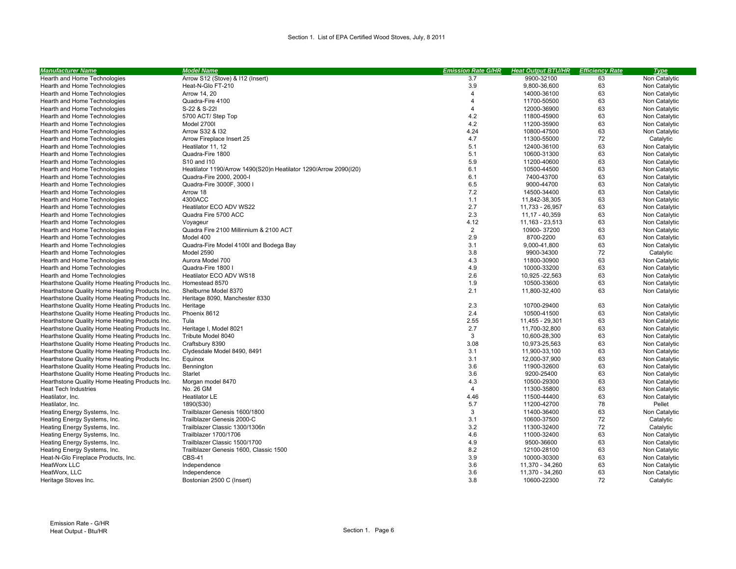Section 1. List of EPA Certified Wood Stoves, July, 8 2011

| Manufacturer Name | Model Name | Emission Rate G/HR | Heat Output BTU/HR | Efficiency Rate | Type |
|---|---|---|---|---|---|
| Hearth and Home Technologies | Arrow S12 (Stove) & I12 (Insert) | 3.7 | 9900-32100 | 63 | Non Catalytic |
| Hearth and Home Technologies | Heat-N-Glo FT-210 | 3.9 | 9,800-36,600 | 63 | Non Catalytic |
| Hearth and Home Technologies | Arrow 14, 20 | 4 | 14000-36100 | 63 | Non Catalytic |
| Hearth and Home Technologies | Quadra-Fire 4100 | 4 | 11700-50500 | 63 | Non Catalytic |
| Hearth and Home Technologies | S-22 & S-22I | 4 | 12000-36900 | 63 | Non Catalytic |
| Hearth and Home Technologies | 5700 ACT/ Step Top | 4.2 | 11800-45900 | 63 | Non Catalytic |
| Hearth and Home Technologies | Model 2700I | 4.2 | 11200-35900 | 63 | Non Catalytic |
| Hearth and Home Technologies | Arrow S32 & I32 | 4.24 | 10800-47500 | 63 | Non Catalytic |
| Hearth and Home Technologies | Arrow Fireplace Insert 25 | 4.7 | 11300-55000 | 72 | Catalytic |
| Hearth and Home Technologies | Heatilator 11, 12 | 5.1 | 12400-36100 | 63 | Non Catalytic |
| Hearth and Home Technologies | Quadra-Fire 1800 | 5.1 | 10600-31300 | 63 | Non Catalytic |
| Hearth and Home Technologies | S10 and I10 | 5.9 | 11200-40600 | 63 | Non Catalytic |
| Hearth and Home Technologies | Heatilator 1190/Arrow 1490(S20)n Heatilator 1290/Arrow 2090(I20) | 6.1 | 10500-44500 | 63 | Non Catalytic |
| Hearth and Home Technologies | Quadra-Fire 2000, 2000-I | 6.1 | 7400-43700 | 63 | Non Catalytic |
| Hearth and Home Technologies | Quadra-Fire 3000F, 3000 I | 6.5 | 9000-44700 | 63 | Non Catalytic |
| Hearth and Home Technologies | Arrow 18 | 7.2 | 14500-34400 | 63 | Non Catalytic |
| Hearth and Home Technologies | 4300ACC | 1.1 | 11,842-38,305 | 63 | Non Catalytic |
| Hearth and Home Technologies | Heatilator ECO ADV WS22 | 2.7 | 11,733 - 26,957 | 63 | Non Catalytic |
| Hearth and Home Technologies | Quadra Fire 5700 ACC | 2.3 | 11,17 - 40,359 | 63 | Non Catalytic |
| Hearth and Home Technologies | Voyageur | 4.12 | 11,163 - 23,513 | 63 | Non Catalytic |
| Hearth and Home Technologies | Quadra Fire 2100 Millinnium & 2100 ACT | 2 | 10900- 37200 | 63 | Non Catalytic |
| Hearth and Home Technologies | Model 400 | 2.9 | 8700-2200 | 63 | Non Catalytic |
| Hearth and Home Technologies | Quadra-Fire Model 4100I and Bodega Bay | 3.1 | 9,000-41,800 | 63 | Non Catalytic |
| Hearth and Home Technologies | Model 2590 | 3.8 | 9900-34300 | 72 | Catalytic |
| Hearth and Home Technologies | Aurora Model 700 | 4.3 | 11800-30900 | 63 | Non Catalytic |
| Hearth and Home Technologies | Quadra-Fire 1800 I | 4.9 | 10000-33200 | 63 | Non Catalytic |
| Hearth and Home Technologies | Heatilator ECO ADV WS18 | 2.6 | 10,925 -22,563 | 63 | Non Catalytic |
| Hearthstone Quality Home Heating Products Inc. | Homestead 8570 | 1.9 | 10500-33600 | 63 | Non Catalytic |
| Hearthstone Quality Home Heating Products Inc. | Shelburne Model 8370 | 2.1 | 11,800-32,400 | 63 | Non Catalytic |
| Hearthstone Quality Home Heating Products Inc. | Heritage 8090, Manchester 8330 | | | | |
| Hearthstone Quality Home Heating Products Inc. | Heritage | 2.3 | 10700-29400 | 63 | Non Catalytic |
| Hearthstone Quality Home Heating Products Inc. | Phoenix 8612 | 2.4 | 10500-41500 | 63 | Non Catalytic |
| Hearthstone Quality Home Heating Products Inc. | Tula | 2.55 | 11,455 - 29,301 | 63 | Non Catalytic |
| Hearthstone Quality Home Heating Products Inc. | Heritage I, Model 8021 | 2.7 | 11,700-32,800 | 63 | Non Catalytic |
| Hearthstone Quality Home Heating Products Inc. | Tribute Model 8040 | 3 | 10,600-28,300 | 63 | Non Catalytic |
| Hearthstone Quality Home Heating Products Inc. | Craftsbury 8390 | 3.08 | 10,973-25,563 | 63 | Non Catalytic |
| Hearthstone Quality Home Heating Products Inc. | Clydesdale Model 8490, 8491 | 3.1 | 11,900-33,100 | 63 | Non Catalytic |
| Hearthstone Quality Home Heating Products Inc. | Equinox | 3.1 | 12,000-37,900 | 63 | Non Catalytic |
| Hearthstone Quality Home Heating Products Inc. | Bennington | 3.6 | 11900-32600 | 63 | Non Catalytic |
| Hearthstone Quality Home Heating Products Inc. | Starlet | 3.6 | 9200-25400 | 63 | Non Catalytic |
| Hearthstone Quality Home Heating Products Inc. | Morgan model 8470 | 4.3 | 10500-29300 | 63 | Non Catalytic |
| Heat Tech Industries | No. 26 GM | 4 | 11300-35800 | 63 | Non Catalytic |
| Heatilator, Inc. | Heatilator LE | 4.46 | 11500-44400 | 63 | Non Catalytic |
| Heatilator, Inc. | 1890(S30) | 5.7 | 11200-42700 | 78 | Pellet |
| Heating Energy Systems, Inc. | Trailblazer Genesis 1600/1800 | 3 | 11400-36400 | 63 | Non Catalytic |
| Heating Energy Systems, Inc. | Trailblazer Genesis 2000-C | 3.1 | 10600-37500 | 72 | Catalytic |
| Heating Energy Systems, Inc. | Trailblazer Classic 1300/1306n | 3.2 | 11300-32400 | 72 | Catalytic |
| Heating Energy Systems, Inc. | Trailblazer 1700/1706 | 4.6 | 11000-32400 | 63 | Non Catalytic |
| Heating Energy Systems, Inc. | Trailblazer Classic 1500/1700 | 4.9 | 9500-36600 | 63 | Non Catalytic |
| Heating Energy Systems, Inc. | Trailblazer Genesis 1600, Classic 1500 | 8.2 | 12100-28100 | 63 | Non Catalytic |
| Heat-N-Glo Fireplace Products, Inc. | CBS-41 | 3.9 | 10000-30300 | 63 | Non Catalytic |
| HeatWorx LLC | Independence | 3.6 | 11,370 - 34,260 | 63 | Non Catalytic |
| HeatWorx, LLC | Independence | 3.6 | 11,370 - 34,260 | 63 | Non Catalytic |
| Heritage Stoves Inc. | Bostonian 2500 C (Insert) | 3.8 | 10600-22300 | 72 | Catalytic |

Emission Rate - G/HR
Heat Output - Btu/HR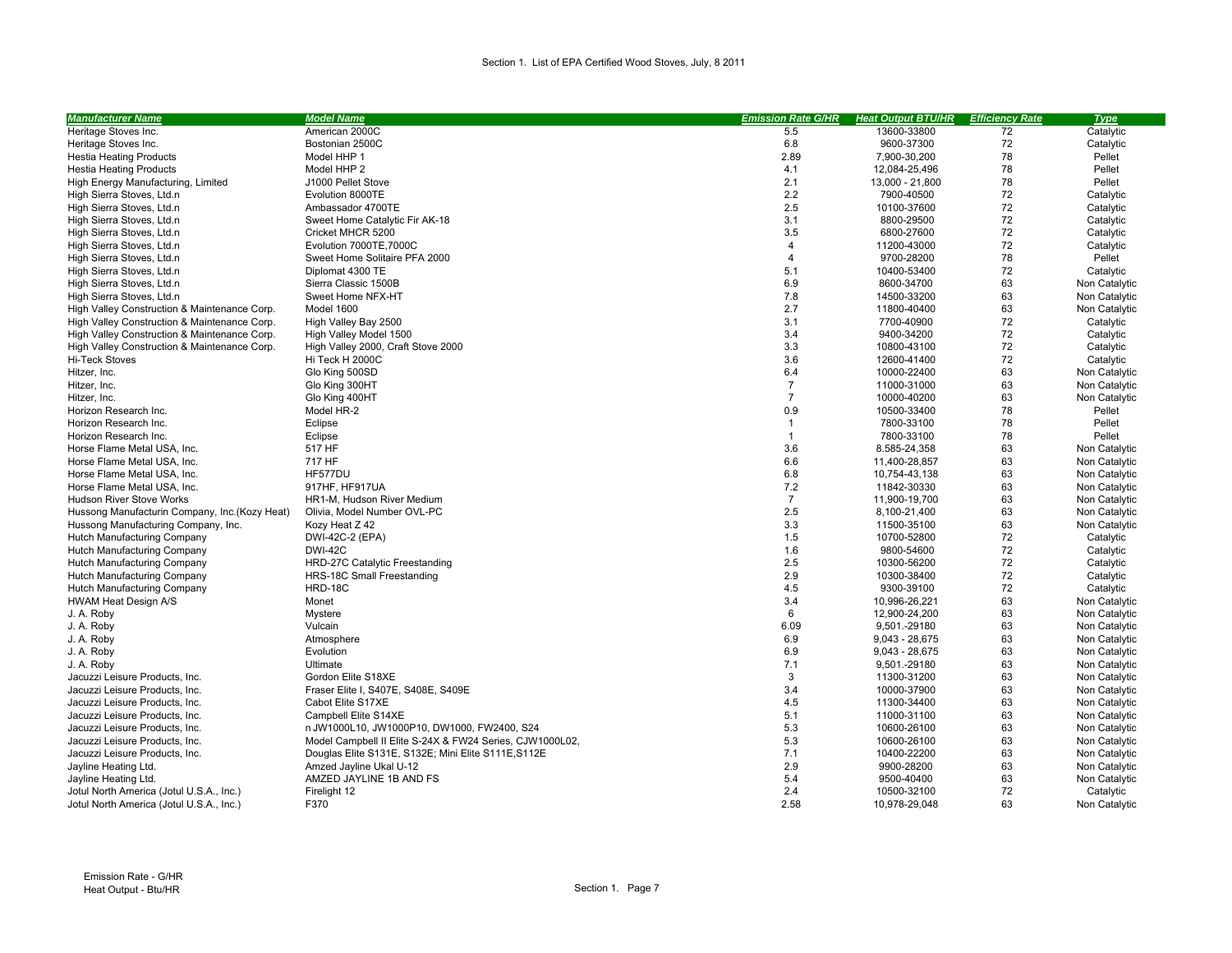Section 1. List of EPA Certified Wood Stoves, July, 8 2011

| Manufacturer Name | Model Name | Emission Rate G/HR | Heat Output BTU/HR | Efficiency Rate | Type |
|---|---|---|---|---|---|
| Heritage Stoves Inc. | American 2000C | 5.5 | 13600-33800 | 72 | Catalytic |
| Heritage Stoves Inc. | Bostonian 2500C | 6.8 | 9600-37300 | 72 | Catalytic |
| Hestia Heating Products | Model HHP 1 | 2.89 | 7,900-30,200 | 78 | Pellet |
| Hestia Heating Products | Model HHP 2 | 4.1 | 12,084-25,496 | 78 | Pellet |
| High Energy Manufacturing, Limited | J1000 Pellet Stove | 2.1 | 13,000 - 21,800 | 78 | Pellet |
| High Sierra Stoves, Ltd.n | Evolution 8000TE | 2.2 | 7900-40500 | 72 | Catalytic |
| High Sierra Stoves, Ltd.n | Ambassador 4700TE | 2.5 | 10100-37600 | 72 | Catalytic |
| High Sierra Stoves, Ltd.n | Sweet Home Catalytic Fir AK-18 | 3.1 | 8800-29500 | 72 | Catalytic |
| High Sierra Stoves, Ltd.n | Cricket MHCR 5200 | 3.5 | 6800-27600 | 72 | Catalytic |
| High Sierra Stoves, Ltd.n | Evolution 7000TE,7000C | 4 | 11200-43000 | 72 | Catalytic |
| High Sierra Stoves, Ltd.n | Sweet Home Solitaire PFA 2000 | 4 | 9700-28200 | 78 | Pellet |
| High Sierra Stoves, Ltd.n | Diplomat 4300 TE | 5.1 | 10400-53400 | 72 | Catalytic |
| High Sierra Stoves, Ltd.n | Sierra Classic 1500B | 6.9 | 8600-34700 | 63 | Non Catalytic |
| High Sierra Stoves, Ltd.n | Sweet Home NFX-HT | 7.8 | 14500-33200 | 63 | Non Catalytic |
| High Valley Construction & Maintenance Corp. | Model 1600 | 2.7 | 11800-40400 | 63 | Non Catalytic |
| High Valley Construction & Maintenance Corp. | High Valley Bay 2500 | 3.1 | 7700-40900 | 72 | Catalytic |
| High Valley Construction & Maintenance Corp. | High Valley Model 1500 | 3.4 | 9400-34200 | 72 | Catalytic |
| High Valley Construction & Maintenance Corp. | High Valley 2000, Craft Stove 2000 | 3.3 | 10800-43100 | 72 | Catalytic |
| Hi-Teck Stoves | Hi Teck H 2000C | 3.6 | 12600-41400 | 72 | Catalytic |
| Hitzer, Inc. | Glo King 500SD | 6.4 | 10000-22400 | 63 | Non Catalytic |
| Hitzer, Inc. | Glo King 300HT | 7 | 11000-31000 | 63 | Non Catalytic |
| Hitzer, Inc. | Glo King 400HT | 7 | 10000-40200 | 63 | Non Catalytic |
| Horizon Research Inc. | Model HR-2 | 0.9 | 10500-33400 | 78 | Pellet |
| Horizon Research Inc. | Eclipse | 1 | 7800-33100 | 78 | Pellet |
| Horizon Research Inc. | Eclipse | 1 | 7800-33100 | 78 | Pellet |
| Horse Flame Metal USA, Inc. | 517 HF | 3.6 | 8.585-24,358 | 63 | Non Catalytic |
| Horse Flame Metal USA, Inc. | 717 HF | 6.6 | 11,400-28,857 | 63 | Non Catalytic |
| Horse Flame Metal USA, Inc. | HF577DU | 6.8 | 10,754-43,138 | 63 | Non Catalytic |
| Horse Flame Metal USA, Inc. | 917HF, HF917UA | 7.2 | 11842-30330 | 63 | Non Catalytic |
| Hudson River Stove Works | HR1-M, Hudson River Medium | 7 | 11,900-19,700 | 63 | Non Catalytic |
| Hussong Manufacturin Company, Inc.(Kozy Heat) | Olivia, Model Number OVL-PC | 2.5 | 8,100-21,400 | 63 | Non Catalytic |
| Hussong Manufacturing Company, Inc. | Kozy Heat Z 42 | 3.3 | 11500-35100 | 63 | Non Catalytic |
| Hutch Manufacturing Company | DWI-42C-2 (EPA) | 1.5 | 10700-52800 | 72 | Catalytic |
| Hutch Manufacturing Company | DWI-42C | 1.6 | 9800-54600 | 72 | Catalytic |
| Hutch Manufacturing Company | HRD-27C Catalytic Freestanding | 2.5 | 10300-56200 | 72 | Catalytic |
| Hutch Manufacturing Company | HRS-18C Small Freestanding | 2.9 | 10300-38400 | 72 | Catalytic |
| Hutch Manufacturing Company | HRD-18C | 4.5 | 9300-39100 | 72 | Catalytic |
| HWAM Heat Design A/S | Monet | 3.4 | 10,996-26,221 | 63 | Non Catalytic |
| J. A. Roby | Mystere | 6 | 12,900-24,200 | 63 | Non Catalytic |
| J. A. Roby | Vulcain | 6.09 | 9,501.-29180 | 63 | Non Catalytic |
| J. A. Roby | Atmosphere | 6.9 | 9,043 - 28,675 | 63 | Non Catalytic |
| J. A. Roby | Evolution | 6.9 | 9,043 - 28,675 | 63 | Non Catalytic |
| J. A. Roby | Ultimate | 7.1 | 9,501.-29180 | 63 | Non Catalytic |
| Jacuzzi Leisure Products, Inc. | Gordon Elite S18XE | 3 | 11300-31200 | 63 | Non Catalytic |
| Jacuzzi Leisure Products, Inc. | Fraser Elite I, S407E, S408E, S409E | 3.4 | 10000-37900 | 63 | Non Catalytic |
| Jacuzzi Leisure Products, Inc. | Cabot Elite S17XE | 4.5 | 11300-34400 | 63 | Non Catalytic |
| Jacuzzi Leisure Products, Inc. | Campbell Elite S14XE | 5.1 | 11000-31100 | 63 | Non Catalytic |
| Jacuzzi Leisure Products, Inc. | n JW1000L10, JW1000P10, DW1000, FW2400, S24 | 5.3 | 10600-26100 | 63 | Non Catalytic |
| Jacuzzi Leisure Products, Inc. | Model Campbell II Elite S-24X & FW24 Series, CJW1000L02, | 5.3 | 10600-26100 | 63 | Non Catalytic |
| Jacuzzi Leisure Products, Inc. | Douglas Elite S131E, S132E; Mini Elite S111E,S112E | 7.1 | 10400-22200 | 63 | Non Catalytic |
| Jayline Heating Ltd. | Amzed Jayline Ukal U-12 | 2.9 | 9900-28200 | 63 | Non Catalytic |
| Jayline Heating Ltd. | AMZED JAYLINE 1B AND FS | 5.4 | 9500-40400 | 63 | Non Catalytic |
| Jotul North America (Jotul U.S.A., Inc.) | Firelight 12 | 2.4 | 10500-32100 | 72 | Catalytic |
| Jotul North America (Jotul U.S.A., Inc.) | F370 | 2.58 | 10,978-29,048 | 63 | Non Catalytic |

Emission Rate - G/HR
Heat Output - Btu/HR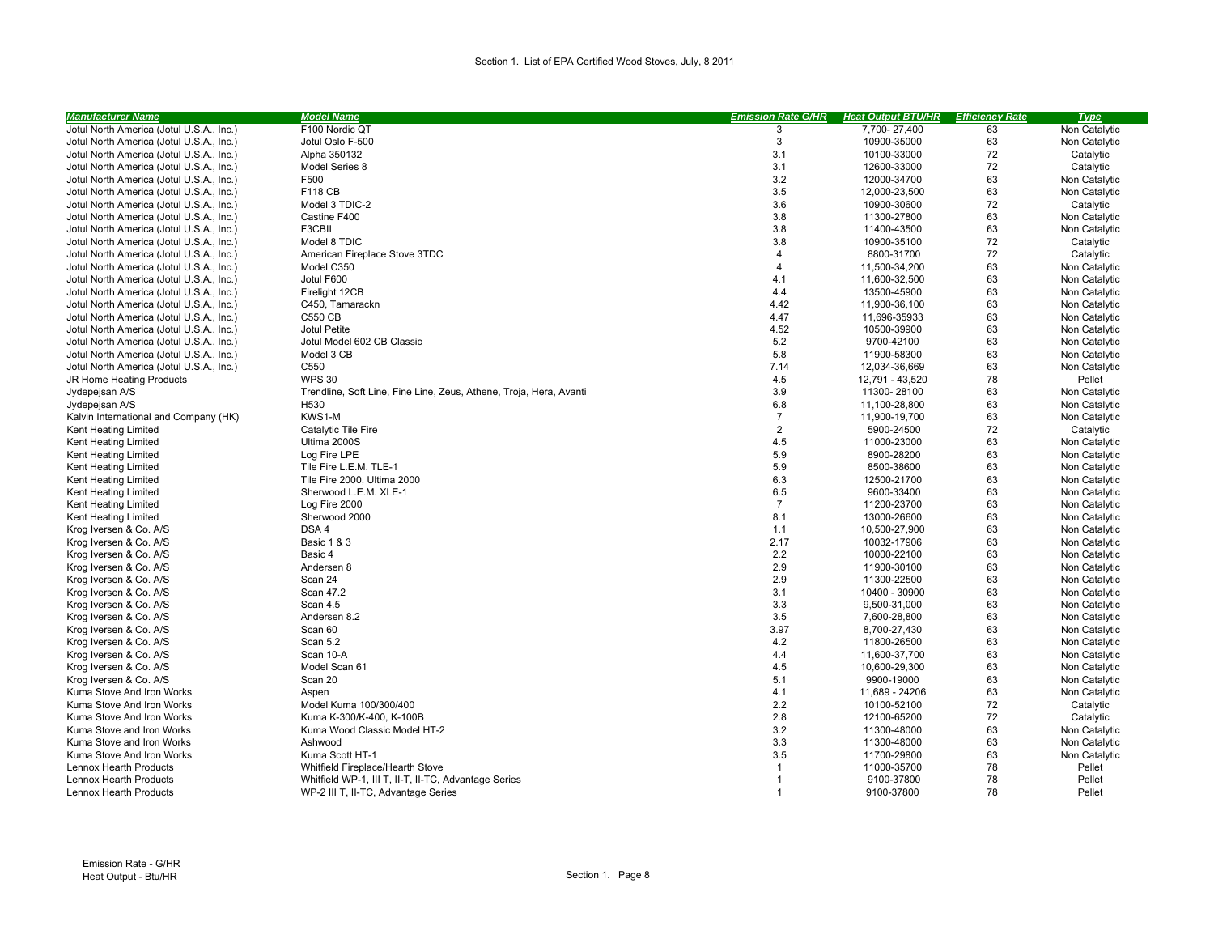Section 1. List of EPA Certified Wood Stoves, July, 8 2011

| Manufacturer Name | Model Name | Emission Rate G/HR | Heat Output BTU/HR | Efficiency Rate | Type |
|---|---|---|---|---|---|
| Jotul North America (Jotul U.S.A., Inc.) | F100 Nordic QT | 3 | 7,700- 27,400 | 63 | Non Catalytic |
| Jotul North America (Jotul U.S.A., Inc.) | Jotul Oslo F-500 | 3 | 10900-35000 | 63 | Non Catalytic |
| Jotul North America (Jotul U.S.A., Inc.) | Alpha 350132 | 3.1 | 10100-33000 | 72 | Catalytic |
| Jotul North America (Jotul U.S.A., Inc.) | Model Series 8 | 3.1 | 12600-33000 | 72 | Catalytic |
| Jotul North America (Jotul U.S.A., Inc.) | F500 | 3.2 | 12000-34700 | 63 | Non Catalytic |
| Jotul North America (Jotul U.S.A., Inc.) | F118 CB | 3.5 | 12,000-23,500 | 63 | Non Catalytic |
| Jotul North America (Jotul U.S.A., Inc.) | Model 3 TDIC-2 | 3.6 | 10900-30600 | 72 | Catalytic |
| Jotul North America (Jotul U.S.A., Inc.) | Castine F400 | 3.8 | 11300-27800 | 63 | Non Catalytic |
| Jotul North America (Jotul U.S.A., Inc.) | F3CBII | 3.8 | 11400-43500 | 63 | Non Catalytic |
| Jotul North America (Jotul U.S.A., Inc.) | Model 8 TDIC | 3.8 | 10900-35100 | 72 | Catalytic |
| Jotul North America (Jotul U.S.A., Inc.) | American Fireplace Stove 3TDC | 4 | 8800-31700 | 72 | Catalytic |
| Jotul North America (Jotul U.S.A., Inc.) | Model C350 | 4 | 11,500-34,200 | 63 | Non Catalytic |
| Jotul North America (Jotul U.S.A., Inc.) | Jotul F600 | 4.1 | 11,600-32,500 | 63 | Non Catalytic |
| Jotul North America (Jotul U.S.A., Inc.) | Firelight 12CB | 4.4 | 13500-45900 | 63 | Non Catalytic |
| Jotul North America (Jotul U.S.A., Inc.) | C450, Tamarackn | 4.42 | 11,900-36,100 | 63 | Non Catalytic |
| Jotul North America (Jotul U.S.A., Inc.) | C550 CB | 4.47 | 11,696-35933 | 63 | Non Catalytic |
| Jotul North America (Jotul U.S.A., Inc.) | Jotul Petite | 4.52 | 10500-39900 | 63 | Non Catalytic |
| Jotul North America (Jotul U.S.A., Inc.) | Jotul Model 602 CB Classic | 5.2 | 9700-42100 | 63 | Non Catalytic |
| Jotul North America (Jotul U.S.A., Inc.) | Model 3 CB | 5.8 | 11900-58300 | 63 | Non Catalytic |
| Jotul North America (Jotul U.S.A., Inc.) | C550 | 7.14 | 12,034-36,669 | 63 | Non Catalytic |
| JR Home Heating Products | WPS 30 | 4.5 | 12,791 - 43,520 | 78 | Pellet |
| Jydepejsan A/S | Trendline, Soft Line, Fine Line, Zeus, Athene, Troja, Hera, Avanti | 3.9 | 11300- 28100 | 63 | Non Catalytic |
| Jydepejsan A/S | H530 | 6.8 | 11,100-28,800 | 63 | Non Catalytic |
| Kalvin International and Company (HK) | KWS1-M | 7 | 11,900-19,700 | 63 | Non Catalytic |
| Kent Heating Limited | Catalytic Tile Fire | 2 | 5900-24500 | 72 | Catalytic |
| Kent Heating Limited | Ultima 2000S | 4.5 | 11000-23000 | 63 | Non Catalytic |
| Kent Heating Limited | Log Fire LPE | 5.9 | 8900-28200 | 63 | Non Catalytic |
| Kent Heating Limited | Tile Fire L.E.M. TLE-1 | 5.9 | 8500-38600 | 63 | Non Catalytic |
| Kent Heating Limited | Tile Fire 2000, Ultima 2000 | 6.3 | 12500-21700 | 63 | Non Catalytic |
| Kent Heating Limited | Sherwood L.E.M. XLE-1 | 6.5 | 9600-33400 | 63 | Non Catalytic |
| Kent Heating Limited | Log Fire 2000 | 7 | 11200-23700 | 63 | Non Catalytic |
| Kent Heating Limited | Sherwood 2000 | 8.1 | 13000-26600 | 63 | Non Catalytic |
| Krog Iversen & Co. A/S | DSA 4 | 1.1 | 10,500-27,900 | 63 | Non Catalytic |
| Krog Iversen & Co. A/S | Basic 1 & 3 | 2.17 | 10032-17906 | 63 | Non Catalytic |
| Krog Iversen & Co. A/S | Basic 4 | 2.2 | 10000-22100 | 63 | Non Catalytic |
| Krog Iversen & Co. A/S | Andersen 8 | 2.9 | 11900-30100 | 63 | Non Catalytic |
| Krog Iversen & Co. A/S | Scan 24 | 2.9 | 11300-22500 | 63 | Non Catalytic |
| Krog Iversen & Co. A/S | Scan 47.2 | 3.1 | 10400 - 30900 | 63 | Non Catalytic |
| Krog Iversen & Co. A/S | Scan 4.5 | 3.3 | 9,500-31,000 | 63 | Non Catalytic |
| Krog Iversen & Co. A/S | Andersen 8.2 | 3.5 | 7,600-28,800 | 63 | Non Catalytic |
| Krog Iversen & Co. A/S | Scan 60 | 3.97 | 8,700-27,430 | 63 | Non Catalytic |
| Krog Iversen & Co. A/S | Scan 5.2 | 4.2 | 11800-26500 | 63 | Non Catalytic |
| Krog Iversen & Co. A/S | Scan 10-A | 4.4 | 11,600-37,700 | 63 | Non Catalytic |
| Krog Iversen & Co. A/S | Model Scan 61 | 4.5 | 10,600-29,300 | 63 | Non Catalytic |
| Krog Iversen & Co. A/S | Scan 20 | 5.1 | 9900-19000 | 63 | Non Catalytic |
| Kuma Stove And Iron Works | Aspen | 4.1 | 11,689 - 24206 | 63 | Non Catalytic |
| Kuma Stove And Iron Works | Model Kuma 100/300/400 | 2.2 | 10100-52100 | 72 | Catalytic |
| Kuma Stove And Iron Works | Kuma K-300/K-400, K-100B | 2.8 | 12100-65200 | 72 | Catalytic |
| Kuma Stove and Iron Works | Kuma Wood Classic Model HT-2 | 3.2 | 11300-48000 | 63 | Non Catalytic |
| Kuma Stove and Iron Works | Ashwood | 3.3 | 11300-48000 | 63 | Non Catalytic |
| Kuma Stove And Iron Works | Kuma Scott HT-1 | 3.5 | 11700-29800 | 63 | Non Catalytic |
| Lennox Hearth Products | Whitfield Fireplace/Hearth Stove | 1 | 11000-35700 | 78 | Pellet |
| Lennox Hearth Products | Whitfield WP-1, III T, II-T, II-TC, Advantage Series | 1 | 9100-37800 | 78 | Pellet |
| Lennox Hearth Products | WP-2 III T, II-TC, Advantage Series | 1 | 9100-37800 | 78 | Pellet |

Emission Rate - G/HR
Heat Output - Btu/HR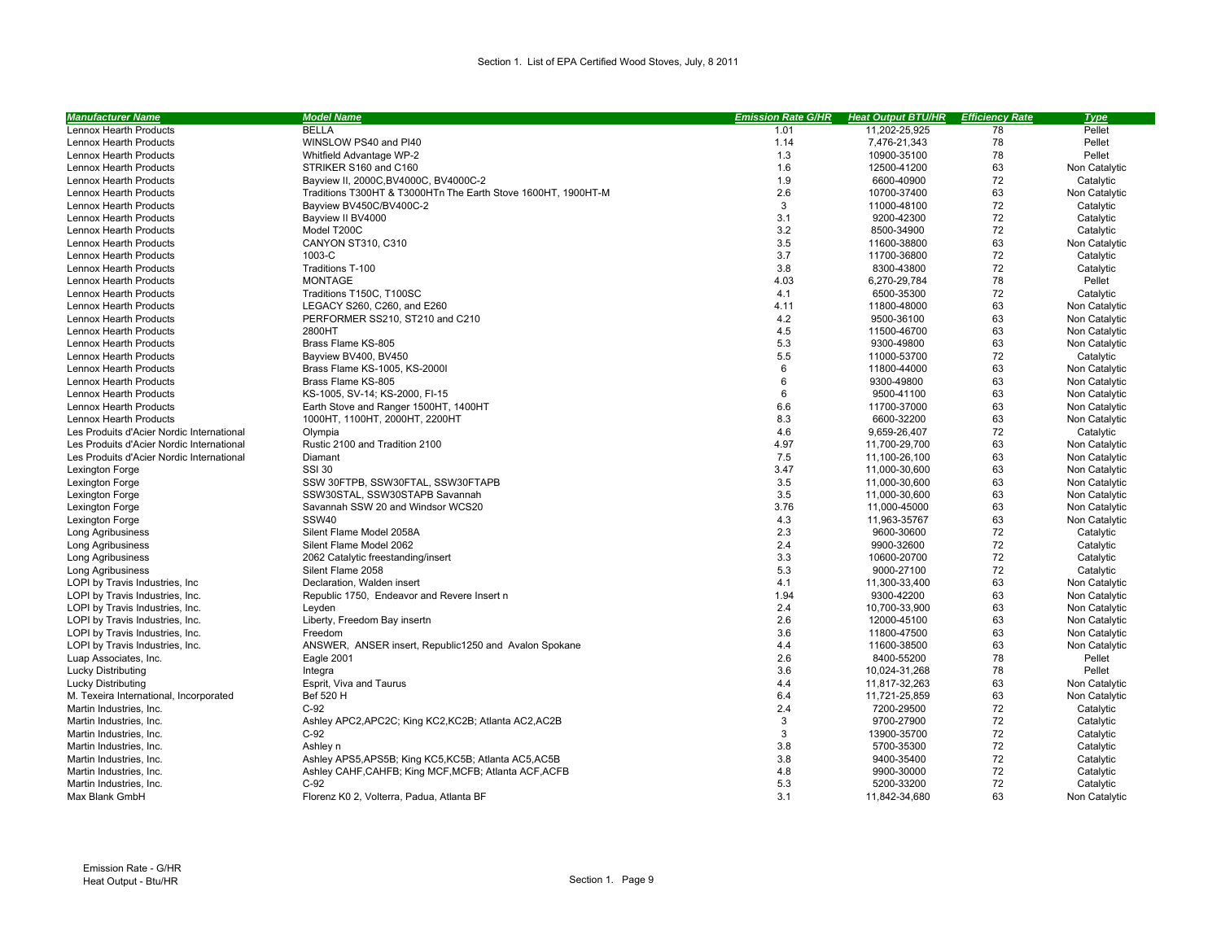Section 1. List of EPA Certified Wood Stoves, July, 8 2011

| Manufacturer Name | Model Name | Emission Rate G/HR | Heat Output BTU/HR | Efficiency Rate | Type |
|---|---|---|---|---|---|
| Lennox Hearth Products | BELLA | 1.01 | 11,202-25,925 | 78 | Pellet |
| Lennox Hearth Products | WINSLOW PS40 and PI40 | 1.14 | 7,476-21,343 | 78 | Pellet |
| Lennox Hearth Products | Whitfield Advantage WP-2 | 1.3 | 10900-35100 | 78 | Pellet |
| Lennox Hearth Products | STRIKER S160 and C160 | 1.6 | 12500-41200 | 63 | Non Catalytic |
| Lennox Hearth Products | Bayview II, 2000C,BV4000C, BV4000C-2 | 1.9 | 6600-40900 | 72 | Catalytic |
| Lennox Hearth Products | Traditions T300HT & T3000HTn The Earth Stove 1600HT, 1900HT-M | 2.6 | 10700-37400 | 63 | Non Catalytic |
| Lennox Hearth Products | Bayview BV450C/BV400C-2 | 3 | 11000-48100 | 72 | Catalytic |
| Lennox Hearth Products | Bayview II BV4000 | 3.1 | 9200-42300 | 72 | Catalytic |
| Lennox Hearth Products | Model T200C | 3.2 | 8500-34900 | 72 | Catalytic |
| Lennox Hearth Products | CANYON ST310, C310 | 3.5 | 11600-38800 | 63 | Non Catalytic |
| Lennox Hearth Products | 1003-C | 3.7 | 11700-36800 | 72 | Catalytic |
| Lennox Hearth Products | Traditions T-100 | 3.8 | 8300-43800 | 72 | Catalytic |
| Lennox Hearth Products | MONTAGE | 4.03 | 6,270-29,784 | 78 | Pellet |
| Lennox Hearth Products | Traditions T150C, T100SC | 4.1 | 6500-35300 | 72 | Catalytic |
| Lennox Hearth Products | LEGACY S260, C260, and E260 | 4.11 | 11800-48000 | 63 | Non Catalytic |
| Lennox Hearth Products | PERFORMER SS210, ST210 and C210 | 4.2 | 9500-36100 | 63 | Non Catalytic |
| Lennox Hearth Products | 2800HT | 4.5 | 11500-46700 | 63 | Non Catalytic |
| Lennox Hearth Products | Brass Flame KS-805 | 5.3 | 9300-49800 | 63 | Non Catalytic |
| Lennox Hearth Products | Bayview BV400, BV450 | 5.5 | 11000-53700 | 72 | Catalytic |
| Lennox Hearth Products | Brass Flame KS-1005, KS-2000I | 6 | 11800-44000 | 63 | Non Catalytic |
| Lennox Hearth Products | Brass Flame KS-805 | 6 | 9300-49800 | 63 | Non Catalytic |
| Lennox Hearth Products | KS-1005, SV-14; KS-2000, FI-15 | 6 | 9500-41100 | 63 | Non Catalytic |
| Lennox Hearth Products | Earth Stove and Ranger 1500HT, 1400HT | 6.6 | 11700-37000 | 63 | Non Catalytic |
| Lennox Hearth Products | 1000HT, 1100HT, 2000HT, 2200HT | 8.3 | 6600-32200 | 63 | Non Catalytic |
| Les Produits d'Acier Nordic International | Olympia | 4.6 | 9,659-26,407 | 72 | Catalytic |
| Les Produits d'Acier Nordic International | Rustic 2100 and Tradition 2100 | 4.97 | 11,700-29,700 | 63 | Non Catalytic |
| Les Produits d'Acier Nordic International | Diamant | 7.5 | 11,100-26,100 | 63 | Non Catalytic |
| Lexington Forge | SSI 30 | 3.47 | 11,000-30,600 | 63 | Non Catalytic |
| Lexington Forge | SSW 30FTPB, SSW30FTAL, SSW30FTAPB | 3.5 | 11,000-30,600 | 63 | Non Catalytic |
| Lexington Forge | SSW30STAL, SSW30STAPB Savannah | 3.5 | 11,000-30,600 | 63 | Non Catalytic |
| Lexington Forge | Savannah SSW 20 and Windsor WCS20 | 3.76 | 11,000-45000 | 63 | Non Catalytic |
| Lexington Forge | SSW40 | 4.3 | 11,963-35767 | 63 | Non Catalytic |
| Long Agribusiness | Silent Flame Model 2058A | 2.3 | 9600-30600 | 72 | Catalytic |
| Long Agribusiness | Silent Flame Model 2062 | 2.4 | 9900-32600 | 72 | Catalytic |
| Long Agribusiness | 2062 Catalytic freestanding/insert | 3.3 | 10600-20700 | 72 | Catalytic |
| Long Agribusiness | Silent Flame 2058 | 5.3 | 9000-27100 | 72 | Catalytic |
| LOPI by Travis Industries, Inc | Declaration, Walden insert | 4.1 | 11,300-33,400 | 63 | Non Catalytic |
| LOPI by Travis Industries, Inc. | Republic 1750, Endeavor and Revere Insert n | 1.94 | 9300-42200 | 63 | Non Catalytic |
| LOPI by Travis Industries, Inc. | Leyden | 2.4 | 10,700-33,900 | 63 | Non Catalytic |
| LOPI by Travis Industries, Inc. | Liberty, Freedom Bay insertn | 2.6 | 12000-45100 | 63 | Non Catalytic |
| LOPI by Travis Industries, Inc. | Freedom | 3.6 | 11800-47500 | 63 | Non Catalytic |
| LOPI by Travis Industries, Inc. | ANSWER, ANSER insert, Republic1250 and Avalon Spokane | 4.4 | 11600-38500 | 63 | Non Catalytic |
| Luap Associates, Inc. | Eagle 2001 | 2.6 | 8400-55200 | 78 | Pellet |
| Lucky Distributing | Integra | 3.6 | 10,024-31,268 | 78 | Pellet |
| Lucky Distributing | Esprit, Viva and Taurus | 4.4 | 11,817-32,263 | 63 | Non Catalytic |
| M. Texeira International, Incorporated | Bef 520 H | 6.4 | 11,721-25,859 | 63 | Non Catalytic |
| Martin Industries, Inc. | C-92 | 2.4 | 7200-29500 | 72 | Catalytic |
| Martin Industries, Inc. | Ashley APC2,APC2C; King KC2,KC2B; Atlanta AC2,AC2B | 3 | 9700-27900 | 72 | Catalytic |
| Martin Industries, Inc. | C-92 | 3 | 13900-35700 | 72 | Catalytic |
| Martin Industries, Inc. | Ashley n | 3.8 | 5700-35300 | 72 | Catalytic |
| Martin Industries, Inc. | Ashley APS5,APS5B; King KC5,KC5B; Atlanta AC5,AC5B | 3.8 | 9400-35400 | 72 | Catalytic |
| Martin Industries, Inc. | Ashley CAHF,CAHFB; King MCF,MCFB; Atlanta ACF,ACFB | 4.8 | 9900-30000 | 72 | Catalytic |
| Martin Industries, Inc. | C-92 | 5.3 | 5200-33200 | 72 | Catalytic |
| Max Blank GmbH | Florenz K0 2, Volterra, Padua, Atlanta BF | 3.1 | 11,842-34,680 | 63 | Non Catalytic |

Emission Rate - G/HR
Heat Output - Btu/HR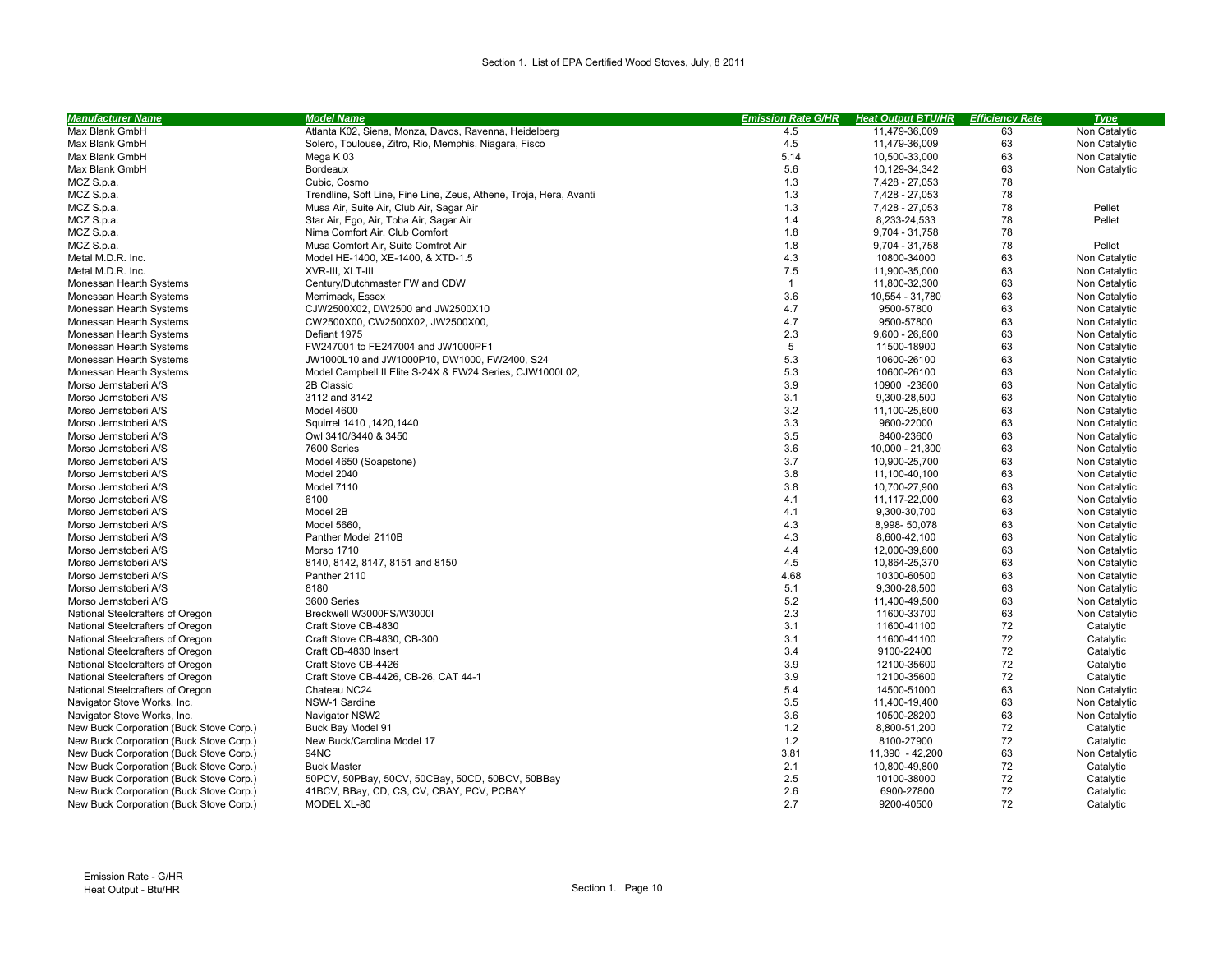Section 1. List of EPA Certified Wood Stoves, July, 8 2011

| Manufacturer Name | Model Name | Emission Rate G/HR | Heat Output BTU/HR | Efficiency Rate | Type |
|---|---|---|---|---|---|
| Max Blank GmbH | Atlanta K02, Siena, Monza, Davos, Ravenna, Heidelberg | 4.5 | 11,479-36,009 | 63 | Non Catalytic |
| Max Blank GmbH | Solero, Toulouse, Zitro, Rio, Memphis, Niagara, Fisco | 4.5 | 11,479-36,009 | 63 | Non Catalytic |
| Max Blank GmbH | Mega K 03 | 5.14 | 10,500-33,000 | 63 | Non Catalytic |
| Max Blank GmbH | Bordeaux | 5.6 | 10,129-34,342 | 63 | Non Catalytic |
| MCZ S.p.a. | Cubic, Cosmo | 1.3 | 7,428 - 27,053 | 78 | |
| MCZ S.p.a. | Trendline, Soft Line, Fine Line, Zeus, Athene, Troja, Hera, Avanti | 1.3 | 7,428 - 27,053 | 78 | |
| MCZ S.p.a. | Musa Air, Suite Air, Club Air, Sagar Air | 1.3 | 7,428 - 27,053 | 78 | Pellet |
| MCZ S.p.a. | Star Air, Ego, Air, Toba Air, Sagar Air | 1.4 | 8,233-24,533 | 78 | Pellet |
| MCZ S.p.a. | Nima Comfort Air, Club Comfort | 1.8 | 9,704 - 31,758 | 78 | |
| MCZ S.p.a. | Musa Comfort Air, Suite Comfrot Air | 1.8 | 9,704 - 31,758 | 78 | Pellet |
| Metal M.D.R. Inc. | Model HE-1400, XE-1400, & XTD-1.5 | 4.3 | 10800-34000 | 63 | Non Catalytic |
| Metal M.D.R. Inc. | XVR-III, XLT-III | 7.5 | 11,900-35,000 | 63 | Non Catalytic |
| Monessan Hearth Systems | Century/Dutchmaster FW and CDW | 1 | 11,800-32,300 | 63 | Non Catalytic |
| Monessan Hearth Systems | Merrimack, Essex | 3.6 | 10,554 - 31,780 | 63 | Non Catalytic |
| Monessan Hearth Systems | CJW2500X02, DW2500 and JW2500X10 | 4.7 | 9500-57800 | 63 | Non Catalytic |
| Monessan Hearth Systems | CW2500X00, CW2500X02, JW2500X00, | 4.7 | 9500-57800 | 63 | Non Catalytic |
| Monessan Hearth Systems | Defiant 1975 | 2.3 | 9,600 - 26,600 | 63 | Non Catalytic |
| Monessan Hearth Systems | FW247001 to FE247004 and JW1000PF1 | 5 | 11500-18900 | 63 | Non Catalytic |
| Monessan Hearth Systems | JW1000L10 and JW1000P10, DW1000, FW2400, S24 | 5.3 | 10600-26100 | 63 | Non Catalytic |
| Monessan Hearth Systems | Model Campbell II Elite S-24X & FW24 Series, CJW1000L02, | 5.3 | 10600-26100 | 63 | Non Catalytic |
| Morso Jernstaberi A/S | 2B Classic | 3.9 | 10900 -23600 | 63 | Non Catalytic |
| Morso Jernstoberi A/S | 3112 and 3142 | 3.1 | 9,300-28,500 | 63 | Non Catalytic |
| Morso Jernstoberi A/S | Model 4600 | 3.2 | 11,100-25,600 | 63 | Non Catalytic |
| Morso Jernstoberi A/S | Squirrel 1410 ,1420,1440 | 3.3 | 9600-22000 | 63 | Non Catalytic |
| Morso Jernstoberi A/S | Owl 3410/3440 & 3450 | 3.5 | 8400-23600 | 63 | Non Catalytic |
| Morso Jernstoberi A/S | 7600 Series | 3.6 | 10,000 - 21,300 | 63 | Non Catalytic |
| Morso Jernstoberi A/S | Model 4650 (Soapstone) | 3.7 | 10,900-25,700 | 63 | Non Catalytic |
| Morso Jernstoberi A/S | Model 2040 | 3.8 | 11,100-40,100 | 63 | Non Catalytic |
| Morso Jernstoberi A/S | Model 7110 | 3.8 | 10,700-27,900 | 63 | Non Catalytic |
| Morso Jernstoberi A/S | 6100 | 4.1 | 11,117-22,000 | 63 | Non Catalytic |
| Morso Jernstoberi A/S | Model 2B | 4.1 | 9,300-30,700 | 63 | Non Catalytic |
| Morso Jernstoberi A/S | Model 5660, | 4.3 | 8,998- 50,078 | 63 | Non Catalytic |
| Morso Jernstoberi A/S | Panther Model 2110B | 4.3 | 8,600-42,100 | 63 | Non Catalytic |
| Morso Jernstoberi A/S | Morso 1710 | 4.4 | 12,000-39,800 | 63 | Non Catalytic |
| Morso Jernstoberi A/S | 8140, 8142, 8147, 8151 and 8150 | 4.5 | 10,864-25,370 | 63 | Non Catalytic |
| Morso Jernstoberi A/S | Panther 2110 | 4.68 | 10300-60500 | 63 | Non Catalytic |
| Morso Jernstoberi A/S | 8180 | 5.1 | 9,300-28,500 | 63 | Non Catalytic |
| Morso Jernstoberi A/S | 3600 Series | 5.2 | 11,400-49,500 | 63 | Non Catalytic |
| National Steelcrafters of Oregon | Breckwell W3000FS/W3000I | 2.3 | 11600-33700 | 63 | Non Catalytic |
| National Steelcrafters of Oregon | Craft Stove CB-4830 | 3.1 | 11600-41100 | 72 | Catalytic |
| National Steelcrafters of Oregon | Craft Stove CB-4830, CB-300 | 3.1 | 11600-41100 | 72 | Catalytic |
| National Steelcrafters of Oregon | Craft CB-4830 Insert | 3.4 | 9100-22400 | 72 | Catalytic |
| National Steelcrafters of Oregon | Craft Stove CB-4426 | 3.9 | 12100-35600 | 72 | Catalytic |
| National Steelcrafters of Oregon | Craft Stove CB-4426, CB-26, CAT 44-1 | 3.9 | 12100-35600 | 72 | Catalytic |
| National Steelcrafters of Oregon | Chateau NC24 | 5.4 | 14500-51000 | 63 | Non Catalytic |
| Navigator Stove Works, Inc. | NSW-1 Sardine | 3.5 | 11,400-19,400 | 63 | Non Catalytic |
| Navigator Stove Works, Inc. | Navigator NSW2 | 3.6 | 10500-28200 | 63 | Non Catalytic |
| New Buck Corporation (Buck Stove Corp.) | Buck Bay Model 91 | 1.2 | 8,800-51,200 | 72 | Catalytic |
| New Buck Corporation (Buck Stove Corp.) | New Buck/Carolina Model 17 | 1.2 | 8100-27900 | 72 | Catalytic |
| New Buck Corporation (Buck Stove Corp.) | 94NC | 3.81 | 11,390 - 42,200 | 63 | Non Catalytic |
| New Buck Corporation (Buck Stove Corp.) | Buck Master | 2.1 | 10,800-49,800 | 72 | Catalytic |
| New Buck Corporation (Buck Stove Corp.) | 50PCV, 50PBay, 50CV, 50CBay, 50CD, 50BCV, 50BBay | 2.5 | 10100-38000 | 72 | Catalytic |
| New Buck Corporation (Buck Stove Corp.) | 41BCV, BBay, CD, CS, CV, CBAY, PCV, PCBAY | 2.6 | 6900-27800 | 72 | Catalytic |
| New Buck Corporation (Buck Stove Corp.) | MODEL XL-80 | 2.7 | 9200-40500 | 72 | Catalytic |

Emission Rate - G/HR
Heat Output - Btu/HR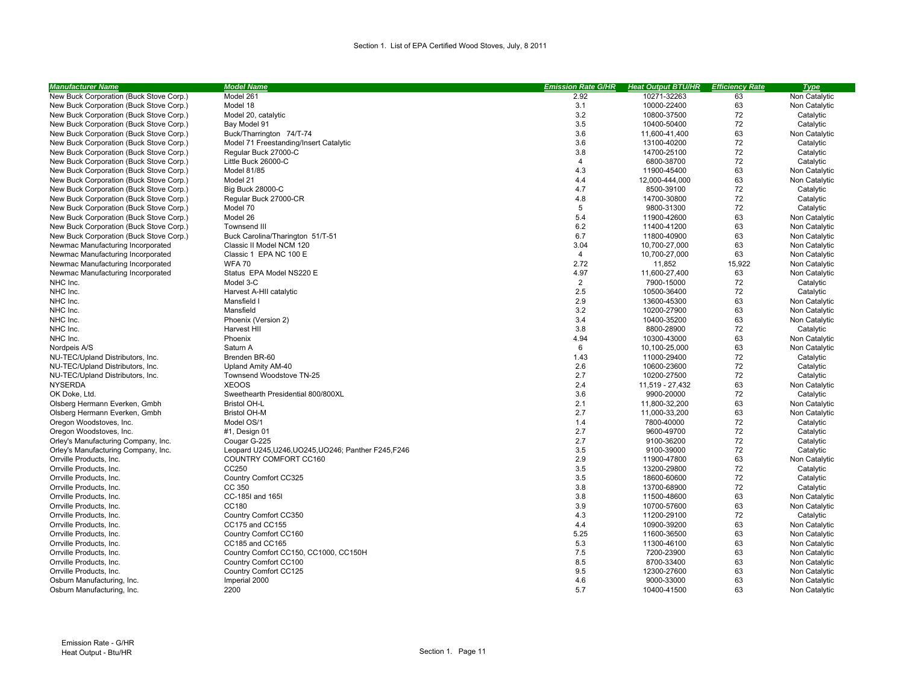Section 1. List of EPA Certified Wood Stoves, July, 8 2011

| Manufacturer Name | Model Name | Emission Rate G/HR | Heat Output BTU/HR | Efficiency Rate | Type |
|---|---|---|---|---|---|
| New Buck Corporation (Buck Stove Corp.) | Model 261 | 2.92 | 10271-32263 | 63 | Non Catalytic |
| New Buck Corporation (Buck Stove Corp.) | Model 18 | 3.1 | 10000-22400 | 63 | Non Catalytic |
| New Buck Corporation (Buck Stove Corp.) | Model 20, catalytic | 3.2 | 10800-37500 | 72 | Catalytic |
| New Buck Corporation (Buck Stove Corp.) | Bay Model 91 | 3.5 | 10400-50400 | 72 | Catalytic |
| New Buck Corporation (Buck Stove Corp.) | Buck/Tharrington 74/T-74 | 3.6 | 11,600-41,400 | 63 | Non Catalytic |
| New Buck Corporation (Buck Stove Corp.) | Model 71 Freestanding/Insert Catalytic | 3.6 | 13100-40200 | 72 | Catalytic |
| New Buck Corporation (Buck Stove Corp.) | Regular Buck 27000-C | 3.8 | 14700-25100 | 72 | Catalytic |
| New Buck Corporation (Buck Stove Corp.) | Little Buck 26000-C | 4 | 6800-38700 | 72 | Catalytic |
| New Buck Corporation (Buck Stove Corp.) | Model 81/85 | 4.3 | 11900-45400 | 63 | Non Catalytic |
| New Buck Corporation (Buck Stove Corp.) | Model 21 | 4.4 | 12,000-444,000 | 63 | Non Catalytic |
| New Buck Corporation (Buck Stove Corp.) | Big Buck 28000-C | 4.7 | 8500-39100 | 72 | Catalytic |
| New Buck Corporation (Buck Stove Corp.) | Regular Buck 27000-CR | 4.8 | 14700-30800 | 72 | Catalytic |
| New Buck Corporation (Buck Stove Corp.) | Model 70 | 5 | 9800-31300 | 72 | Catalytic |
| New Buck Corporation (Buck Stove Corp.) | Model 26 | 5.4 | 11900-42600 | 63 | Non Catalytic |
| New Buck Corporation (Buck Stove Corp.) | Townsend III | 6.2 | 11400-41200 | 63 | Non Catalytic |
| New Buck Corporation (Buck Stove Corp.) | Buck Carolina/Tharington 51/T-51 | 6.7 | 11800-40900 | 63 | Non Catalytic |
| Newmac Manufacturing Incorporated | Classic II Model NCM 120 | 3.04 | 10,700-27,000 | 63 | Non Catalytic |
| Newmac Manufacturing Incorporated | Classic 1 EPA NC 100 E | 4 | 10,700-27,000 | 63 | Non Catalytic |
| Newmac Manufacturing Incorporated | WFA 70 | 2.72 | 11,852 | 15,922 | Non Catalytic |
| Newmac Manufacturing Incorporated | Status EPA Model NS220 E | 4.97 | 11,600-27,400 | 63 | Non Catalytic |
| NHC Inc. | Model 3-C | 2 | 7900-15000 | 72 | Catalytic |
| NHC Inc. | Harvest A-HII catalytic | 2.5 | 10500-36400 | 72 | Catalytic |
| NHC Inc. | Mansfield I | 2.9 | 13600-45300 | 63 | Non Catalytic |
| NHC Inc. | Mansfield | 3.2 | 10200-27900 | 63 | Non Catalytic |
| NHC Inc. | Phoenix (Version 2) | 3.4 | 10400-35200 | 63 | Non Catalytic |
| NHC Inc. | Harvest HII | 3.8 | 8800-28900 | 72 | Catalytic |
| NHC Inc. | Phoenix | 4.94 | 10300-43000 | 63 | Non Catalytic |
| Nordpeis A/S | Saturn A | 6 | 10,100-25,000 | 63 | Non Catalytic |
| NU-TEC/Upland Distributors, Inc. | Brenden BR-60 | 1.43 | 11000-29400 | 72 | Catalytic |
| NU-TEC/Upland Distributors, Inc. | Upland Amity AM-40 | 2.6 | 10600-23600 | 72 | Catalytic |
| NU-TEC/Upland Distributors, Inc. | Townsend Woodstove TN-25 | 2.7 | 10200-27500 | 72 | Catalytic |
| NYSERDA | XEOOS | 2.4 | 11,519 - 27,432 | 63 | Non Catalytic |
| OK Doke, Ltd. | Sweethearth Presidential 800/800XL | 3.6 | 9900-20000 | 72 | Catalytic |
| Olsberg Hermann Everken, Gmbh | Bristol OH-L | 2.1 | 11,800-32,200 | 63 | Non Catalytic |
| Olsberg Hermann Everken, Gmbh | Bristol OH-M | 2.7 | 11,000-33,200 | 63 | Non Catalytic |
| Oregon Woodstoves, Inc. | Model OS/1 | 1.4 | 7800-40000 | 72 | Catalytic |
| Oregon Woodstoves, Inc. | #1, Design 01 | 2.7 | 9600-49700 | 72 | Catalytic |
| Orley's Manufacturing Company, Inc. | Cougar G-225 | 2.7 | 9100-36200 | 72 | Catalytic |
| Orley's Manufacturing Company, Inc. | Leopard U245,U246,UO245,UO246; Panther F245,F246 | 3.5 | 9100-39000 | 72 | Catalytic |
| Orrville Products, Inc. | COUNTRY COMFORT CC160 | 2.9 | 11900-47800 | 63 | Non Catalytic |
| Orrville Products, Inc. | CC250 | 3.5 | 13200-29800 | 72 | Catalytic |
| Orrville Products, Inc. | Country Comfort CC325 | 3.5 | 18600-60600 | 72 | Catalytic |
| Orrville Products, Inc. | CC 350 | 3.8 | 13700-68900 | 72 | Catalytic |
| Orrville Products, Inc. | CC-185I and 165I | 3.8 | 11500-48600 | 63 | Non Catalytic |
| Orrville Products, Inc. | CC180 | 3.9 | 10700-57600 | 63 | Non Catalytic |
| Orrville Products, Inc. | Country Comfort CC350 | 4.3 | 11200-29100 | 72 | Catalytic |
| Orrville Products, Inc. | CC175 and CC155 | 4.4 | 10900-39200 | 63 | Non Catalytic |
| Orrville Products, Inc. | Country Comfort CC160 | 5.25 | 11600-36500 | 63 | Non Catalytic |
| Orrville Products, Inc. | CC185 and CC165 | 5.3 | 11300-46100 | 63 | Non Catalytic |
| Orrville Products, Inc. | Country Comfort CC150, CC1000, CC150H | 7.5 | 7200-23900 | 63 | Non Catalytic |
| Orrville Products, Inc. | Country Comfort CC100 | 8.5 | 8700-33400 | 63 | Non Catalytic |
| Orrville Products, Inc. | Country Comfort CC125 | 9.5 | 12300-27600 | 63 | Non Catalytic |
| Osburn Manufacturing, Inc. | Imperial 2000 | 4.6 | 9000-33000 | 63 | Non Catalytic |
| Osburn Manufacturing, Inc. | 2200 | 5.7 | 10400-41500 | 63 | Non Catalytic |

Emission Rate - G/HR
Heat Output - Btu/HR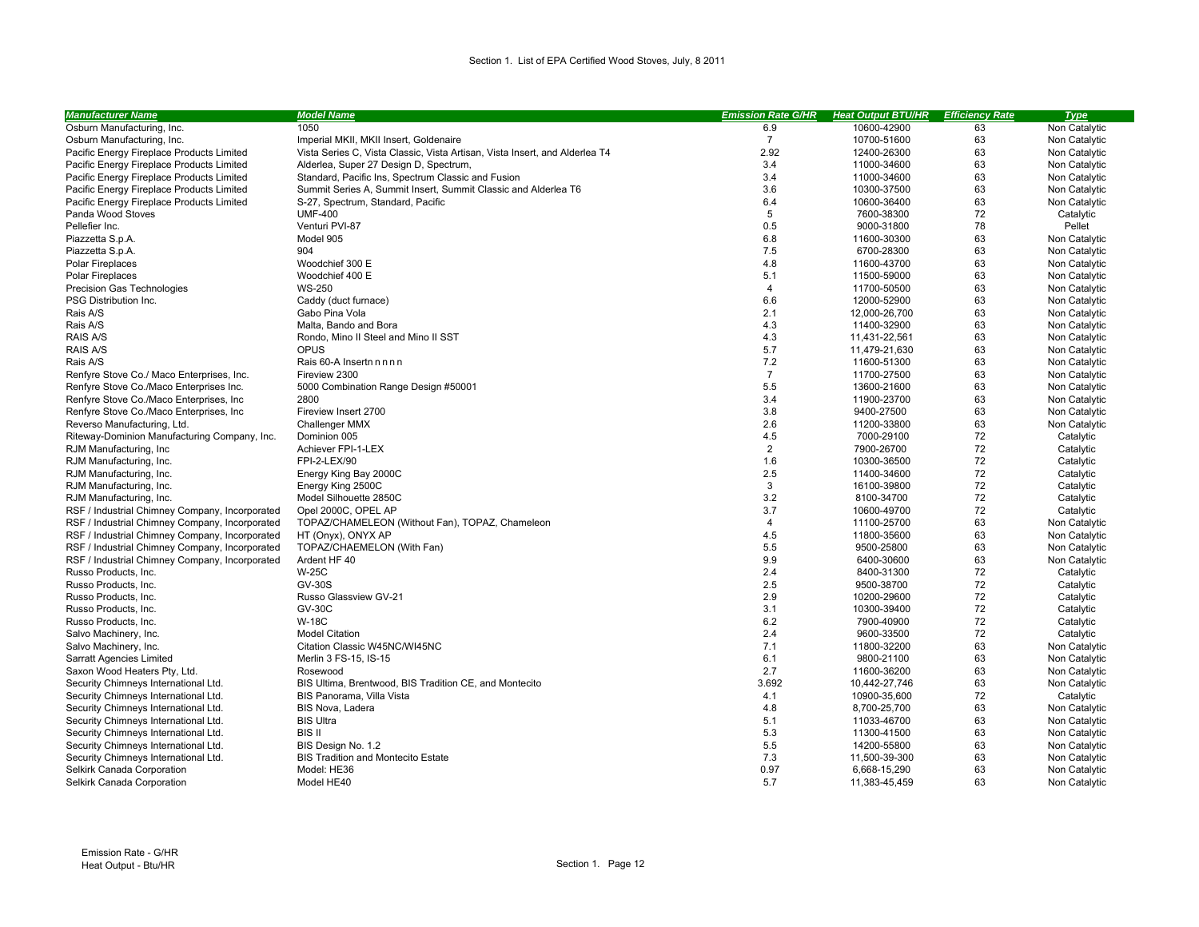Section 1. List of EPA Certified Wood Stoves, July, 8 2011

| Manufacturer Name | Model Name | Emission Rate G/HR | Heat Output BTU/HR | Efficiency Rate | Type |
|---|---|---|---|---|---|
| Osburn Manufacturing, Inc. | 1050 | 6.9 | 10600-42900 | 63 | Non Catalytic |
| Osburn Manufacturing, Inc. | Imperial MKII, MKII Insert, Goldenaire | 7 | 10700-51600 | 63 | Non Catalytic |
| Pacific Energy Fireplace Products Limited | Vista Series C, Vista Classic, Vista Artisan, Vista Insert, and Alderlea T4 | 2.92 | 12400-26300 | 63 | Non Catalytic |
| Pacific Energy Fireplace Products Limited | Alderlea, Super 27 Design D, Spectrum, | 3.4 | 11000-34600 | 63 | Non Catalytic |
| Pacific Energy Fireplace Products Limited | Standard, Pacific Ins, Spectrum Classic and Fusion | 3.4 | 11000-34600 | 63 | Non Catalytic |
| Pacific Energy Fireplace Products Limited | Summit Series A, Summit Insert, Summit Classic and Alderlea T6 | 3.6 | 10300-37500 | 63 | Non Catalytic |
| Pacific Energy Fireplace Products Limited | S-27, Spectrum, Standard, Pacific | 6.4 | 10600-36400 | 63 | Non Catalytic |
| Panda Wood Stoves | UMF-400 | 5 | 7600-38300 | 72 | Catalytic |
| Pellefier Inc. | Venturi PVI-87 | 0.5 | 9000-31800 | 78 | Pellet |
| Piazzetta S.p.A. | Model 905 | 6.8 | 11600-30300 | 63 | Non Catalytic |
| Piazzetta S.p.A. | 904 | 7.5 | 6700-28300 | 63 | Non Catalytic |
| Polar Fireplaces | Woodchief 300 E | 4.8 | 11600-43700 | 63 | Non Catalytic |
| Polar Fireplaces | Woodchief 400 E | 5.1 | 11500-59000 | 63 | Non Catalytic |
| Precision Gas Technologies | WS-250 | 4 | 11700-50500 | 63 | Non Catalytic |
| PSG Distribution Inc. | Caddy (duct furnace) | 6.6 | 12000-52900 | 63 | Non Catalytic |
| Rais A/S | Gabo Pina Vola | 2.1 | 12,000-26,700 | 63 | Non Catalytic |
| Rais A/S | Malta, Bando and Bora | 4.3 | 11400-32900 | 63 | Non Catalytic |
| RAIS A/S | Rondo, Mino II Steel and Mino II SST | 4.3 | 11,431-22,561 | 63 | Non Catalytic |
| RAIS A/S | OPUS | 5.7 | 11,479-21,630 | 63 | Non Catalytic |
| Rais A/S | Rais 60-A Insertn n n n n | 7.2 | 11600-51300 | 63 | Non Catalytic |
| Renfyre Stove Co./ Maco Enterprises, Inc. | Fireview 2300 | 7 | 11700-27500 | 63 | Non Catalytic |
| Renfyre Stove Co./Maco Enterprises Inc. | 5000 Combination Range Design #50001 | 5.5 | 13600-21600 | 63 | Non Catalytic |
| Renfyre Stove Co./Maco Enterprises, Inc | 2800 | 3.4 | 11900-23700 | 63 | Non Catalytic |
| Renfyre Stove Co./Maco Enterprises, Inc | Fireview Insert 2700 | 3.8 | 9400-27500 | 63 | Non Catalytic |
| Reverso Manufacturing, Ltd. | Challenger MMX | 2.6 | 11200-33800 | 63 | Non Catalytic |
| Riteway-Dominion Manufacturing Company, Inc. | Dominion 005 | 4.5 | 7000-29100 | 72 | Catalytic |
| RJM Manufacturing, Inc | Achiever FPI-1-LEX | 2 | 7900-26700 | 72 | Catalytic |
| RJM Manufacturing, Inc. | FPI-2-LEX/90 | 1.6 | 10300-36500 | 72 | Catalytic |
| RJM Manufacturing, Inc. | Energy King Bay 2000C | 2.5 | 11400-34600 | 72 | Catalytic |
| RJM Manufacturing, Inc. | Energy King 2500C | 3 | 16100-39800 | 72 | Catalytic |
| RJM Manufacturing, Inc. | Model Silhouette 2850C | 3.2 | 8100-34700 | 72 | Catalytic |
| RSF / Industrial Chimney Company, Incorporated | Opel 2000C, OPEL AP | 3.7 | 10600-49700 | 72 | Catalytic |
| RSF / Industrial Chimney Company, Incorporated | TOPAZ/CHAMELEON (Without Fan), TOPAZ, Chameleon | 4 | 11100-25700 | 63 | Non Catalytic |
| RSF / Industrial Chimney Company, Incorporated | HT (Onyx), ONYX AP | 4.5 | 11800-35600 | 63 | Non Catalytic |
| RSF / Industrial Chimney Company, Incorporated | TOPAZ/CHAEMELON (With Fan) | 5.5 | 9500-25800 | 63 | Non Catalytic |
| RSF / Industrial Chimney Company, Incorporated | Ardent HF 40 | 9.9 | 6400-30600 | 63 | Non Catalytic |
| Russo Products, Inc. | W-25C | 2.4 | 8400-31300 | 72 | Catalytic |
| Russo Products, Inc. | GV-30S | 2.5 | 9500-38700 | 72 | Catalytic |
| Russo Products, Inc. | Russo Glassview GV-21 | 2.9 | 10200-29600 | 72 | Catalytic |
| Russo Products, Inc. | GV-30C | 3.1 | 10300-39400 | 72 | Catalytic |
| Russo Products, Inc. | W-18C | 6.2 | 7900-40900 | 72 | Catalytic |
| Salvo Machinery, Inc. | Model Citation | 2.4 | 9600-33500 | 72 | Catalytic |
| Salvo Machinery, Inc. | Citation Classic W45NC/WI45NC | 7.1 | 11800-32200 | 63 | Non Catalytic |
| Sarratt Agencies Limited | Merlin 3 FS-15, IS-15 | 6.1 | 9800-21100 | 63 | Non Catalytic |
| Saxon Wood Heaters Pty, Ltd. | Rosewood | 2.7 | 11600-36200 | 63 | Non Catalytic |
| Security Chimneys International Ltd. | BIS Ultima, Brentwood, BIS Tradition CE, and Montecito | 3.692 | 10,442-27,746 | 63 | Non Catalytic |
| Security Chimneys International Ltd. | BIS Panorama, Villa Vista | 4.1 | 10900-35,600 | 72 | Catalytic |
| Security Chimneys International Ltd. | BIS Nova, Ladera | 4.8 | 8,700-25,700 | 63 | Non Catalytic |
| Security Chimneys International Ltd. | BIS Ultra | 5.1 | 11033-46700 | 63 | Non Catalytic |
| Security Chimneys International Ltd. | BIS II | 5.3 | 11300-41500 | 63 | Non Catalytic |
| Security Chimneys International Ltd. | BIS Design No. 1.2 | 5.5 | 14200-55800 | 63 | Non Catalytic |
| Security Chimneys International Ltd. | BIS Tradition and Montecito Estate | 7.3 | 11,500-39-300 | 63 | Non Catalytic |
| Selkirk Canada Corporation | Model: HE36 | 0.97 | 6,668-15,290 | 63 | Non Catalytic |
| Selkirk Canada Corporation | Model HE40 | 5.7 | 11,383-45,459 | 63 | Non Catalytic |

Emission Rate - G/HR
Heat Output - Btu/HR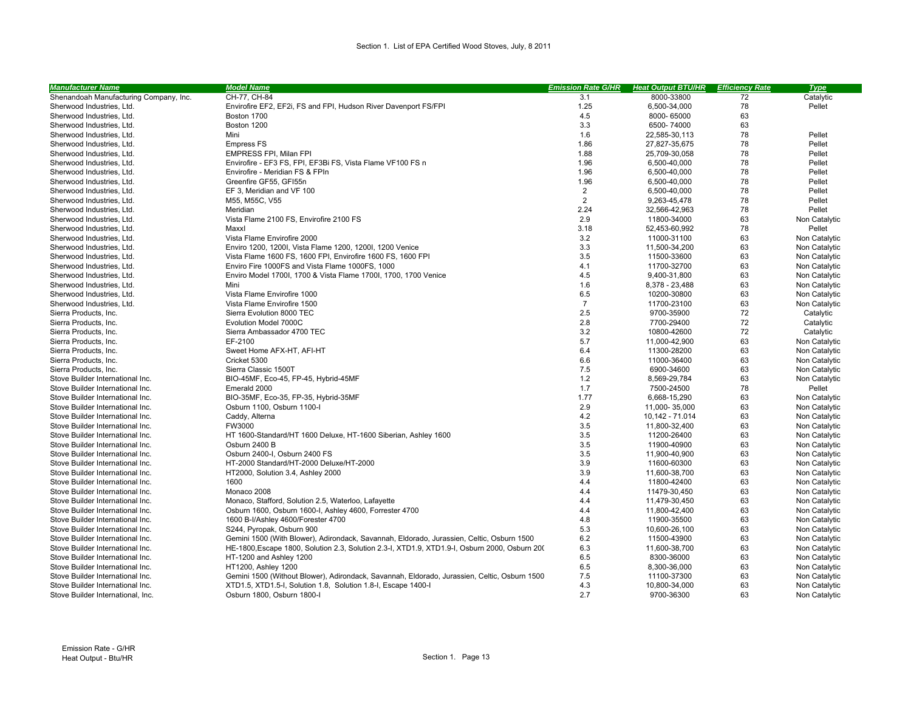Section 1. List of EPA Certified Wood Stoves, July, 8 2011

| Manufacturer Name | Model Name | Emission Rate G/HR | Heat Output BTU/HR | Efficiency Rate | Type |
|---|---|---|---|---|---|
| Shenandoah Manufacturing Company, Inc. | CH-77, CH-84 | 3.1 | 8000-33800 | 72 | Catalytic |
| Sherwood Industries, Ltd. | Envirofire EF2, EF2i, FS and FPI, Hudson River Davenport FS/FPI | 1.25 | 6,500-34,000 | 78 | Pellet |
| Sherwood Industries, Ltd. | Boston 1700 | 4.5 | 8000- 65000 | 63 | |
| Sherwood Industries, Ltd. | Boston 1200 | 3.3 | 6500- 74000 | 63 | |
| Sherwood Industries, Ltd. | Mini | 1.6 | 22,585-30,113 | 78 | Pellet |
| Sherwood Industries, Ltd. | Empress FS | 1.86 | 27,827-35,675 | 78 | Pellet |
| Sherwood Industries, Ltd. | EMPRESS FPI, Milan FPI | 1.88 | 25,709-30,058 | 78 | Pellet |
| Sherwood Industries, Ltd. | Envirofire - EF3 FS, FPI, EF3Bi FS, Vista Flame VF100 FS n | 1.96 | 6,500-40,000 | 78 | Pellet |
| Sherwood Industries, Ltd. | Envirofire - Meridian FS & FPIn | 1.96 | 6,500-40,000 | 78 | Pellet |
| Sherwood Industries, Ltd. | Greenfire GF55, GFI55n | 1.96 | 6,500-40,000 | 78 | Pellet |
| Sherwood Industries, Ltd. | EF 3, Meridian and VF 100 | 2 | 6,500-40,000 | 78 | Pellet |
| Sherwood Industries, Ltd. | M55, M55C, V55 | 2 | 9,263-45,478 | 78 | Pellet |
| Sherwood Industries, Ltd. | Meridian | 2.24 | 32,566-42,963 | 78 | Pellet |
| Sherwood Industries, Ltd. | Vista Flame 2100 FS, Envirofire 2100 FS | 2.9 | 11800-34000 | 63 | Non Catalytic |
| Sherwood Industries, Ltd. | Maxxl | 3.18 | 52,453-60,992 | 78 | Pellet |
| Sherwood Industries, Ltd. | Vista Flame Envirofire 2000 | 3.2 | 11000-31100 | 63 | Non Catalytic |
| Sherwood Industries, Ltd. | Enviro 1200, 1200I, Vista Flame 1200, 1200I, 1200 Venice | 3.3 | 11,500-34,200 | 63 | Non Catalytic |
| Sherwood Industries, Ltd. | Vista Flame 1600 FS, 1600 FPI, Envirofire 1600 FS, 1600 FPI | 3.5 | 11500-33600 | 63 | Non Catalytic |
| Sherwood Industries, Ltd. | Enviro Fire 1000FS and Vista Flame 1000FS, 1000 | 4.1 | 11700-32700 | 63 | Non Catalytic |
| Sherwood Industries, Ltd. | Enviro Model 1700I, 1700 & Vista Flame 1700I, 1700, 1700 Venice | 4.5 | 9,400-31,800 | 63 | Non Catalytic |
| Sherwood Industries, Ltd. | Mini | 1.6 | 8,378 - 23,488 | 63 | Non Catalytic |
| Sherwood Industries, Ltd. | Vista Flame Envirofire 1000 | 6.5 | 10200-30800 | 63 | Non Catalytic |
| Sherwood Industries, Ltd. | Vista Flame Envirofire 1500 | 7 | 11700-23100 | 63 | Non Catalytic |
| Sierra Products, Inc. | Sierra Evolution 8000 TEC | 2.5 | 9700-35900 | 72 | Catalytic |
| Sierra Products, Inc. | Evolution Model 7000C | 2.8 | 7700-29400 | 72 | Catalytic |
| Sierra Products, Inc. | Sierra Ambassador 4700 TEC | 3.2 | 10800-42600 | 72 | Catalytic |
| Sierra Products, Inc. | EF-2100 | 5.7 | 11,000-42,900 | 63 | Non Catalytic |
| Sierra Products, Inc. | Sweet Home AFX-HT, AFI-HT | 6.4 | 11300-28200 | 63 | Non Catalytic |
| Sierra Products, Inc. | Cricket 5300 | 6.6 | 11000-36400 | 63 | Non Catalytic |
| Sierra Products, Inc. | Sierra Classic 1500T | 7.5 | 6900-34600 | 63 | Non Catalytic |
| Stove Builder International Inc. | BIO-45MF, Eco-45, FP-45, Hybrid-45MF | 1.2 | 8,569-29,784 | 63 | Non Catalytic |
| Stove Builder International Inc. | Emerald 2000 | 1.7 | 7500-24500 | 78 | Pellet |
| Stove Builder International Inc. | BIO-35MF, Eco-35, FP-35, Hybrid-35MF | 1.77 | 6,668-15,290 | 63 | Non Catalytic |
| Stove Builder International Inc. | Osburn 1100, Osburn 1100-I | 2.9 | 11,000- 35,000 | 63 | Non Catalytic |
| Stove Builder International Inc. | Caddy, Alterna | 4.2 | 10,142 - 71.014 | 63 | Non Catalytic |
| Stove Builder International Inc. | FW3000 | 3.5 | 11,800-32,400 | 63 | Non Catalytic |
| Stove Builder International Inc. | HT 1600-Standard/HT 1600 Deluxe, HT-1600 Siberian, Ashley 1600 | 3.5 | 11200-26400 | 63 | Non Catalytic |
| Stove Builder International Inc. | Osburn 2400 B | 3.5 | 11900-40900 | 63 | Non Catalytic |
| Stove Builder International Inc. | Osburn 2400-I, Osburn 2400 FS | 3.5 | 11,900-40,900 | 63 | Non Catalytic |
| Stove Builder International Inc. | HT-2000 Standard/HT-2000 Deluxe/HT-2000 | 3.9 | 11600-60300 | 63 | Non Catalytic |
| Stove Builder International Inc. | HT2000, Solution 3.4, Ashley 2000 | 3.9 | 11,600-38,700 | 63 | Non Catalytic |
| Stove Builder International Inc. | 1600 | 4.4 | 11800-42400 | 63 | Non Catalytic |
| Stove Builder International Inc. | Monaco 2008 | 4.4 | 11479-30,450 | 63 | Non Catalytic |
| Stove Builder International Inc. | Monaco, Stafford, Solution 2.5, Waterloo, Lafayette | 4.4 | 11,479-30,450 | 63 | Non Catalytic |
| Stove Builder International Inc. | Osburn 1600, Osburn 1600-I, Ashley 4600, Forrester 4700 | 4.4 | 11,800-42,400 | 63 | Non Catalytic |
| Stove Builder International Inc. | 1600 B-I/Ashley 4600/Forester 4700 | 4.8 | 11900-35500 | 63 | Non Catalytic |
| Stove Builder International Inc. | S244, Pyropak, Osburn 900 | 5.3 | 10,600-26,100 | 63 | Non Catalytic |
| Stove Builder International Inc. | Gemini 1500 (With Blower), Adirondack, Savannah, Eldorado, Jurassien, Celtic, Osburn 1500 | 6.2 | 11500-43900 | 63 | Non Catalytic |
| Stove Builder International Inc. | HE-1800,Escape 1800, Solution 2.3, Solution 2.3-I, XTD1.9, XTD1.9-I, Osburn 2000, Osburn 20( | 6.3 | 11,600-38,700 | 63 | Non Catalytic |
| Stove Builder International Inc. | HT-1200 and Ashley 1200 | 6.5 | 8300-36000 | 63 | Non Catalytic |
| Stove Builder International Inc. | HT1200, Ashley 1200 | 6.5 | 8,300-36,000 | 63 | Non Catalytic |
| Stove Builder International Inc. | Gemini 1500 (Without Blower), Adirondack, Savannah, Eldorado, Jurassien, Celtic, Osburn 1500 | 7.5 | 11100-37300 | 63 | Non Catalytic |
| Stove Builder International Inc. | XTD1.5, XTD1.5-I, Solution 1.8, Solution 1.8-I, Escape 1400-I | 4.3 | 10,800-34,000 | 63 | Non Catalytic |
| Stove Builder International, Inc. | Osburn 1800, Osburn 1800-I | 2.7 | 9700-36300 | 63 | Non Catalytic |

Emission Rate - G/HR
Heat Output - Btu/HR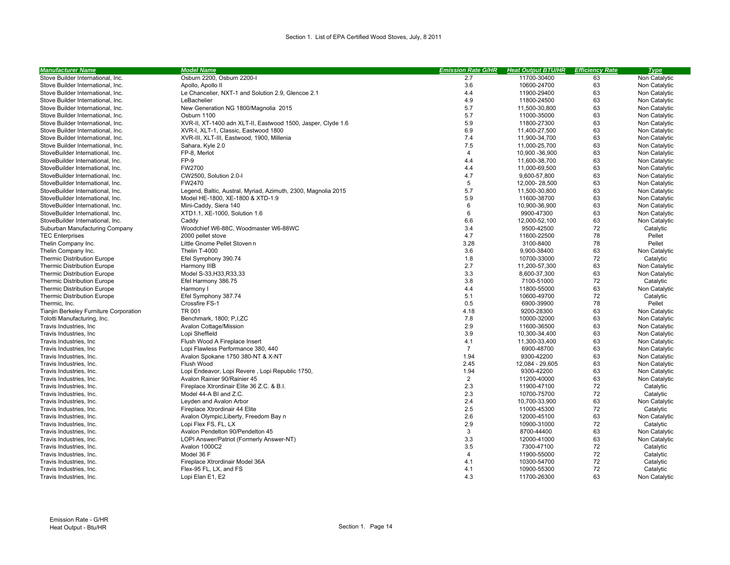Section 1. List of EPA Certified Wood Stoves, July, 8 2011

| Manufacturer Name | Model Name | Emission Rate G/HR | Heat Output BTU/HR | Efficiency Rate | Type |
|---|---|---|---|---|---|
| Stove Builder International, Inc. | Osburn 2200, Osburn 2200-I | 2.7 | 11700-30400 | 63 | Non Catalytic |
| Stove Builder International, Inc. | Apollo, Apollo II | 3.6 | 10600-24700 | 63 | Non Catalytic |
| Stove Builder International, Inc. | Le Chancelier, NXT-1 and Solution 2.9, Glencoe 2.1 | 4.4 | 11900-29400 | 63 | Non Catalytic |
| Stove Builder International, Inc. | LeBachelier | 4.9 | 11800-24500 | 63 | Non Catalytic |
| Stove Builder International, Inc. | New Generation NG 1800/Magnolia 2015 | 5.7 | 11,500-30,800 | 63 | Non Catalytic |
| Stove Builder International, Inc. | Osburn 1100 | 5.7 | 11000-35000 | 63 | Non Catalytic |
| Stove Builder International, Inc. | XVR-II, XT-1400 adn XLT-II, Eastwood 1500, Jasper, Clyde 1.6 | 5.9 | 11800-27300 | 63 | Non Catalytic |
| Stove Builder International, Inc. | XVR-I, XLT-1, Classic, Eastwood 1800 | 6.9 | 11,400-27,500 | 63 | Non Catalytic |
| Stove Builder International, Inc. | XVR-III, XLT-III, Eastwood, 1900, Millenia | 7.4 | 11,900-34,700 | 63 | Non Catalytic |
| Stove Builder International, Inc. | Sahara, Kyle 2.0 | 7.5 | 11,000-25,700 | 63 | Non Catalytic |
| StoveBuilder International, Inc. | FP-8, Merlot | 4 | 10,900 -36,900 | 63 | Non Catalytic |
| StoveBuilder International, Inc. | FP-9 | 4.4 | 11,600-38,700 | 63 | Non Catalytic |
| StoveBuilder International, Inc. | FW2700 | 4.4 | 11,000-69,500 | 63 | Non Catalytic |
| StoveBuilder International, Inc. | CW2500, Solution 2.0-I | 4.7 | 9,600-57,800 | 63 | Non Catalytic |
| StoveBuilder International, Inc. | FW2470 | 5 | 12,000- 28,500 | 63 | Non Catalytic |
| StoveBuilder International, Inc. | Legend, Baltic, Austral, Myriad, Azimuth, 2300, Magnolia 2015 | 5.7 | 11,500-30,800 | 63 | Non Catalytic |
| StoveBuilder International, Inc. | Model HE-1800, XE-1800 & XTD-1.9 | 5.9 | 11600-38700 | 63 | Non Catalytic |
| StoveBuilder International, Inc. | Mini-Caddy, Siera 140 | 6 | 10,900-36,900 | 63 | Non Catalytic |
| StoveBuilder International, Inc. | XTD1.1, XE-1000, Solution 1.6 | 6 | 9900-47300 | 63 | Non Catalytic |
| StoveBuilder International, Inc. | Caddy | 6.6 | 12,000-52,100 | 63 | Non Catalytic |
| Suburban Manufacturing Company | Woodchief W6-88C, Woodmaster W6-88WC | 3.4 | 9500-42500 | 72 | Catalytic |
| TEC Enterprises | 2000 pellet stove | 4.7 | 11600-22500 | 78 | Pellet |
| Thelin Company Inc. | Little Gnome Pellet Stoven n | 3.28 | 3100-8400 | 78 | Pellet |
| Thelin Company Inc. | Thelin T-4000 | 3.6 | 9,900-38400 | 63 | Non Catalytic |
| Thermic Distribution Europe | Efel Symphony 390.74 | 1.8 | 10700-33000 | 72 | Catalytic |
| Thermic Distribution Europe | Harmony IIIB | 2.7 | 11,200-57,300 | 63 | Non Catalytic |
| Thermic Distribution Europe | Model S-33,H33,R33,33 | 3.3 | 8,600-37,300 | 63 | Non Catalytic |
| Thermic Distribution Europe | Efel Harmony 386.75 | 3.8 | 7100-51000 | 72 | Catalytic |
| Thermic Distribution Europe | Harmony I | 4.4 | 11800-55000 | 63 | Non Catalytic |
| Thermic Distribution Europe | Efel Symphony 387.74 | 5.1 | 10600-49700 | 72 | Catalytic |
| Thermic, Inc. | Crossfire FS-1 | 0.5 | 6900-39900 | 78 | Pellet |
| Tianjin Berkeley Furniture Corporation | TR 001 | 4.18 | 9200-28300 | 63 | Non Catalytic |
| Tolotti Manufacturing, Inc. | Benchmark, 1800; P,I,ZC | 7.8 | 10000-32000 | 63 | Non Catalytic |
| Travis Industries, Inc | Avalon Cottage/Mission | 2.9 | 11600-36500 | 63 | Non Catalytic |
| Travis Industries, Inc | Lopi Sheffield | 3.9 | 10,300-34,400 | 63 | Non Catalytic |
| Travis Industries, Inc | Flush Wood A Fireplace Insert | 4.1 | 11,300-33,400 | 63 | Non Catalytic |
| Travis Industries, Inc | Lopi Flawless Performance 380, 440 | 7 | 6900-48700 | 63 | Non Catalytic |
| Travis Industries, Inc. | Avalon Spokane 1750 380-NT & X-NT | 1.94 | 9300-42200 | 63 | Non Catalytic |
| Travis Industries, Inc. | Flush Wood | 2.45 | 12,084 - 29,605 | 63 | Non Catalytic |
| Travis Industries, Inc. | Lopi Endeavor, Lopi Revere , Lopi Republic 1750, | 1.94 | 9300-42200 | 63 | Non Catalytic |
| Travis Industries, Inc. | Avalon Rainier 90/Rainier 45 | 2 | 11200-40000 | 63 | Non Catalytic |
| Travis Industries, Inc. | Fireplace Xtrordinair Elite 36 Z.C. & B.I. | 2.3 | 11900-47100 | 72 | Catalytic |
| Travis Industries, Inc. | Model 44-A BI and Z.C. | 2.3 | 10700-75700 | 72 | Catalytic |
| Travis Industries, Inc. | Leyden and Avalon Arbor | 2.4 | 10,700-33,900 | 63 | Non Catalytic |
| Travis Industries, Inc. | Fireplace Xtrordinair 44 Elite | 2.5 | 11000-45300 | 72 | Catalytic |
| Travis Industries, Inc. | Avalon Olympic,Liberty, Freedom Bay n | 2.6 | 12000-45100 | 63 | Non Catalytic |
| Travis Industries, Inc. | Lopi Flex FS, FL, LX | 2.9 | 10900-31000 | 72 | Catalytic |
| Travis Industries, Inc. | Avalon Pendelton 90/Pendelton 45 | 3 | 8700-44400 | 63 | Non Catalytic |
| Travis Industries, Inc. | LOPI Answer/Patriot (Formerly Answer-NT) | 3.3 | 12000-41000 | 63 | Non Catalytic |
| Travis Industries, Inc. | Avalon 1000C2 | 3.5 | 7300-47100 | 72 | Catalytic |
| Travis Industries, Inc. | Model 36 F | 4 | 11900-55000 | 72 | Catalytic |
| Travis Industries, Inc. | Fireplace Xtrordinair Model 36A | 4.1 | 10300-54700 | 72 | Catalytic |
| Travis Industries, Inc. | Flex-95 FL, LX, and FS | 4.1 | 10900-55300 | 72 | Catalytic |
| Travis Industries, Inc. | Lopi Elan E1, E2 | 4.3 | 11700-26300 | 63 | Non Catalytic |

Emission Rate - G/HR
Heat Output - Btu/HR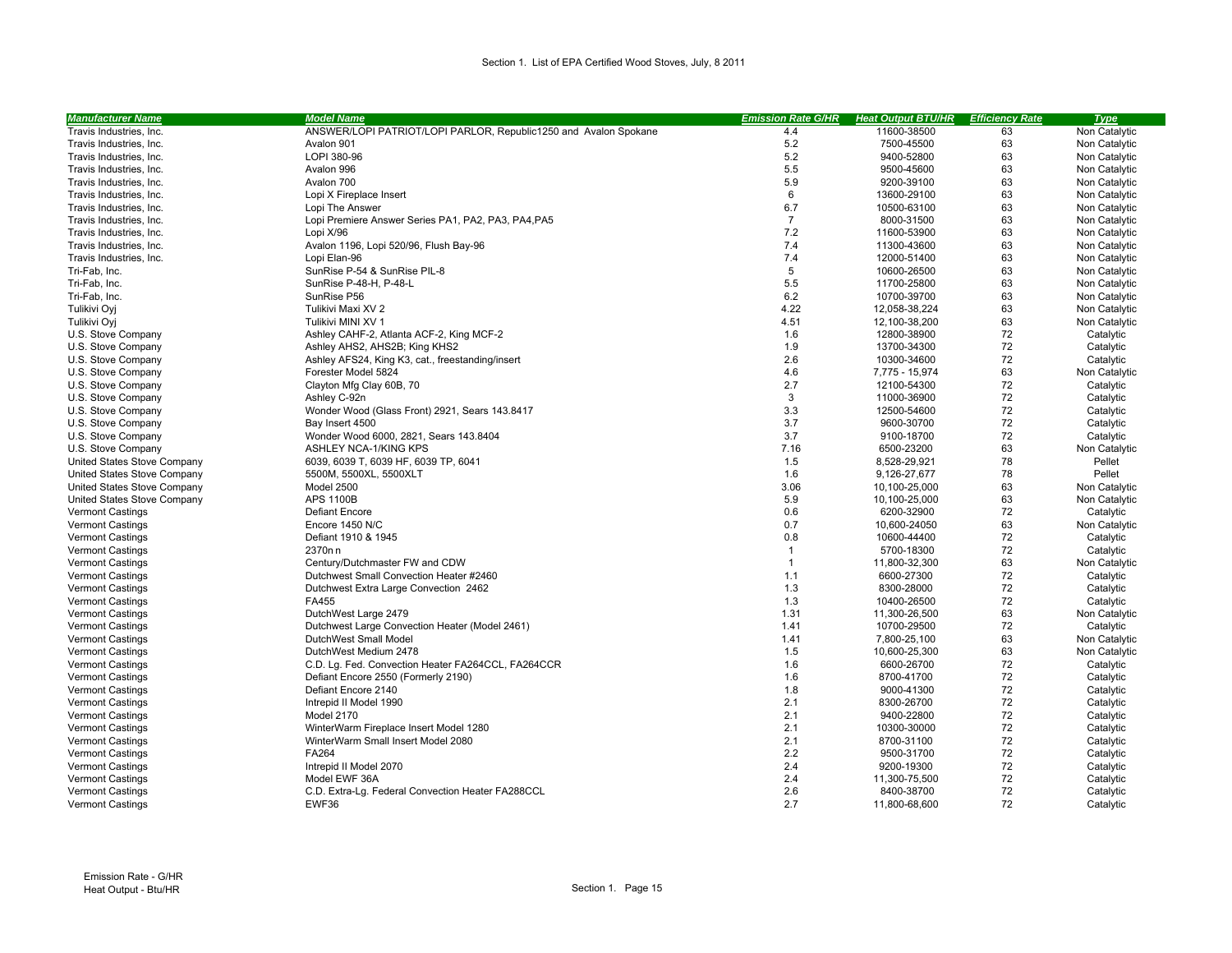Section 1. List of EPA Certified Wood Stoves, July, 8 2011

| Manufacturer Name | Model Name | Emission Rate G/HR | Heat Output BTU/HR | Efficiency Rate | Type |
|---|---|---|---|---|---|
| Travis Industries, Inc. | ANSWER/LOPI PATRIOT/LOPI PARLOR, Republic1250 and Avalon Spokane | 4.4 | 11600-38500 | 63 | Non Catalytic |
| Travis Industries, Inc. | Avalon 901 | 5.2 | 7500-45500 | 63 | Non Catalytic |
| Travis Industries, Inc. | LOPI 380-96 | 5.2 | 9400-52800 | 63 | Non Catalytic |
| Travis Industries, Inc. | Avalon 996 | 5.5 | 9500-45600 | 63 | Non Catalytic |
| Travis Industries, Inc. | Avalon 700 | 5.9 | 9200-39100 | 63 | Non Catalytic |
| Travis Industries, Inc. | Lopi X Fireplace Insert | 6 | 13600-29100 | 63 | Non Catalytic |
| Travis Industries, Inc. | Lopi The Answer | 6.7 | 10500-63100 | 63 | Non Catalytic |
| Travis Industries, Inc. | Lopi Premiere Answer Series PA1, PA2, PA3, PA4,PA5 | 7 | 8000-31500 | 63 | Non Catalytic |
| Travis Industries, Inc. | Lopi X/96 | 7.2 | 11600-53900 | 63 | Non Catalytic |
| Travis Industries, Inc. | Avalon 1196, Lopi 520/96, Flush Bay-96 | 7.4 | 11300-43600 | 63 | Non Catalytic |
| Travis Industries, Inc. | Lopi Elan-96 | 7.4 | 12000-51400 | 63 | Non Catalytic |
| Tri-Fab, Inc. | SunRise P-54 & SunRise PIL-8 | 5 | 10600-26500 | 63 | Non Catalytic |
| Tri-Fab, Inc. | SunRise P-48-H, P-48-L | 5.5 | 11700-25800 | 63 | Non Catalytic |
| Tri-Fab, Inc. | SunRise P56 | 6.2 | 10700-39700 | 63 | Non Catalytic |
| Tulikivi Oyj | Tulikivi Maxi XV 2 | 4.22 | 12,058-38,224 | 63 | Non Catalytic |
| Tulikivi Oyj | Tulikivi MINI XV 1 | 4.51 | 12,100-38,200 | 63 | Non Catalytic |
| U.S. Stove Company | Ashley CAHF-2, Atlanta ACF-2, King MCF-2 | 1.6 | 12800-38900 | 72 | Catalytic |
| U.S. Stove Company | Ashley AHS2, AHS2B; King KHS2 | 1.9 | 13700-34300 | 72 | Catalytic |
| U.S. Stove Company | Ashley AFS24, King K3, cat., freestanding/insert | 2.6 | 10300-34600 | 72 | Catalytic |
| U.S. Stove Company | Forester Model 5824 | 4.6 | 7,775 - 15,974 | 63 | Non Catalytic |
| U.S. Stove Company | Clayton Mfg Clay 60B, 70 | 2.7 | 12100-54300 | 72 | Catalytic |
| U.S. Stove Company | Ashley C-92n | 3 | 11000-36900 | 72 | Catalytic |
| U.S. Stove Company | Wonder Wood (Glass Front) 2921, Sears 143.8417 | 3.3 | 12500-54600 | 72 | Catalytic |
| U.S. Stove Company | Bay Insert 4500 | 3.7 | 9600-30700 | 72 | Catalytic |
| U.S. Stove Company | Wonder Wood 6000, 2821, Sears 143.8404 | 3.7 | 9100-18700 | 72 | Catalytic |
| U.S. Stove Company | ASHLEY NCA-1/KING KPS | 7.16 | 6500-23200 | 63 | Non Catalytic |
| United States Stove Company | 6039, 6039 T, 6039 HF, 6039 TP, 6041 | 1.5 | 8,528-29,921 | 78 | Pellet |
| United States Stove Company | 5500M, 5500XL, 5500XLT | 1.6 | 9,126-27,677 | 78 | Pellet |
| United States Stove Company | Model 2500 | 3.06 | 10,100-25,000 | 63 | Non Catalytic |
| United States Stove Company | APS 1100B | 5.9 | 10,100-25,000 | 63 | Non Catalytic |
| Vermont Castings | Defiant Encore | 0.6 | 6200-32900 | 72 | Catalytic |
| Vermont Castings | Encore 1450 N/C | 0.7 | 10,600-24050 | 63 | Non Catalytic |
| Vermont Castings | Defiant 1910 & 1945 | 0.8 | 10600-44400 | 72 | Catalytic |
| Vermont Castings | 2370n n | 1 | 5700-18300 | 72 | Catalytic |
| Vermont Castings | Century/Dutchmaster FW and CDW | 1 | 11,800-32,300 | 63 | Non Catalytic |
| Vermont Castings | Dutchwest Small Convection Heater #2460 | 1.1 | 6600-27300 | 72 | Catalytic |
| Vermont Castings | Dutchwest Extra Large Convection 2462 | 1.3 | 8300-28000 | 72 | Catalytic |
| Vermont Castings | FA455 | 1.3 | 10400-26500 | 72 | Catalytic |
| Vermont Castings | DutchWest Large 2479 | 1.31 | 11,300-26,500 | 63 | Non Catalytic |
| Vermont Castings | Dutchwest Large Convection Heater (Model 2461) | 1.41 | 10700-29500 | 72 | Catalytic |
| Vermont Castings | DutchWest Small Model | 1.41 | 7,800-25,100 | 63 | Non Catalytic |
| Vermont Castings | DutchWest Medium 2478 | 1.5 | 10,600-25,300 | 63 | Non Catalytic |
| Vermont Castings | C.D. Lg. Fed. Convection Heater FA264CCL, FA264CCR | 1.6 | 6600-26700 | 72 | Catalytic |
| Vermont Castings | Defiant Encore 2550 (Formerly 2190) | 1.6 | 8700-41700 | 72 | Catalytic |
| Vermont Castings | Defiant Encore 2140 | 1.8 | 9000-41300 | 72 | Catalytic |
| Vermont Castings | Intrepid II Model 1990 | 2.1 | 8300-26700 | 72 | Catalytic |
| Vermont Castings | Model 2170 | 2.1 | 9400-22800 | 72 | Catalytic |
| Vermont Castings | WinterWarm Fireplace Insert Model 1280 | 2.1 | 10300-30000 | 72 | Catalytic |
| Vermont Castings | WinterWarm Small Insert Model 2080 | 2.1 | 8700-31100 | 72 | Catalytic |
| Vermont Castings | FA264 | 2.2 | 9500-31700 | 72 | Catalytic |
| Vermont Castings | Intrepid II Model 2070 | 2.4 | 9200-19300 | 72 | Catalytic |
| Vermont Castings | Model EWF 36A | 2.4 | 11,300-75,500 | 72 | Catalytic |
| Vermont Castings | C.D. Extra-Lg. Federal Convection Heater FA288CCL | 2.6 | 8400-38700 | 72 | Catalytic |
| Vermont Castings | EWF36 | 2.7 | 11,800-68,600 | 72 | Catalytic |

Emission Rate - G/HR
Heat Output - Btu/HR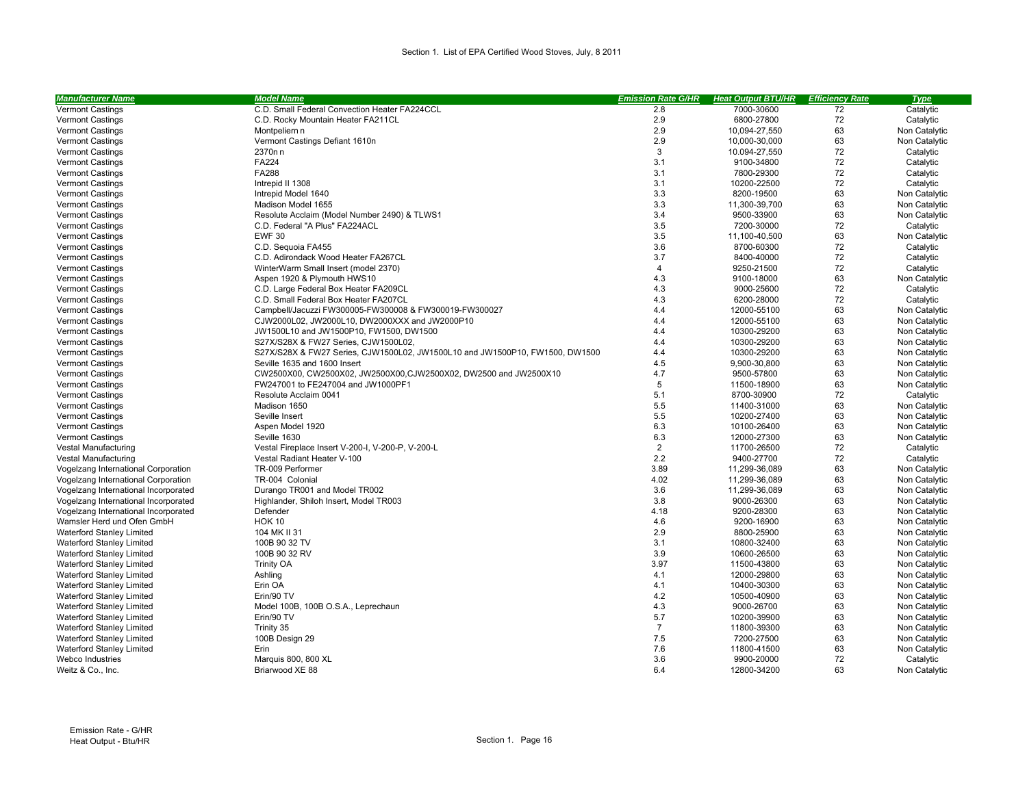Section 1. List of EPA Certified Wood Stoves, July, 8 2011

| Manufacturer Name | Model Name | Emission Rate G/HR | Heat Output BTU/HR | Efficiency Rate | Type |
|---|---|---|---|---|---|
| Vermont Castings | C.D. Small Federal Convection Heater FA224CCL | 2.8 | 7000-30600 | 72 | Catalytic |
| Vermont Castings | C.D. Rocky Mountain Heater FA211CL | 2.9 | 6800-27800 | 72 | Catalytic |
| Vermont Castings | Montpeliern n | 2.9 | 10,094-27,550 | 63 | Non Catalytic |
| Vermont Castings | Vermont Castings Defiant 1610n | 2.9 | 10,000-30,000 | 63 | Non Catalytic |
| Vermont Castings | 2370n n | 3 | 10.094-27,550 | 72 | Catalytic |
| Vermont Castings | FA224 | 3.1 | 9100-34800 | 72 | Catalytic |
| Vermont Castings | FA288 | 3.1 | 7800-29300 | 72 | Catalytic |
| Vermont Castings | Intrepid II 1308 | 3.1 | 10200-22500 | 72 | Catalytic |
| Vermont Castings | Intrepid Model 1640 | 3.3 | 8200-19500 | 63 | Non Catalytic |
| Vermont Castings | Madison Model 1655 | 3.3 | 11,300-39,700 | 63 | Non Catalytic |
| Vermont Castings | Resolute Acclaim (Model Number 2490) & TLWS1 | 3.4 | 9500-33900 | 63 | Non Catalytic |
| Vermont Castings | C.D. Federal "A Plus" FA224ACL | 3.5 | 7200-30000 | 72 | Catalytic |
| Vermont Castings | EWF 30 | 3.5 | 11,100-40,500 | 63 | Non Catalytic |
| Vermont Castings | C.D. Sequoia FA455 | 3.6 | 8700-60300 | 72 | Catalytic |
| Vermont Castings | C.D. Adirondack Wood Heater FA267CL | 3.7 | 8400-40000 | 72 | Catalytic |
| Vermont Castings | WinterWarm Small Insert (model 2370) | 4 | 9250-21500 | 72 | Catalytic |
| Vermont Castings | Aspen 1920 & Plymouth HWS10 | 4.3 | 9100-18000 | 63 | Non Catalytic |
| Vermont Castings | C.D. Large Federal Box Heater FA209CL | 4.3 | 9000-25600 | 72 | Catalytic |
| Vermont Castings | C.D. Small Federal Box Heater FA207CL | 4.3 | 6200-28000 | 72 | Catalytic |
| Vermont Castings | Campbell/Jacuzzi FW300005-FW300008 & FW300019-FW300027 | 4.4 | 12000-55100 | 63 | Non Catalytic |
| Vermont Castings | CJW2000L02, JW2000L10, DW2000XXX and JW2000P10 | 4.4 | 12000-55100 | 63 | Non Catalytic |
| Vermont Castings | JW1500L10 and JW1500P10, FW1500, DW1500 | 4.4 | 10300-29200 | 63 | Non Catalytic |
| Vermont Castings | S27X/S28X & FW27 Series, CJW1500L02, | 4.4 | 10300-29200 | 63 | Non Catalytic |
| Vermont Castings | S27X/S28X & FW27 Series, CJW1500L02, JW1500L10 and JW1500P10, FW1500, DW1500 | 4.4 | 10300-29200 | 63 | Non Catalytic |
| Vermont Castings | Seville 1635 and 1600 Insert | 4.5 | 9,900-30,800 | 63 | Non Catalytic |
| Vermont Castings | CW2500X00, CW2500X02, JW2500X00,CJW2500X02, DW2500 and JW2500X10 | 4.7 | 9500-57800 | 63 | Non Catalytic |
| Vermont Castings | FW247001 to FE247004 and JW1000PF1 | 5 | 11500-18900 | 63 | Non Catalytic |
| Vermont Castings | Resolute Acclaim 0041 | 5.1 | 8700-30900 | 72 | Catalytic |
| Vermont Castings | Madison 1650 | 5.5 | 11400-31000 | 63 | Non Catalytic |
| Vermont Castings | Seville Insert | 5.5 | 10200-27400 | 63 | Non Catalytic |
| Vermont Castings | Aspen Model 1920 | 6.3 | 10100-26400 | 63 | Non Catalytic |
| Vermont Castings | Seville 1630 | 6.3 | 12000-27300 | 63 | Non Catalytic |
| Vestal Manufacturing | Vestal Fireplace Insert V-200-I, V-200-P, V-200-L | 2 | 11700-26500 | 72 | Catalytic |
| Vestal Manufacturing | Vestal Radiant Heater V-100 | 2.2 | 9400-27700 | 72 | Catalytic |
| Vogelzang International Corporation | TR-009 Performer | 3.89 | 11,299-36,089 | 63 | Non Catalytic |
| Vogelzang International Corporation | TR-004 Colonial | 4.02 | 11,299-36,089 | 63 | Non Catalytic |
| Vogelzang International Incorporated | Durango TR001 and Model TR002 | 3.6 | 11,299-36,089 | 63 | Non Catalytic |
| Vogelzang International Incorporated | Highlander, Shiloh Insert, Model TR003 | 3.8 | 9000-26300 | 63 | Non Catalytic |
| Vogelzang International Incorporated | Defender | 4.18 | 9200-28300 | 63 | Non Catalytic |
| Wamsler Herd und Ofen GmbH | HOK 10 | 4.6 | 9200-16900 | 63 | Non Catalytic |
| Waterford Stanley Limited | 104 MK II 31 | 2.9 | 8800-25900 | 63 | Non Catalytic |
| Waterford Stanley Limited | 100B 90 32 TV | 3.1 | 10800-32400 | 63 | Non Catalytic |
| Waterford Stanley Limited | 100B 90 32 RV | 3.9 | 10600-26500 | 63 | Non Catalytic |
| Waterford Stanley Limited | Trinity OA | 3.97 | 11500-43800 | 63 | Non Catalytic |
| Waterford Stanley Limited | Ashling | 4.1 | 12000-29800 | 63 | Non Catalytic |
| Waterford Stanley Limited | Erin OA | 4.1 | 10400-30300 | 63 | Non Catalytic |
| Waterford Stanley Limited | Erin/90 TV | 4.2 | 10500-40900 | 63 | Non Catalytic |
| Waterford Stanley Limited | Model 100B, 100B O.S.A., Leprechaun | 4.3 | 9000-26700 | 63 | Non Catalytic |
| Waterford Stanley Limited | Erin/90 TV | 5.7 | 10200-39900 | 63 | Non Catalytic |
| Waterford Stanley Limited | Trinity 35 | 7 | 11800-39300 | 63 | Non Catalytic |
| Waterford Stanley Limited | 100B Design 29 | 7.5 | 7200-27500 | 63 | Non Catalytic |
| Waterford Stanley Limited | Erin | 7.6 | 11800-41500 | 63 | Non Catalytic |
| Webco Industries | Marquis 800, 800 XL | 3.6 | 9900-20000 | 72 | Catalytic |
| Weitz & Co., Inc. | Briarwood XE 88 | 6.4 | 12800-34200 | 63 | Non Catalytic |

Emission Rate - G/HR
Heat Output - Btu/HR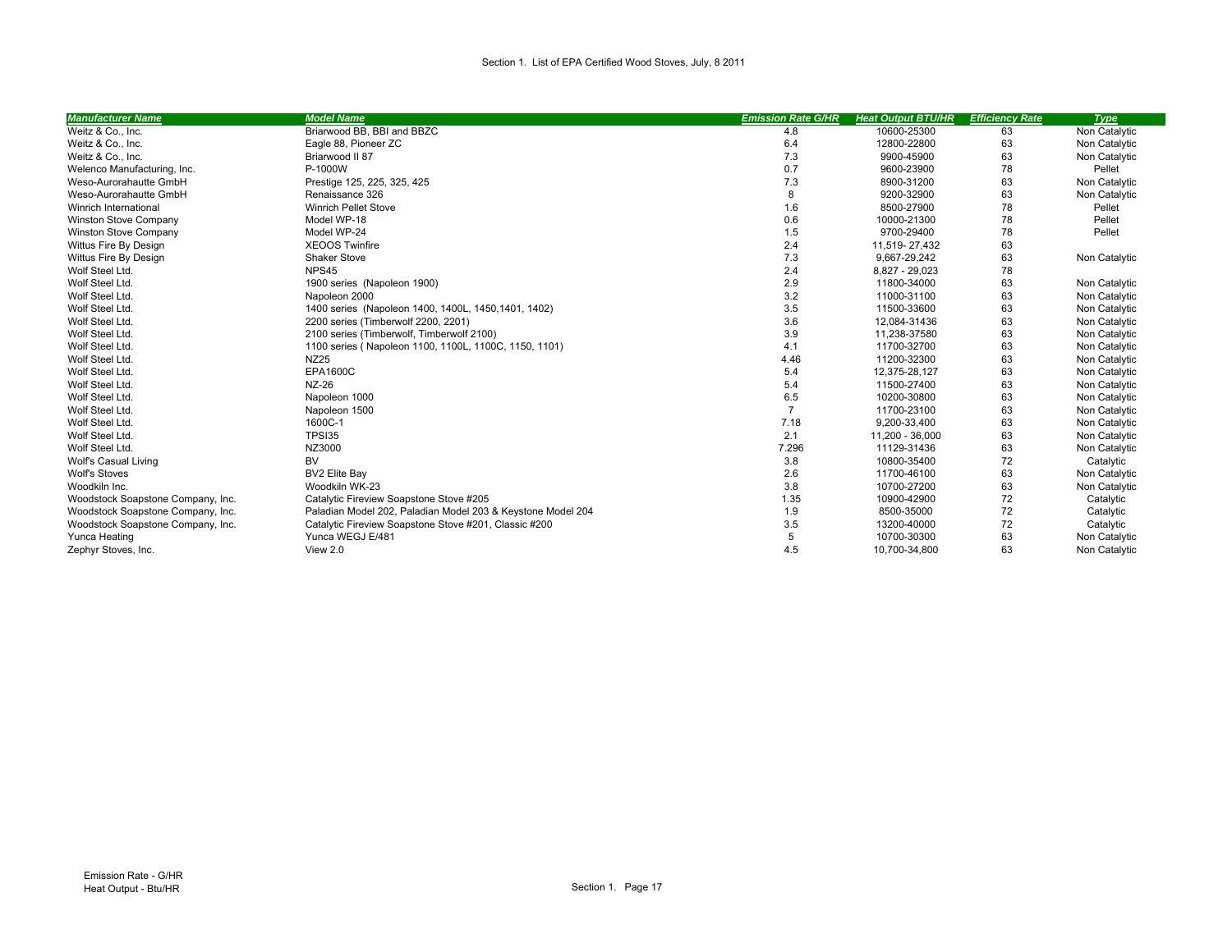Section 1. List of EPA Certified Wood Stoves, July, 8 2011

| Manufacturer Name | Model Name | Emission Rate G/HR | Heat Output BTU/HR | Efficiency Rate | Type |
|---|---|---|---|---|---|
| Weitz & Co., Inc. | Briarwood BB, BBI and BBZC | 4.8 | 10600-25300 | 63 | Non Catalytic |
| Weitz & Co., Inc. | Eagle 88, Pioneer ZC | 6.4 | 12800-22800 | 63 | Non Catalytic |
| Weitz & Co., Inc. | Briarwood II 87 | 7.3 | 9900-45900 | 63 | Non Catalytic |
| Welenco Manufacturing, Inc. | P-1000W | 0.7 | 9600-23900 | 78 | Pellet |
| Weso-Aurorahautte GmbH | Prestige 125, 225, 325, 425 | 7.3 | 8900-31200 | 63 | Non Catalytic |
| Weso-Aurorahautte GmbH | Renaissance 326 | 8 | 9200-32900 | 63 | Non Catalytic |
| Winrich International | Winrich Pellet Stove | 1.6 | 8500-27900 | 78 | Pellet |
| Winston Stove Company | Model WP-18 | 0.6 | 10000-21300 | 78 | Pellet |
| Winston Stove Company | Model WP-24 | 1.5 | 9700-29400 | 78 | Pellet |
| Wittus Fire By Design | XEOOS Twinfire | 2.4 | 11,519- 27,432 | 63 | |
| Wittus Fire By Design | Shaker Stove | 7.3 | 9,667-29,242 | 63 | Non Catalytic |
| Wolf Steel Ltd. | NPS45 | 2.4 | 8,827 - 29,023 | 78 | |
| Wolf Steel Ltd. | 1900 series (Napoleon 1900) | 2.9 | 11800-34000 | 63 | Non Catalytic |
| Wolf Steel Ltd. | Napoleon 2000 | 3.2 | 11000-31100 | 63 | Non Catalytic |
| Wolf Steel Ltd. | 1400 series (Napoleon 1400, 1400L, 1450,1401, 1402) | 3.5 | 11500-33600 | 63 | Non Catalytic |
| Wolf Steel Ltd. | 2200 series (Timberwolf 2200, 2201) | 3.6 | 12,084-31436 | 63 | Non Catalytic |
| Wolf Steel Ltd. | 2100 series (Timberwolf, Timberwolf 2100) | 3.9 | 11,238-37580 | 63 | Non Catalytic |
| Wolf Steel Ltd. | 1100 series ( Napoleon 1100, 1100L, 1100C, 1150, 1101) | 4.1 | 11700-32700 | 63 | Non Catalytic |
| Wolf Steel Ltd. | NZ25 | 4.46 | 11200-32300 | 63 | Non Catalytic |
| Wolf Steel Ltd. | EPA1600C | 5.4 | 12,375-28,127 | 63 | Non Catalytic |
| Wolf Steel Ltd. | NZ-26 | 5.4 | 11500-27400 | 63 | Non Catalytic |
| Wolf Steel Ltd. | Napoleon 1000 | 6.5 | 10200-30800 | 63 | Non Catalytic |
| Wolf Steel Ltd. | Napoleon 1500 | 7 | 11700-23100 | 63 | Non Catalytic |
| Wolf Steel Ltd. | 1600C-1 | 7.18 | 9,200-33,400 | 63 | Non Catalytic |
| Wolf Steel Ltd. | TPSI35 | 2.1 | 11,200 - 36,000 | 63 | Non Catalytic |
| Wolf Steel Ltd. | NZ3000 | 7.296 | 11129-31436 | 63 | Non Catalytic |
| Wolf's Casual Living | BV | 3.8 | 10800-35400 | 72 | Catalytic |
| Wolf's Stoves | BV2 Elite Bay | 2.6 | 11700-46100 | 63 | Non Catalytic |
| Woodkiln Inc. | Woodkiln WK-23 | 3.8 | 10700-27200 | 63 | Non Catalytic |
| Woodstock Soapstone Company, Inc. | Catalytic Fireview Soapstone Stove #205 | 1.35 | 10900-42900 | 72 | Catalytic |
| Woodstock Soapstone Company, Inc. | Paladian Model 202, Paladian Model 203 & Keystone Model 204 | 1.9 | 8500-35000 | 72 | Catalytic |
| Woodstock Soapstone Company, Inc. | Catalytic Fireview Soapstone Stove #201, Classic #200 | 3.5 | 13200-40000 | 72 | Catalytic |
| Yunca Heating | Yunca WEGJ E/481 | 5 | 10700-30300 | 63 | Non Catalytic |
| Zephyr Stoves, Inc. | View 2.0 | 4.5 | 10,700-34,800 | 63 | Non Catalytic |

Emission Rate - G/HR
Heat Output - Btu/HR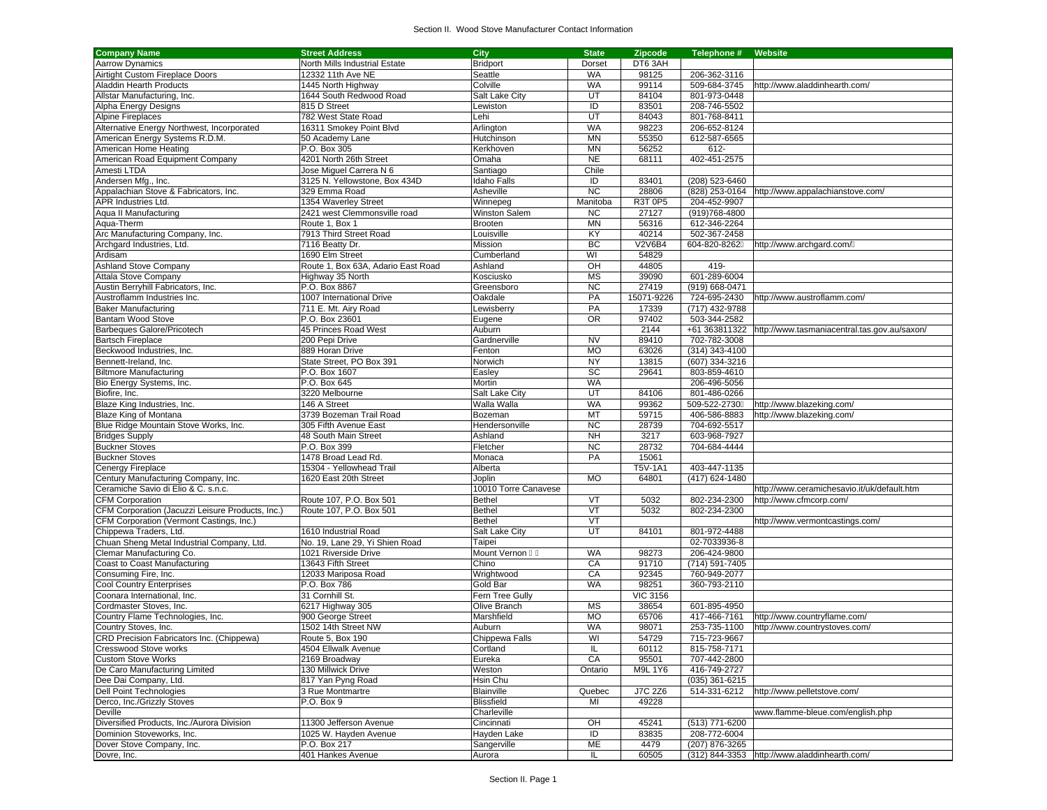## Section II. Wood Stove Manufacturer Contact Information

| Company Name | Street Address | City | State | Zipcode | Telephone # | Website |
|---|---|---|---|---|---|---|
| Aarrow Dynamics | North Mills Industrial Estate | Bridport | Dorset | DT6 3AH | | |
| Airtight Custom Fireplace Doors | 12332 11th Ave NE | Seattle | WA | 98125 | 206-362-3116 | |
| Aladdin Hearth Products | 1445 North Highway | Colville | WA | 99114 | 509-684-3745 | http://www.aladdinhearth.com/ |
| Allstar Manufacturing, Inc. | 1644 South Redwood Road | Salt Lake City | UT | 84104 | 801-973-0448 | |
| Alpha Energy Designs | 815 D Street | Lewiston | ID | 83501 | 208-746-5502 | |
| Alpine Fireplaces | 782 West State Road | Lehi | UT | 84043 | 801-768-8411 | |
| Alternative Energy Northwest, Incorporated | 16311 Smokey Point Blvd | Arlington | WA | 98223 | 206-652-8124 | |
| American Energy Systems R.D.M. | 50 Academy Lane | Hutchinson | MN | 55350 | 612-587-6565 | |
| American Home Heating | P.O. Box 305 | Kerkhoven | MN | 56252 | 612- | |
| American Road Equipment Company | 4201 North 26th Street | Omaha | NE | 68111 | 402-451-2575 | |
| Amesti LTDA | Jose Miguel Carrera N 6 | Santiago | Chile | | | |
| Andersen Mfg., Inc. | 3125 N. Yellowstone, Box 434D | Idaho Falls | ID | 83401 | (208) 523-6460 | |
| Appalachian Stove & Fabricators, Inc. | 329 Emma Road | Asheville | NC | 28806 | (828) 253-0164 | http://www.appalachianstove.com/ |
| APR Industries Ltd. | 1354 Waverley Street | Winnepeg | Manitoba | R3T 0P5 | 204-452-9907 | |
| Aqua II Manufacturing | 2421 west Clemmonsville road | Winston Salem | NC | 27127 | (919)768-4800 | |
| Aqua-Therm | Route 1, Box 1 | Brooten | MN | 56316 | 612-346-2264 | |
| Arc Manufacturing Company, Inc. | 7913 Third Street Road | Louisville | KY | 40214 | 502-367-2458 | |
| Archgard Industries, Ltd. | 7116 Beatty Dr. | Mission | BC | V2V6B4 | 604-820-8262 | http://www.archgard.com/ |
| Ardisam | 1690 Elm Street | Cumberland | WI | 54829 | | |
| Ashland Stove Company | Route 1, Box 63A, Adario East Road | Ashland | OH | 44805 | 419- | |
| Attala Stove Company | Highway 35 North | Kosciusko | MS | 39090 | 601-289-6004 | |
| Austin Berryhill Fabricators, Inc. | P.O. Box 8867 | Greensboro | NC | 27419 | (919) 668-0471 | |
| Austroflamm Industries Inc. | 1007 International Drive | Oakdale | PA | 15071-9226 | 724-695-2430 | http://www.austroflamm.com/ |
| Baker Manufacturing | 711 E. Mt. Airy Road | Lewisberry | PA | 17339 | (717) 432-9788 | |
| Bantam Wood Stove | P.O. Box 23601 | Eugene | OR | 97402 | 503-344-2582 | |
| Barbeques Galore/Pricotech | 45 Princes Road West | Auburn | | 2144 | +61 363811322 | http://www.tasmaniacentral.tas.gov.au/saxon/ |
| Bartsch Fireplace | 200 Pepi Drive | Gardnerville | NV | 89410 | 702-782-3008 | |
| Beckwood Industries, Inc. | 889 Horan Drive | Fenton | MO | 63026 | (314) 343-4100 | |
| Bennett-Ireland, Inc. | State Street, PO Box 391 | Norwich | NY | 13815 | (607) 334-3216 | |
| Biltmore Manufacturing | P.O. Box 1607 | Easley | SC | 29641 | 803-859-4610 | |
| Bio Energy Systems, Inc. | P.O. Box 645 | Mortin | WA | | 206-496-5056 | |
| Biofire, Inc. | 3220 Melbourne | Salt Lake City | UT | 84106 | 801-486-0266 | |
| Blaze King Industries, Inc. | 146 A Street | Walla Walla | WA | 99362 | 509-522-2730 | http://www.blazeking.com/ |
| Blaze King of Montana | 3739 Bozeman Trail Road | Bozeman | MT | 59715 | 406-586-8883 | http://www.blazeking.com/ |
| Blue Ridge Mountain Stove Works, Inc. | 305 Fifth Avenue East | Hendersonville | NC | 28739 | 704-692-5517 | |
| Bridges Supply | 48 South Main Street | Ashland | NH | 3217 | 603-968-7927 | |
| Buckner Stoves | P.O. Box 399 | Fletcher | NC | 28732 | 704-684-4444 | |
| Buckner Stoves | 1478 Broad Lead Rd. | Monaca | PA | 15061 | | |
| Cenergy Fireplace | 15304 - Yellowhead Trail | Alberta | | T5V-1A1 | 403-447-1135 | |
| Century Manufacturing Company, Inc. | 1620 East 20th Street | Joplin | MO | 64801 | (417) 624-1480 | |
| Ceramiche Savio di Elio & C. s.n.c. | | 10010 Torre Canavese | | | | http://www.ceramichesavio.it/uk/default.htm |
| CFM Corporation | Route 107, P.O. Box 501 | Bethel | VT | 5032 | 802-234-2300 | http://www.cfmcorp.com/ |
| CFM Corporation (Jacuzzi Leisure Products, Inc.) | Route 107, P.O. Box 501 | Bethel | VT | 5032 | 802-234-2300 | |
| CFM Corporation (Vermont Castings, Inc.) | | Bethel | VT | | | http://www.vermontcastings.com/ |
| Chippewa Traders, Ltd. | 1610 Industrial Road | Salt Lake City | UT | 84101 | 801-972-4488 | |
| Chuan Sheng Metal Industrial Company, Ltd. | No. 19, Lane 29, Yi Shien Road | Taipei | | | 02-7033936-8 | |
| Clemar Manufacturing Co. | 1021 Riverside Drive | Mount Vernon | WA | 98273 | 206-424-9800 | |
| Coast to Coast Manufacturing | 13643 Fifth Street | Chino | CA | 91710 | (714) 591-7405 | |
| Consuming Fire, Inc. | 12033 Mariposa Road | Wrightwood | CA | 92345 | 760-949-2077 | |
| Cool Country Enterprises | P.O. Box 786 | Gold Bar | WA | 98251 | 360-793-2110 | |
| Coonara International, Inc. | 31 Cornhill St. | Fern Tree Gully | | VIC 3156 | | |
| Cordmaster Stoves, Inc. | 6217 Highway 305 | Olive Branch | MS | 38654 | 601-895-4950 | |
| Country Flame Technologies, Inc. | 900 George Street | Marshfield | MO | 65706 | 417-466-7161 | http://www.countryflame.com/ |
| Country Stoves, Inc. | 1502 14th Street NW | Auburn | WA | 98071 | 253-735-1100 | http://www.countrystoves.com/ |
| CRD Precision Fabricators Inc. (Chippewa) | Route 5, Box 190 | Chippewa Falls | WI | 54729 | 715-723-9667 | |
| Cresswood Stove works | 4504 Ellwalk Avenue | Cortland | IL | 60112 | 815-758-7171 | |
| Custom Stove Works | 2169 Broadway | Eureka | CA | 95501 | 707-442-2800 | |
| De Caro Manufacturing Limited | 130 Millwick Drive | Weston | Ontario | M9L 1Y6 | 416-749-2727 | |
| Dee Dai Company, Ltd. | 817 Yan Pyng Road | Hsin Chu | | | (035) 361-6215 | |
| Dell Point Technologies | 3 Rue Montmartre | Blainville | Quebec | J7C 2Z6 | 514-331-6212 | http://www.pelletstove.com/ |
| Derco, Inc./Grizzly Stoves | P.O. Box 9 | Blissfield | MI | 49228 | | |
| Deville | | Charleville | | | | www.flamme-bleue.com/english.php |
| Diversified Products, Inc./Aurora Division | 11300 Jefferson Avenue | Cincinnati | OH | 45241 | (513) 771-6200 | |
| Dominion Stoveworks, Inc. | 1025 W. Hayden Avenue | Hayden Lake | ID | 83835 | 208-772-6004 | |
| Dover Stove Company, Inc. | P.O. Box 217 | Sangerville | ME | 4479 | (207) 876-3265 | |
| Dovre, Inc. | 401 Hankes Avenue | Aurora | IL | 60505 | (312) 844-3353 | http://www.aladdinhearth.com/ |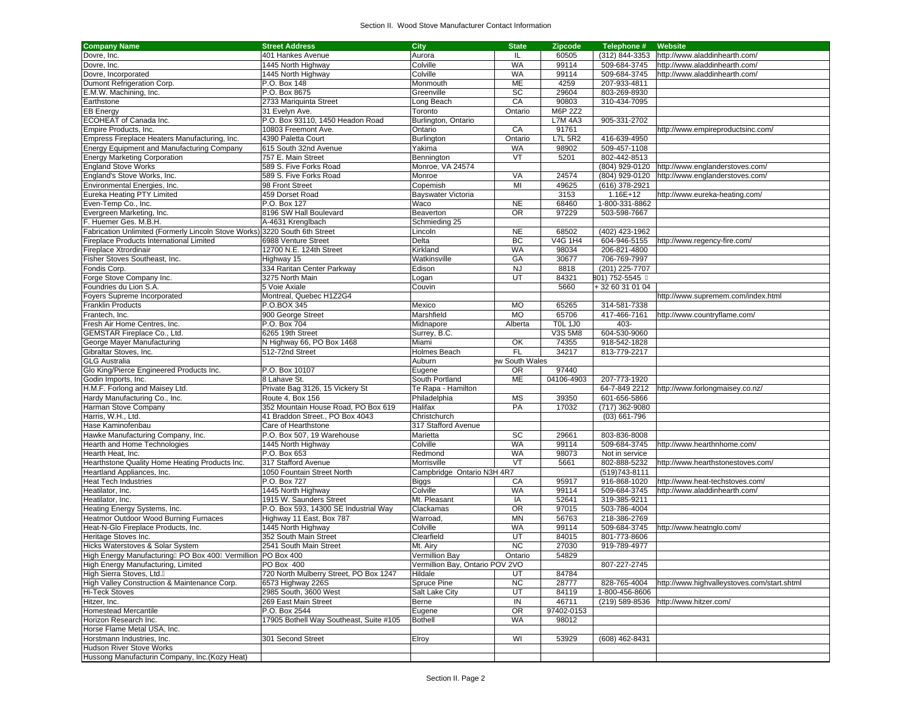Section II. Wood Stove Manufacturer Contact Information

| Company Name | Street Address | City | State | Zipcode | Telephone # | Website |
|---|---|---|---|---|---|---|
| Dovre, Inc. | 401 Hankes Avenue | Aurora | IL | 60505 | (312) 844-3353 | http://www.aladdinhearth.com/ |
| Dovre, Inc. | 1445 North Highway | Colville | WA | 99114 | 509-684-3745 | http://www.aladdinhearth.com/ |
| Dovre, Incorporated | 1445 North Highway | Colville | WA | 99114 | 509-684-3745 | http://www.aladdinhearth.com/ |
| Dumont Refrigeration Corp. | P.O. Box 148 | Monmouth | ME | 4259 | 207-933-4811 | |
| E.M.W. Machining, Inc. | P.O. Box 8675 | Greenville | SC | 29604 | 803-269-8930 | |
| Earthstone | 2733 Mariquinta Street | Long Beach | CA | 90803 | 310-434-7095 | |
| EB Energy | 31 Evelyn Ave. | Toronto | Ontario | M6P 2Z2 | | |
| ECOHEAT of Canada Inc. | P.O. Box 93110, 1450 Headon Road | Burlington, Ontario | | L7M 4A3 | 905-331-2702 | |
| Empire Products, Inc. | 10803 Freemont Ave. | Ontario | CA | 91761 | | http://www.empireproductsinc.com/ |
| Empress Fireplace Heaters Manufacturing, Inc. | 4390 Paletta Court | Burlington | Ontario | L7L 5R2 | 416-639-4950 | |
| Energy Equipment and Manufacturing Company | 615 South 32nd Avenue | Yakima | WA | 98902 | 509-457-1108 | |
| Energy Marketing Corporation | 757 E. Main Street | Bennington | VT | 5201 | 802-442-8513 | |
| England Stove Works | 589 S. Five Forks Road | Monroe, VA 24574 | | | (804) 929-0120 | http://www.englanderstoves.com/ |
| England's Stove Works, Inc. | 589 S. Five Forks Road | Monroe | VA | 24574 | (804) 929-0120 | http://www.englanderstoves.com/ |
| Environmental Energies, Inc. | 98 Front Street | Copemish | MI | 49625 | (616) 378-2921 | |
| Eureka Heating PTY Limited | 459 Dorset Road | Bayswater Victoria | | 3153 | 1.16E+12 | http://www.eureka-heating.com/ |
| Even-Temp Co., Inc. | P.O. Box 127 | Waco | NE | 68460 | 1-800-331-8862 | |
| Evergreen Marketing, Inc. | 8196 SW Hall Boulevard | Beaverton | OR | 97229 | 503-598-7667 | |
| F. Huemer Ges. M.B.H. | A-4631 Krenglbach | Schmieding 25 | | | | |
| Fabrication Unlimited (Formerly Lincoln Stove Works) | 3220 South 6th Street | Lincoln | NE | 68502 | (402) 423-1962 | |
| Fireplace Products International Limited | 6988 Venture Street | Delta | BC | V4G 1H4 | 604-946-5155 | http://www.regency-fire.com/ |
| Fireplace Xtrordinair | 12700 N.E. 124th Street | Kirkland | WA | 98034 | 206-821-4800 | |
| Fisher Stoves Southeast, Inc. | Highway 15 | Watkinsville | GA | 30677 | 706-769-7997 | |
| Fondis Corp. | 334 Raritan Center Parkway | Edison | NJ | 8818 | (201) 225-7707 | |
| Forge Stove Company Inc. | 3275 North Main | Logan | UT | 84321 | 801) 752-5545 | |
| Foundries du Lion S.A. | 5 Voie Axiale | Couvin | | 5660 | + 32 60 31 01 04 | |
| Foyers Supreme Incorporated | Montreal, Quebec H1Z2G4 | | | | | http://www.supremem.com/index.html |
| Franklin Products | P.O.BOX 345 | Mexico | MO | 65265 | 314-581-7338 | |
| Frantech, Inc. | 900 George Street | Marshfield | MO | 65706 | 417-466-7161 | http://www.countryflame.com/ |
| Fresh Air Home Centres, Inc. | P.O. Box 704 | Midnapore | Alberta | T0L 1J0 | 403- | |
| GEMSTAR Fireplace Co., Ltd. | 6265 19th Street | Surrey, B.C. | | V3S 5M8 | 604-530-9060 | |
| George Mayer Manufacturing | N Highway 66, PO Box 1468 | Miami | OK | 74355 | 918-542-1828 | |
| Gibraltar Stoves, Inc. | 512-72nd Street | Holmes Beach | FL | 34217 | 813-779-2217 | |
| GLG Australia | | Auburn | ew South Wales | | | |
| Glo King/Pierce Engineered Products Inc. | P.O. Box 10107 | Eugene | OR | 97440 | | |
| Godin Imports, Inc. | 8 Lahave St. | South Portland | ME | 04106-4903 | 207-773-1920 | |
| H.M.F. Forlong and Maisey Ltd. | Private Bag 3126, 15 Vickery St | Te Rapa - Hamilton | | | 64-7-849 2212 | http://www.forlongmaisey.co.nz/ |
| Hardy Manufacturing Co., Inc. | Route 4, Box 156 | Philadelphia | MS | 39350 | 601-656-5866 | |
| Harman Stove Company | 352 Mountain House Road, PO Box 619 | Halifax | PA | 17032 | (717) 362-9080 | |
| Harris, W.H., Ltd. | 41 Braddon Street., PO Box 4043 | Christchurch | | | (03) 661-796 | |
| Hase Kaminofenbau | Care of Hearthstone | 317 Stafford Avenue | | | | |
| Hawke Manufacturing Company, Inc. | P.O. Box 507, 19 Warehouse | Marietta | SC | 29661 | 803-836-8008 | |
| Hearth and Home Technologies | 1445 North Highway | Colville | WA | 99114 | 509-684-3745 | http://www.hearthnhome.com/ |
| Hearth Heat, Inc. | P.O. Box 653 | Redmond | WA | 98073 | Not in service | |
| Hearthstone Quality Home Heating Products Inc. | 317 Stafford Avenue | Morrisville | VT | 5661 | 802-888-5232 | http://www.hearthstonestoves.com/ |
| Heartland Appliances, Inc. | 1050 Fountain Street North | Campbridge Ontario N3H 4R7 | | | (519)743-8111 | |
| Heat Tech Industries | P.O. Box 727 | Biggs | CA | 95917 | 916-868-1020 | http://www.heat-techstoves.com/ |
| Heatilator, Inc. | 1445 North Highway | Colville | WA | 99114 | 509-684-3745 | http://www.aladdinhearth.com/ |
| Heatilator, Inc. | 1915 W. Saunders Street | Mt. Pleasant | IA | 52641 | 319-385-9211 | |
| Heating Energy Systems, Inc. | P.O. Box 593, 14300 SE Industrial Way | Clackamas | OR | 97015 | 503-786-4004 | |
| Heatmor Outdoor Wood Burning Furnaces | Highway 11 East, Box 787 | Warroad, | MN | 56763 | 218-386-2769 | |
| Heat-N-Glo Fireplace Products, Inc. | 1445 North Highway | Colville | WA | 99114 | 509-684-3745 | http://www.heatnglo.com/ |
| Heritage Stoves Inc. | 352 South Main Street | Clearfield | UT | 84015 | 801-773-8606 | |
| Hicks Waterstoves & Solar System | 2541 South Main Street | Mt. Airy | NC | 27030 | 919-789-4977 | |
| High Energy Manufacturing PO Box 400 Vermillion | PO Box 400 | Vermillion Bay | Ontario | 54829 | | |
| High Energy Manufacturing, Limited | PO Box 400 | Vermillion Bay, Ontario POV 2VO | | | 807-227-2745 | |
| High Sierra Stoves, Ltd. | 720 North Mulberry Street, PO Box 1247 | Hildale | UT | 84784 | | |
| High Valley Construction & Maintenance Corp. | 6573 Highway 226S | Spruce Pine | NC | 28777 | 828-765-4004 | http://www.highvalleystoves.com/start.shtml |
| Hi-Teck Stoves | 2985 South, 3600 West | Salt Lake City | UT | 84119 | 1-800-456-8606 | |
| Hitzer, Inc. | 269 East Main Street | Berne | IN | 46711 | (219) 589-8536 | http://www.hitzer.com/ |
| Homestead Mercantile | P.O. Box 2544 | Eugene | OR | 97402-0153 | | |
| Horizon Research Inc. | 17905 Bothell Way Southeast, Suite #105 | Bothell | WA | 98012 | | |
| Horse Flame Metal USA, Inc. | | | | | | |
| Horstmann Industries, Inc. | 301 Second Street | Elroy | WI | 53929 | (608) 462-8431 | |
| Hudson River Stove Works | | | | | | |
| Hussong Manufacturin Company, Inc.(Kozy Heat) | | | | | | |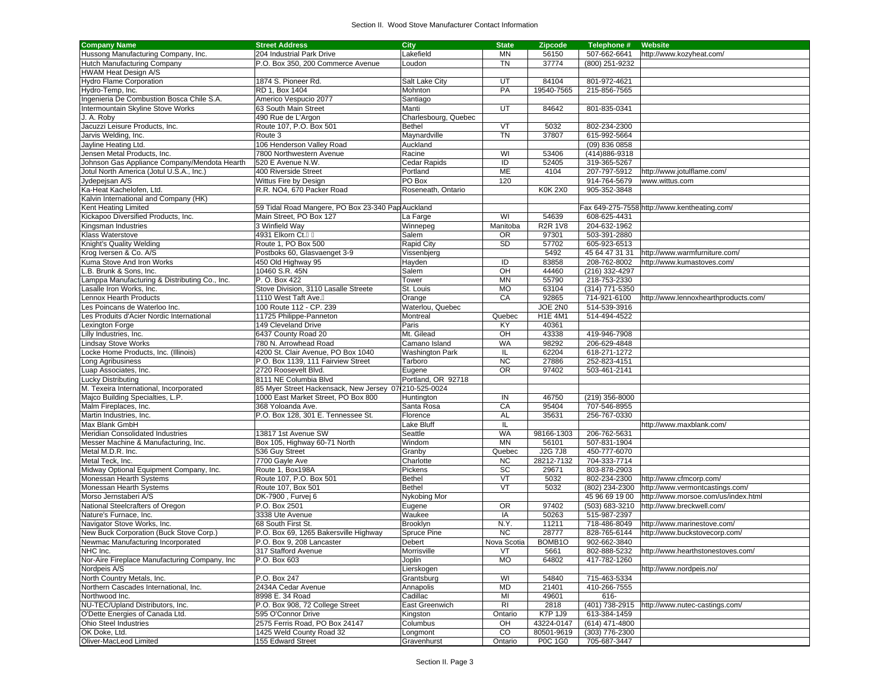## Section II. Wood Stove Manufacturer Contact Information

| Company Name | Street Address | City | State | Zipcode | Telephone # | Website |
|---|---|---|---|---|---|---|
| Hussong Manufacturing Company, Inc. | 204 Industrial Park Drive | Lakefield | MN | 56150 | 507-662-6641 | http://www.kozyheat.com/ |
| Hutch Manufacturing Company | P.O. Box 350, 200 Commerce Avenue | Loudon | TN | 37774 | (800) 251-9232 | |
| HWAM Heat Design A/S | | | | | | |
| Hydro Flame Corporation | 1874 S. Pioneer Rd. | Salt Lake City | UT | 84104 | 801-972-4621 | |
| Hydro-Temp, Inc. | RD 1, Box 1404 | Mohnton | PA | 19540-7565 | 215-856-7565 | |
| Ingenieria De Combustion Bosca Chile S.A. | Americo Vespucio 2077 | Santiago | | | | |
| Intermountain Skyline Stove Works | 63 South Main Street | Manti | UT | 84642 | 801-835-0341 | |
| J. A. Roby | 490 Rue de L'Argon | Charlesbourg, Quebec | | | | |
| Jacuzzi Leisure Products, Inc. | Route 107, P.O. Box 501 | Bethel | VT | 5032 | 802-234-2300 | |
| Jarvis Welding, Inc. | Route 3 | Maynardville | TN | 37807 | 615-992-5664 | |
| Jayline Heating Ltd. | 106 Henderson Valley Road | Auckland | | | (09) 836 0858 | |
| Jensen Metal Products, Inc. | 7800 Northwestern Avenue | Racine | WI | 53406 | (414)886-9318 | |
| Johnson Gas Appliance Company/Mendota Hearth | 520 E Avenue N.W. | Cedar Rapids | ID | 52405 | 319-365-5267 | |
| Jotul North America (Jotul U.S.A., Inc.) | 400 Riverside Street | Portland | ME | 4104 | 207-797-5912 | http://www.jotulflame.com/ |
| Jydepejsan A/S | Wittus Fire by Design | PO Box | 120 | | 914-764-5679 | www.wittus.com |
| Ka-Heat Kachelofen, Ltd. | R.R. NO4, 670 Packer Road | Roseneath, Ontario | | K0K 2X0 | 905-352-3848 | |
| Kalvin International and Company (HK) | | | | | | |
| Kent Heating Limited | 59 Tidal Road Mangere, PO Box 23-340 Pap | Auckland | | | Fax 649-275-7558 | http://www.kentheating.com/ |
| Kickapoo Diversified Products, Inc. | Main Street, PO Box 127 | La Farge | WI | 54639 | 608-625-4431 | |
| Kingsman Industries | 3 Winfield Way | Winnepeg | Manitoba | R2R 1V8 | 204-632-1962 | |
| Klass Waterstove | 4931 Elkorn Ct. | Salem | OR | 97301 | 503-391-2880 | |
| Knight's Quality Welding | Route 1, PO Box 500 | Rapid City | SD | 57702 | 605-923-6513 | |
| Krog Iversen & Co. A/S | Postboks 60, Glasvaenget 3-9 | Vissenbjerg | | 5492 | 45 64 47 31 31 | http://www.warmfurniture.com/ |
| Kuma Stove And Iron Works | 450 Old Highway 95 | Hayden | ID | 83858 | 208-762-8002 | http://www.kumastoves.com/ |
| L.B. Brunk & Sons, Inc. | 10460 S.R. 45N | Salem | OH | 44460 | (216) 332-4297 | |
| Lamppa Manufacturing & Distributing Co., Inc. | P. O. Box 422 | Tower | MN | 55790 | 218-753-2330 | |
| Lasalle Iron Works, Inc. | Stove Division, 3110 Lasalle Streete | St. Louis | MO | 63104 | (314) 771-5350 | |
| Lennox Hearth Products | 1110 West Taft Ave. | Orange | CA | 92865 | 714-921-6100 | http://www.lennoxhearthproducts.com/ |
| Les Poincans de Waterloo Inc. | 100 Route 112 - CP. 239 | Waterlou, Quebec | | JOE 2N0 | 514-539-3916 | |
| Les Produits d'Acier Nordic International | 11725 Philippe-Panneton | Montreal | Quebec | H1E 4M1 | 514-494-4522 | |
| Lexington Forge | 149 Cleveland Drive | Paris | KY | 40361 | | |
| Lilly Industries, Inc. | 6437 County Road 20 | Mt. Gilead | OH | 43338 | 419-946-7908 | |
| Lindsay Stove Works | 780 N. Arrowhead Road | Camano Island | WA | 98292 | 206-629-4848 | |
| Locke Home Products, Inc. (Illinois) | 4200 St. Clair Avenue, PO Box 1040 | Washington Park | IL | 62204 | 618-271-1272 | |
| Long Agribusiness | P.O. Box 1139, 111 Fairview Street | Tarboro | NC | 27886 | 252-823-4151 | |
| Luap Associates, Inc. | 2720 Roosevelt Blvd. | Eugene | OR | 97402 | 503-461-2141 | |
| Lucky Distributing | 8111 NE Columbia Blvd | Portland, OR 92718 | | | | |
| M. Texeira International, Incorporated | 85 Myer Street Hackensack, New Jersey 07 | 210-525-0024 | | | | |
| Majco Building Specialties, L.P. | 1000 East Market Street, PO Box 800 | Huntington | IN | 46750 | (219) 356-8000 | |
| Malm Fireplaces, Inc. | 368 Yoloanda Ave. | Santa Rosa | CA | 95404 | 707-546-8955 | |
| Martin Industries, Inc. | P.O. Box 128, 301 E. Tennessee St. | Florence | AL | 35631 | 256-767-0330 | |
| Max Blank GmbH | | Lake Bluff | IL | | | http://www.maxblank.com/ |
| Meridian Consolidated Industries | 13817 1st Avenue SW | Seattle | WA | 98166-1303 | 206-762-5631 | |
| Messer Machine & Manufacturing, Inc. | Box 105, Highway 60-71 North | Windom | MN | 56101 | 507-831-1904 | |
| Metal M.D.R. Inc. | 536 Guy Street | Granby | Quebec | J2G 7J8 | 450-777-6070 | |
| Metal Teck, Inc. | 7700 Gayle Ave | Charlotte | NC | 28212-7132 | 704-333-7714 | |
| Midway Optional Equipment Company, Inc. | Route 1, Box198A | Pickens | SC | 29671 | 803-878-2903 | |
| Monessan Hearth Systems | Route 107, P.O. Box 501 | Bethel | VT | 5032 | 802-234-2300 | http://www.cfmcorp.com/ |
| Monessan Hearth Systems | Route 107, Box 501 | Bethel | VT | 5032 | (802) 234-2300 | http://www.vermontcastings.com/ |
| Morso Jernstaberi A/S | DK-7900 , Furvej 6 | Nykobing Mor | | | 45 96 69 19 00 | http://www.morsoe.com/us/index.html |
| National Steelcrafters of Oregon | P.O. Box 2501 | Eugene | OR | 97402 | (503) 683-3210 | http://www.breckwell.com/ |
| Nature's Furnace, Inc. | 3338 Ute Avenue | Waukee | IA | 50263 | 515-987-2397 | |
| Navigator Stove Works, Inc. | 68 South First St. | Brooklyn | N.Y. | 11211 | 718-486-8049 | http://www.marinestove.com/ |
| New Buck Corporation (Buck Stove Corp.) | P.O. Box 69, 1265 Bakersville Highway | Spruce Pine | NC | 28777 | 828-765-6144 | http://www.buckstovecorp.com/ |
| Newmac Manufacturing Incorporated | P.O. Box 9, 208 Lancaster | Debert | Nova Scotia | BOMB1O | 902-662-3840 | |
| NHC Inc. | 317 Stafford Avenue | Morrisville | VT | 5661 | 802-888-5232 | http://www.hearthstonestoves.com/ |
| Nor-Aire Fireplace Manufacturing Company, Inc | P.O. Box 603 | Joplin | MO | 64802 | 417-782-1260 | |
| Nordpeis A/S | | Lierskogen | | | | http://www.nordpeis.no/ |
| North Country Metals, Inc. | P.O. Box 247 | Grantsburg | WI | 54840 | 715-463-5334 | |
| Northern Cascades International, Inc. | 2434A Cedar Avenue | Annapolis | MD | 21401 | 410-266-7555 | |
| Northwood Inc. | 8998 E. 34 Road | Cadillac | MI | 49601 | 616- | |
| NU-TEC/Upland Distributors, Inc. | P.O. Box 908, 72 College Street | East Greenwich | RI | 2818 | (401) 738-2915 | http://www.nutec-castings.com/ |
| O'Dette Energies of Canada Ltd. | 595 O'Connor Drive | Kingston | Ontario | K7P 1J9 | 613-384-1459 | |
| Ohio Steel Industries | 2575 Ferris Road, PO Box 24147 | Columbus | OH | 43224-0147 | (614) 471-4800 | |
| OK Doke, Ltd. | 1425 Weld County Road 32 | Longmont | CO | 80501-9619 | (303) 776-2300 | |
| Oliver-MacLeod Limited | 155 Edward Street | Gravenhurst | Ontario | P0C 1G0 | 705-687-3447 | |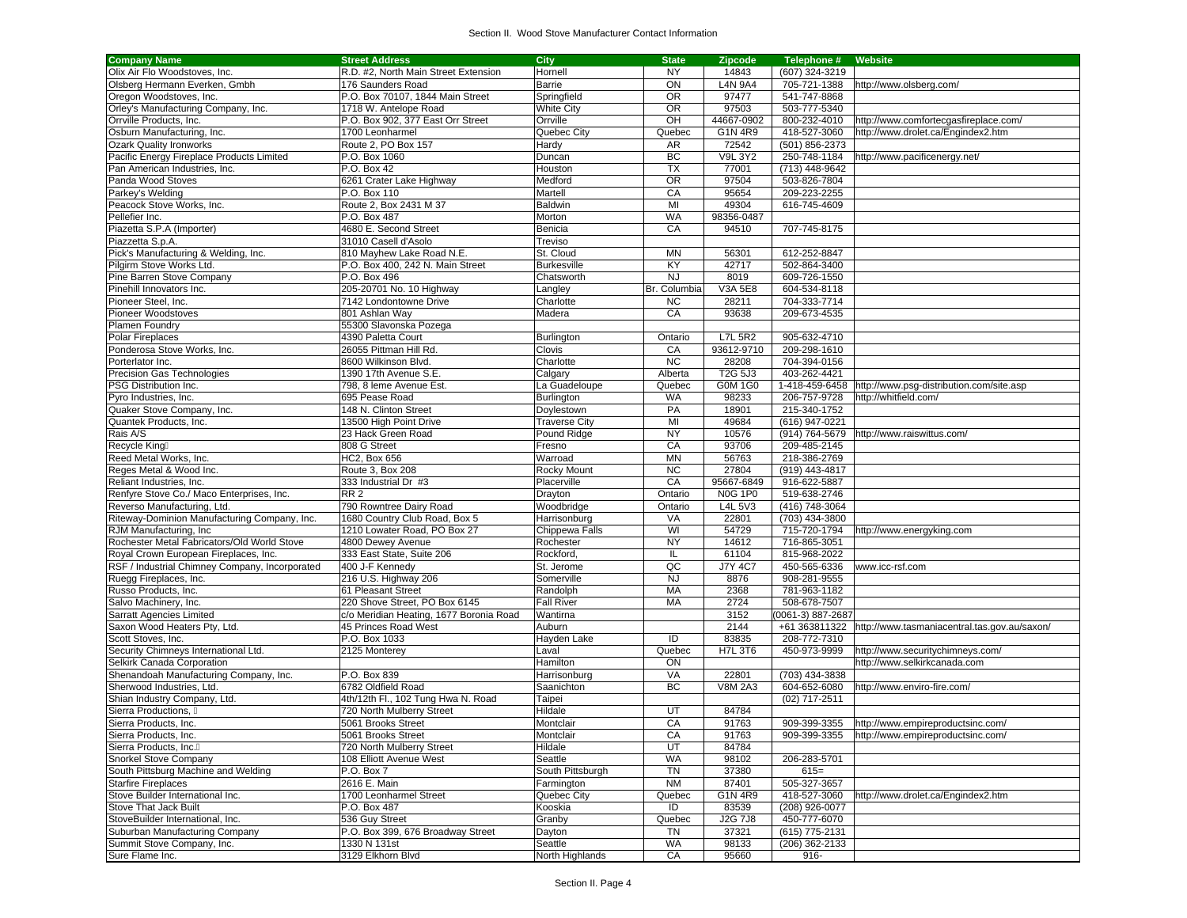## Section II. Wood Stove Manufacturer Contact Information

| Company Name | Street Address | City | State | Zipcode | Telephone # | Website |
|---|---|---|---|---|---|---|
| Olix Air Flo Woodstoves, Inc. | R.D. #2, North Main Street Extension | Hornell | NY | 14843 | (607) 324-3219 | |
| Olsberg Hermann Everken, Gmbh | 176 Saunders Road | Barrie | ON | L4N 9A4 | 705-721-1388 | http://www.olsberg.com/ |
| Oregon Woodstoves, Inc. | P.O. Box 70107, 1844 Main Street | Springfield | OR | 97477 | 541-747-8868 | |
| Orley's Manufacturing Company, Inc. | 1718 W. Antelope Road | White City | OR | 97503 | 503-777-5340 | |
| Orrville Products, Inc. | P.O. Box 902, 377 East Orr Street | Orrville | OH | 44667-0902 | 800-232-4010 | http://www.comfortecgasfireplace.com/ |
| Osburn Manufacturing, Inc. | 1700 Leonharmel | Quebec City | Quebec | G1N 4R9 | 418-527-3060 | http://www.drolet.ca/Engindex2.htm |
| Ozark Quality Ironworks | Route 2, PO Box 157 | Hardy | AR | 72542 | (501) 856-2373 | |
| Pacific Energy Fireplace Products Limited | P.O. Box 1060 | Duncan | BC | V9L 3Y2 | 250-748-1184 | http://www.pacificenergy.net/ |
| Pan American Industries, Inc. | P.O. Box 42 | Houston | TX | 77001 | (713) 448-9642 | |
| Panda Wood Stoves | 6261 Crater Lake Highway | Medford | OR | 97504 | 503-826-7804 | |
| Parkey's Welding | P.O. Box 110 | Martell | CA | 95654 | 209-223-2255 | |
| Peacock Stove Works, Inc. | Route 2, Box 2431 M 37 | Baldwin | MI | 49304 | 616-745-4609 | |
| Pellefier Inc. | P.O. Box 487 | Morton | WA | 98356-0487 | | |
| Piazetta S.P.A (Importer) | 4680 E. Second Street | Benicia | CA | 94510 | 707-745-8175 | |
| Piazzetta S.p.A. | 31010 Casell d'Asolo | Treviso | | | | |
| Pick's Manufacturing & Welding, Inc. | 810 Mayhew Lake Road N.E. | St. Cloud | MN | 56301 | 612-252-8847 | |
| Pilgirm Stove Works Ltd. | P.O. Box 400, 242 N. Main Street | Burkesville | KY | 42717 | 502-864-3400 | |
| Pine Barren Stove Company | P.O. Box 496 | Chatsworth | NJ | 8019 | 609-726-1550 | |
| Pinehill Innovators Inc. | 205-20701 No. 10 Highway | Langley | Br. Columbia | V3A 5E8 | 604-534-8118 | |
| Pioneer Steel, Inc. | 7142 Londontowne Drive | Charlotte | NC | 28211 | 704-333-7714 | |
| Pioneer Woodstoves | 801 Ashlan Way | Madera | CA | 93638 | 209-673-4535 | |
| Plamen Foundry | 55300 Slavonska Pozega | | | | | |
| Polar Fireplaces | 4390 Paletta Court | Burlington | Ontario | L7L 5R2 | 905-632-4710 | |
| Ponderosa Stove Works, Inc. | 26055 Pittman Hill Rd. | Clovis | CA | 93612-9710 | 209-298-1610 | |
| Porterlator Inc. | 8600 Wilkinson Blvd. | Charlotte | NC | 28208 | 704-394-0156 | |
| Precision Gas Technologies | 1390 17th Avenue S.E. | Calgary | Alberta | T2G 5J3 | 403-262-4421 | |
| PSG Distribution Inc. | 798, 8 leme Avenue Est. | La Guadeloupe | Quebec | G0M 1G0 | 1-418-459-6458 | http://www.psg-distribution.com/site.asp |
| Pyro Industries, Inc. | 695 Pease Road | Burlington | WA | 98233 | 206-757-9728 | http://whitfield.com/ |
| Quaker Stove Company, Inc. | 148 N. Clinton Street | Doylestown | PA | 18901 | 215-340-1752 | |
| Quantek Products, Inc. | 13500 High Point Drive | Traverse City | MI | 49684 | (616) 947-0221 | |
| Rais A/S | 23 Hack Green Road | Pound Ridge | NY | 10576 | (914) 764-5679 | http://www.raiswittus.com/ |
| Recycle King | 808 G Street | Fresno | CA | 93706 | 209-485-2145 | |
| Reed Metal Works, Inc. | HC2, Box 656 | Warroad | MN | 56763 | 218-386-2769 | |
| Reges Metal & Wood Inc. | Route 3, Box 208 | Rocky Mount | NC | 27804 | (919) 443-4817 | |
| Reliant Industries, Inc. | 333 Industrial Dr #3 | Placerville | CA | 95667-6849 | 916-622-5887 | |
| Renfyre Stove Co./ Maco Enterprises, Inc. | RR 2 | Drayton | Ontario | N0G 1P0 | 519-638-2746 | |
| Reverso Manufacturing, Ltd. | 790 Rowntree Dairy Road | Woodbridge | Ontario | L4L 5V3 | (416) 748-3064 | |
| Riteway-Dominion Manufacturing Company, Inc. | 1680 Country Club Road, Box 5 | Harrisonburg | VA | 22801 | (703) 434-3800 | |
| RJM Manufacturing, Inc | 1210 Lowater Road, PO Box 27 | Chippewa Falls | WI | 54729 | 715-720-1794 | http://www.energyking.com |
| Rochester Metal Fabricators/Old World Stove | 4800 Dewey Avenue | Rochester | NY | 14612 | 716-865-3051 | |
| Royal Crown European Fireplaces, Inc. | 333 East State, Suite 206 | Rockford, | IL | 61104 | 815-968-2022 | |
| RSF / Industrial Chimney Company, Incorporated | 400 J-F Kennedy | St. Jerome | QC | J7Y 4C7 | 450-565-6336 | www.icc-rsf.com |
| Ruegg Fireplaces, Inc. | 216 U.S. Highway 206 | Somerville | NJ | 8876 | 908-281-9555 | |
| Russo Products, Inc. | 61 Pleasant Street | Randolph | MA | 2368 | 781-963-1182 | |
| Salvo Machinery, Inc. | 220 Shove Street, PO Box 6145 | Fall River | MA | 2724 | 508-678-7507 | |
| Sarratt Agencies Limited | c/o Meridian Heating, 1677 Boronia Road | Wantirna | | 3152 | (0061-3) 887-2687 | |
| Saxon Wood Heaters Pty, Ltd. | 45 Princes Road West | Auburn | | 2144 | +61 363811322 | http://www.tasmaniacentral.tas.gov.au/saxon/ |
| Scott Stoves, Inc. | P.O. Box 1033 | Hayden Lake | ID | 83835 | 208-772-7310 | |
| Security Chimneys International Ltd. | 2125 Monterey | Laval | Quebec | H7L 3T6 | 450-973-9999 | http://www.securitychimneys.com/ |
| Selkirk Canada Corporation | | Hamilton | ON | | | http://www.selkirkcanada.com |
| Shenandoah Manufacturing Company, Inc. | P.O. Box 839 | Harrisonburg | VA | 22801 | (703) 434-3838 | |
| Sherwood Industries, Ltd. | 6782 Oldfield Road | Saanichton | BC | V8M 2A3 | 604-652-6080 | http://www.enviro-fire.com/ |
| Shian Industry Company, Ltd. | 4th/12th Fl., 102 Tung Hwa N. Road | Taipei | | | (02) 717-2511 | |
| Sierra Productions, | 720 North Mulberry Street | Hildale | UT | 84784 | | |
| Sierra Products, Inc. | 5061 Brooks Street | Montclair | CA | 91763 | 909-399-3355 | http://www.empireproductsinc.com/ |
| Sierra Products, Inc. | 5061 Brooks Street | Montclair | CA | 91763 | 909-399-3355 | http://www.empireproductsinc.com/ |
| Sierra Products, Inc. | 720 North Mulberry Street | Hildale | UT | 84784 | | |
| Snorkel Stove Company | 108 Elliott Avenue West | Seattle | WA | 98102 | 206-283-5701 | |
| South Pittsburg Machine and Welding | P.O. Box 7 | South Pittsburgh | TN | 37380 | 615= | |
| Starfire Fireplaces | 2616 E. Main | Farmington | NM | 87401 | 505-327-3657 | |
| Stove Builder International Inc. | 1700 Leonharmel Street | Quebec City | Quebec | G1N 4R9 | 418-527-3060 | http://www.drolet.ca/Engindex2.htm |
| Stove That Jack Built | P.O. Box 487 | Kooskia | ID | 83539 | (208) 926-0077 | |
| StoveBuilder International, Inc. | 536 Guy Street | Granby | Quebec | J2G 7J8 | 450-777-6070 | |
| Suburban Manufacturing Company | P.O. Box 399, 676 Broadway Street | Dayton | TN | 37321 | (615) 775-2131 | |
| Summit Stove Company, Inc. | 1330 N 131st | Seattle | WA | 98133 | (206) 362-2133 | |
| Sure Flame Inc. | 3129 Elkhorn Blvd | North Highlands | CA | 95660 | 916- | |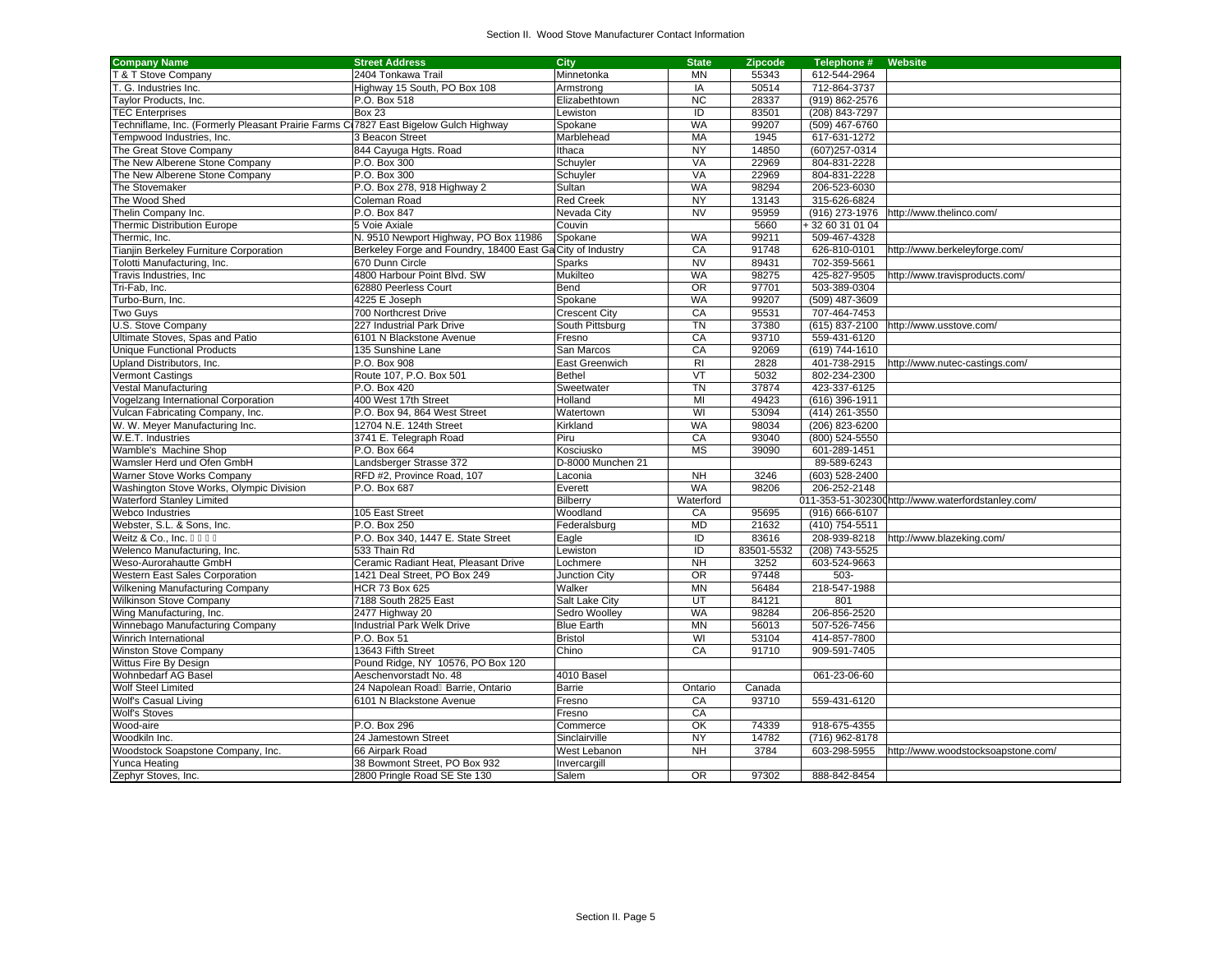## Section II. Wood Stove Manufacturer Contact Information

| Company Name | Street Address | City | State | Zipcode | Telephone # | Website |
|---|---|---|---|---|---|---|
| T & T Stove Company | 2404 Tonkawa Trail | Minnetonka | MN | 55343 | 612-544-2964 | |
| T. G. Industries Inc. | Highway 15 South, PO Box 108 | Armstrong | IA | 50514 | 712-864-3737 | |
| Taylor Products, Inc. | P.O. Box 518 | Elizabethtown | NC | 28337 | (919) 862-2576 | |
| TEC Enterprises | Box 23 | Lewiston | ID | 83501 | (208) 843-7297 | |
| Techniflame, Inc. (Formerly Pleasant Prairie Farms C | 7827 East Bigelow Gulch Highway | Spokane | WA | 99207 | (509) 467-6760 | |
| Tempwood Industries, Inc. | 3 Beacon Street | Marblehead | MA | 1945 | 617-631-1272 | |
| The Great Stove Company | 844 Cayuga Hgts. Road | Ithaca | NY | 14850 | (607)257-0314 | |
| The New Alberene Stone Company | P.O. Box 300 | Schuyler | VA | 22969 | 804-831-2228 | |
| The New Alberene Stone Company | P.O. Box 300 | Schuyler | VA | 22969 | 804-831-2228 | |
| The Stovemaker | P.O. Box 278, 918 Highway 2 | Sultan | WA | 98294 | 206-523-6030 | |
| The Wood Shed | Coleman Road | Red Creek | NY | 13143 | 315-626-6824 | |
| Thelin Company Inc. | P.O. Box 847 | Nevada City | NV | 95959 | (916) 273-1976 | http://www.thelinco.com/ |
| Thermic Distribution Europe | 5 Voie Axiale | Couvin | | 5660 | + 32 60 31 01 04 | |
| Thermic, Inc. | N. 9510 Newport Highway, PO Box 11986 | Spokane | WA | 99211 | 509-467-4328 | |
| Tianjin Berkeley Furniture Corporation | Berkeley Forge and Foundry, 18400 East Ga | City of Industry | CA | 91748 | 626-810-0101 | http://www.berkeleyforge.com/ |
| Tolotti Manufacturing, Inc. | 670 Dunn Circle | Sparks | NV | 89431 | 702-359-5661 | |
| Travis Industries, Inc | 4800 Harbour Point Blvd. SW | Mukilteo | WA | 98275 | 425-827-9505 | http://www.travisproducts.com/ |
| Tri-Fab, Inc. | 62880 Peerless Court | Bend | OR | 97701 | 503-389-0304 | |
| Turbo-Burn, Inc. | 4225 E Joseph | Spokane | WA | 99207 | (509) 487-3609 | |
| Two Guys | 700 Northcrest Drive | Crescent City | CA | 95531 | 707-464-7453 | |
| U.S. Stove Company | 227 Industrial Park Drive | South Pittsburg | TN | 37380 | (615) 837-2100 | http://www.usstove.com/ |
| Ultimate Stoves, Spas and Patio | 6101 N Blackstone Avenue | Fresno | CA | 93710 | 559-431-6120 | |
| Unique Functional Products | 135 Sunshine Lane | San Marcos | CA | 92069 | (619) 744-1610 | |
| Upland Distributors, Inc. | P.O. Box 908 | East Greenwich | RI | 2828 | 401-738-2915 | http://www.nutec-castings.com/ |
| Vermont Castings | Route 107, P.O. Box 501 | Bethel | VT | 5032 | 802-234-2300 | |
| Vestal Manufacturing | P.O. Box 420 | Sweetwater | TN | 37874 | 423-337-6125 | |
| Vogelzang International Corporation | 400 West 17th Street | Holland | MI | 49423 | (616) 396-1911 | |
| Vulcan Fabricating Company, Inc. | P.O. Box 94, 864 West Street | Watertown | WI | 53094 | (414) 261-3550 | |
| W. W. Meyer Manufacturing Inc. | 12704 N.E. 124th Street | Kirkland | WA | 98034 | (206) 823-6200 | |
| W.E.T. Industries | 3741 E. Telegraph Road | Piru | CA | 93040 | (800) 524-5550 | |
| Wamble's Machine Shop | P.O. Box 664 | Kosciusko | MS | 39090 | 601-289-1451 | |
| Wamsler Herd und Ofen GmbH | Landsberger Strasse 372 | D-8000 Munchen 21 | | | 89-589-6243 | |
| Warner Stove Works Company | RFD #2, Province Road, 107 | Laconia | NH | 3246 | (603) 528-2400 | |
| Washington Stove Works, Olympic Division | P.O. Box 687 | Everett | WA | 98206 | 206-252-2148 | |
| Waterford Stanley Limited | | Bilberry | Waterford | | 011-353-51-30230 | http://www.waterfordstanley.com/ |
| Webco Industries | 105 East Street | Woodland | CA | 95695 | (916) 666-6107 | |
| Webster, S.L. & Sons, Inc. | P.O. Box 250 | Federalsburg | MD | 21632 | (410) 754-5511 | |
| Weitz & Co., Inc. | P.O. Box 340, 1447 E. State Street | Eagle | ID | 83616 | 208-939-8218 | http://www.blazeking.com/ |
| Welenco Manufacturing, Inc. | 533 Thain Rd | Lewiston | ID | 83501-5532 | (208) 743-5525 | |
| Weso-Aurorahautte GmbH | Ceramic Radiant Heat, Pleasant Drive | Lochmere | NH | 3252 | 603-524-9663 | |
| Western East Sales Corporation | 1421 Deal Street, PO Box 249 | Junction City | OR | 97448 | 503- | |
| Wilkening Manufacturing Company | HCR 73 Box 625 | Walker | MN | 56484 | 218-547-1988 | |
| Wilkinson Stove Company | 7188 South 2825 East | Salt Lake City | UT | 84121 | 801 | |
| Wing Manufacturing, Inc. | 2477 Highway 20 | Sedro Woolley | WA | 98284 | 206-856-2520 | |
| Winnebago Manufacturing Company | Industrial Park Welk Drive | Blue Earth | MN | 56013 | 507-526-7456 | |
| Winrich International | P.O. Box 51 | Bristol | WI | 53104 | 414-857-7800 | |
| Winston Stove Company | 13643 Fifth Street | Chino | CA | 91710 | 909-591-7405 | |
| Wittus Fire By Design | Pound Ridge, NY 10576, PO Box 120 | | | | | |
| Wohnbedarf AG Basel | Aeschenvorstadt No. 48 | 4010 Basel | | | 061-23-06-60 | |
| Wolf Steel Limited | 24 Napolean Road Barrie, Ontario | Barrie | Ontario | Canada | | |
| Wolf's Casual Living | 6101 N Blackstone Avenue | Fresno | CA | 93710 | 559-431-6120 | |
| Wolf's Stoves | | Fresno | CA | | | |
| Wood-aire | P.O. Box 296 | Commerce | OK | 74339 | 918-675-4355 | |
| Woodkiln Inc. | 24 Jamestown Street | Sinclairville | NY | 14782 | (716) 962-8178 | |
| Woodstock Soapstone Company, Inc. | 66 Airpark Road | West Lebanon | NH | 3784 | 603-298-5955 | http://www.woodstocksoapstone.com/ |
| Yunca Heating | 38 Bowmont Street, PO Box 932 | Invercargill | | | | |
| Zephyr Stoves, Inc. | 2800 Pringle Road SE Ste 130 | Salem | OR | 97302 | 888-842-8454 | |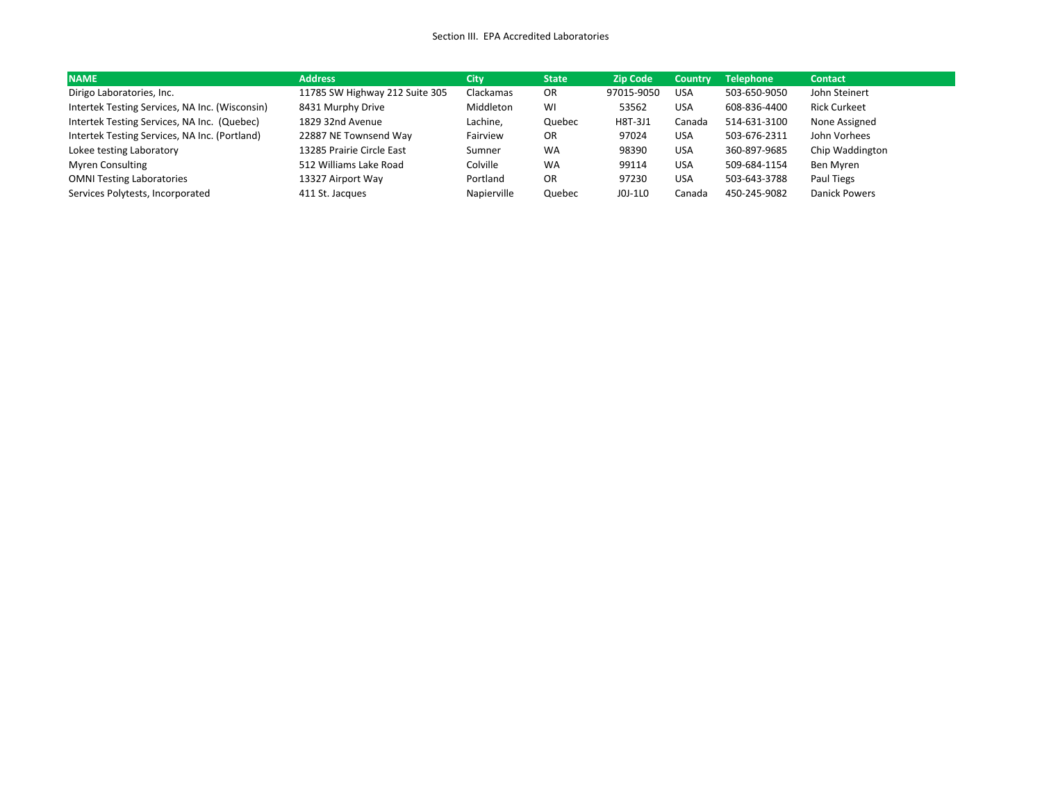Section III. EPA Accredited Laboratories

| NAME | Address | City | State | Zip Code | Country | Telephone | Contact |
| --- | --- | --- | --- | --- | --- | --- | --- |
| Dirigo Laboratories, Inc. | 11785 SW Highway 212 Suite 305 | Clackamas | OR | 97015-9050 | USA | 503-650-9050 | John Steinert |
| Intertek Testing Services, NA Inc. (Wisconsin) | 8431 Murphy Drive | Middleton | WI | 53562 | USA | 608-836-4400 | Rick Curkeet |
| Intertek Testing Services, NA Inc. (Quebec) | 1829 32nd Avenue | Lachine, | Quebec | H8T-3J1 | Canada | 514-631-3100 | None Assigned |
| Intertek Testing Services, NA Inc. (Portland) | 22887 NE Townsend Way | Fairview | OR | 97024 | USA | 503-676-2311 | John Vorhees |
| Lokee testing Laboratory | 13285 Prairie Circle East | Sumner | WA | 98390 | USA | 360-897-9685 | Chip Waddington |
| Myren Consulting | 512 Williams Lake Road | Colville | WA | 99114 | USA | 509-684-1154 | Ben Myren |
| OMNI Testing Laboratories | 13327 Airport Way | Portland | OR | 97230 | USA | 503-643-3788 | Paul Tiegs |
| Services Polytests, Incorporated | 411 St. Jacques | Napierville | Quebec | J0J-1L0 | Canada | 450-245-9082 | Danick Powers |